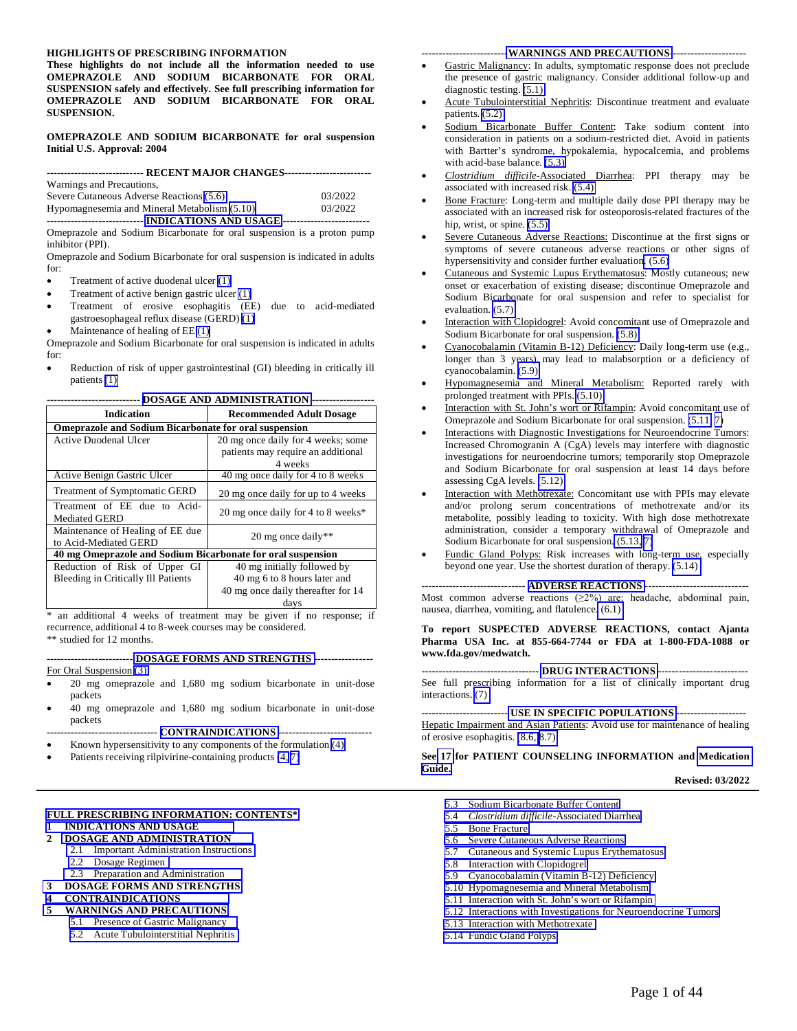**HIGHLIGHTS OF PRESCRIBING INFORMATION**
**These highlights do not include all the information needed to use OMEPRAZOLE AND SODIUM BICARBONATE FOR ORAL SUSPENSION safely and effectively. See full prescribing information for OMEPRAZOLE AND SODIUM BICARBONATE FOR ORAL SUSPENSION.**

**OMEPRAZOLE AND SODIUM BICARBONATE for oral suspension**
**Initial U.S. Approval: 2004**

**RECENT MAJOR CHANGES**

Warnings and Precautions,
Severe Cutaneous Adverse Reactions (5.6) 03/2022
Hypomagnesemia and Mineral Metabolism (5.10) 03/2022

**INDICATIONS AND USAGE**

Omeprazole and Sodium Bicarbonate for oral suspension is a proton pump inhibitor (PPI).

Omeprazole and Sodium Bicarbonate for oral suspension is indicated in adults for:

- Treatment of active duodenal ulcer (1)
- Treatment of active benign gastric ulcer (1)
- Treatment of erosive esophagitis (EE) due to acid-mediated gastroesophageal reflux disease (GERD) (1)
- Maintenance of healing of EE (1)

Omeprazole and Sodium Bicarbonate for oral suspension is indicated in adults for:

- Reduction of risk of upper gastrointestinal (GI) bleeding in critically ill patients (1)

**DOSAGE AND ADMINISTRATION**

| Indication | Recommended Adult Dosage |
|---|---|
| **Omeprazole and Sodium Bicarbonate for oral suspension** | |
| Active Duodenal Ulcer | 20 mg once daily for 4 weeks; some patients may require an additional 4 weeks |
| Active Benign Gastric Ulcer | 40 mg once daily for 4 to 8 weeks |
| Treatment of Symptomatic GERD | 20 mg once daily for up to 4 weeks |
| Treatment of EE due to Acid-Mediated GERD | 20 mg once daily for 4 to 8 weeks* |
| Maintenance of Healing of EE due to Acid-Mediated GERD | 20 mg once daily** |
| **40 mg Omeprazole and Sodium Bicarbonate for oral suspension** | |
| Reduction of Risk of Upper GI Bleeding in Critically Ill Patients | 40 mg initially followed by 40 mg 6 to 8 hours later and 40 mg once daily thereafter for 14 days |

\* an additional 4 weeks of treatment may be given if no response; if recurrence, additional 4 to 8-week courses may be considered.
\*\* studied for 12 months.

**DOSAGE FORMS AND STRENGTHS**

For Oral Suspension (3)

- 20 mg omeprazole and 1,680 mg sodium bicarbonate in unit-dose packets
- 40 mg omeprazole and 1,680 mg sodium bicarbonate in unit-dose packets

**CONTRAINDICATIONS**

- Known hypersensitivity to any components of the formulation (4)
- Patients receiving rilpivirine-containing products (4, 7)

**WARNINGS AND PRECAUTIONS**

- Gastric Malignancy: In adults, symptomatic response does not preclude the presence of gastric malignancy. Consider additional follow-up and diagnostic testing. (5.1)
- Acute Tubulointerstitial Nephritis: Discontinue treatment and evaluate patients. (5.2)
- Sodium Bicarbonate Buffer Content: Take sodium content into consideration in patients on a sodium-restricted diet. Avoid in patients with Bartter's syndrome, hypokalemia, hypocalcemia, and problems with acid-base balance. (5.3)
- *Clostridium difficile*-Associated Diarrhea: PPI therapy may be associated with increased risk. (5.4)
- Bone Fracture: Long-term and multiple daily dose PPI therapy may be associated with an increased risk for osteoporosis-related fractures of the hip, wrist, or spine. (5.5)
- Severe Cutaneous Adverse Reactions: Discontinue at the first signs or symptoms of severe cutaneous adverse reactions or other signs of hypersensitivity and consider further evaluation. (5.6)
- Cutaneous and Systemic Lupus Erythematosus: Mostly cutaneous; new onset or exacerbation of existing disease; discontinue Omeprazole and Sodium Bicarbonate for oral suspension and refer to specialist for evaluation. (5.7)
- Interaction with Clopidogrel: Avoid concomitant use of Omeprazole and Sodium Bicarbonate for oral suspension. (5.8)
- Cyanocobalamin (Vitamin B-12) Deficiency: Daily long-term use (e.g., longer than 3 years) may lead to malabsorption or a deficiency of cyanocobalamin. (5.9)
- Hypomagnesemia and Mineral Metabolism: Reported rarely with prolonged treatment with PPIs. (5.10)
- Interaction with St. John's wort or Rifampin: Avoid concomitant use of Omeprazole and Sodium Bicarbonate for oral suspension. (5.11, 7)
- Interactions with Diagnostic Investigations for Neuroendocrine Tumors: Increased Chromogranin A (CgA) levels may interfere with diagnostic investigations for neuroendocrine tumors; temporarily stop Omeprazole and Sodium Bicarbonate for oral suspension at least 14 days before assessing CgA levels. (5.12)
- Interaction with Methotrexate: Concomitant use with PPIs may elevate and/or prolong serum concentrations of methotrexate and/or its metabolite, possibly leading to toxicity. With high dose methotrexate administration, consider a temporary withdrawal of Omeprazole and Sodium Bicarbonate for oral suspension. (5.13, 7)
- Fundic Gland Polyps: Risk increases with long-term use, especially beyond one year. Use the shortest duration of therapy. (5.14)

**ADVERSE REACTIONS**

Most common adverse reactions (≥2%) are: headache, abdominal pain, nausea, diarrhea, vomiting, and flatulence. (6.1)

**To report SUSPECTED ADVERSE REACTIONS, contact Ajanta Pharma USA Inc. at 855-664-7744 or FDA at 1-800-FDA-1088 or www.fda.gov/medwatch.**

**DRUG INTERACTIONS**

See full prescribing information for a list of clinically important drug interactions. (7)

**USE IN SPECIFIC POPULATIONS**

Hepatic Impairment and Asian Patients: Avoid use for maintenance of healing of erosive esophagitis. (8.6, 8.7)

**See 17 for PATIENT COUNSELING INFORMATION and Medication Guide.**

**Revised: 03/2022**

---

**FULL PRESCRIBING INFORMATION: CONTENTS***

**1 INDICATIONS AND USAGE**
**2 DOSAGE AND ADMINISTRATION**
- 2.1 Important Administration Instructions
- 2.2 Dosage Regimen
- 2.3 Preparation and Administration

**3 DOSAGE FORMS AND STRENGTHS**
**4 CONTRAINDICATIONS**
**5 WARNINGS AND PRECAUTIONS**
- 5.1 Presence of Gastric Malignancy
- 5.2 Acute Tubulointerstitial Nephritis
- 5.3 Sodium Bicarbonate Buffer Content
- 5.4 *Clostridium difficile*-Associated Diarrhea
- 5.5 Bone Fracture
- 5.6 Severe Cutaneous Adverse Reactions
- 5.7 Cutaneous and Systemic Lupus Erythematosus
- 5.8 Interaction with Clopidogrel
- 5.9 Cyanocobalamin (Vitamin B-12) Deficiency
- 5.10 Hypomagnesemia and Mineral Metabolism
- 5.11 Interaction with St. John's wort or Rifampin
- 5.12 Interactions with Investigations for Neuroendocrine Tumors
- 5.13 Interaction with Methotrexate
- 5.14 Fundic Gland Polyps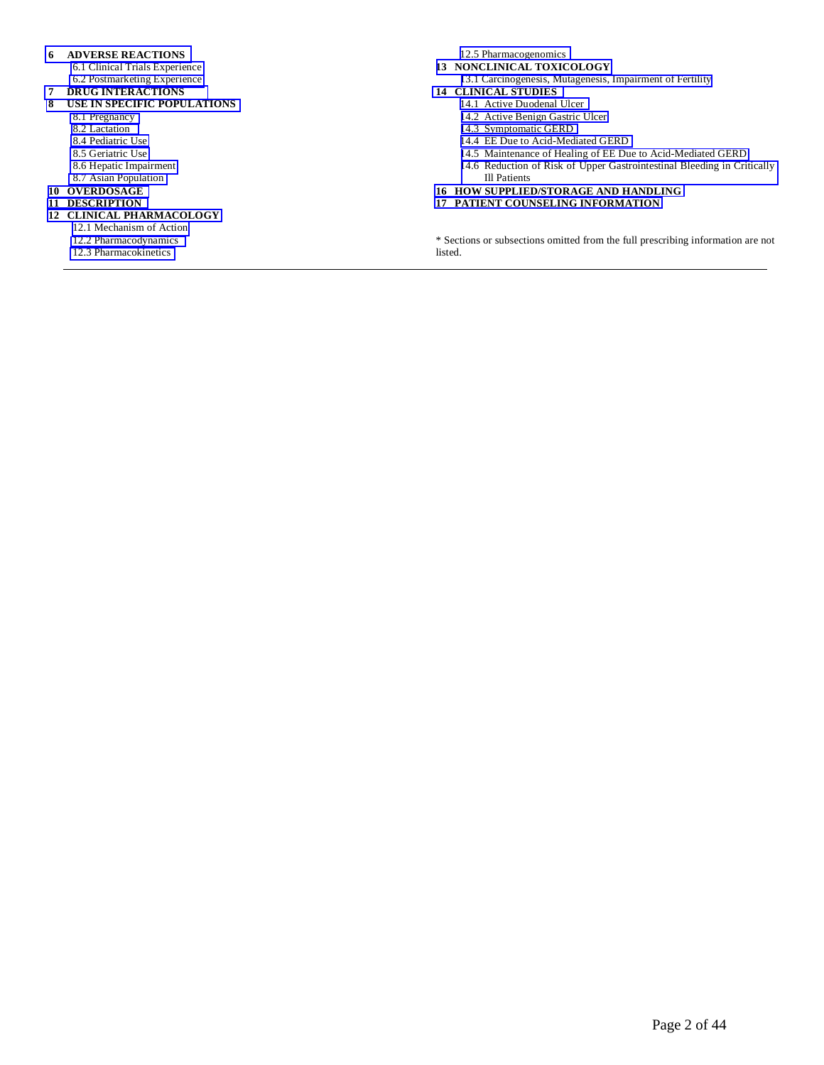**6 ADVERSE REACTIONS**
- 6.1 Clinical Trials Experience
- 6.2 Postmarketing Experience

**7 DRUG INTERACTIONS**

**8 USE IN SPECIFIC POPULATIONS**
- 8.1 Pregnancy
- 8.2 Lactation
- 8.4 Pediatric Use
- 8.5 Geriatric Use
- 8.6 Hepatic Impairment
- 8.7 Asian Population

**10 OVERDOSAGE**

**11 DESCRIPTION**

**12 CLINICAL PHARMACOLOGY**
- 12.1 Mechanism of Action
- 12.2 Pharmacodynamics
- 12.3 Pharmacokinetics
- 12.5 Pharmacogenomics

**13 NONCLINICAL TOXICOLOGY**
- 13.1 Carcinogenesis, Mutagenesis, Impairment of Fertility

**14 CLINICAL STUDIES**
- 14.1 Active Duodenal Ulcer
- 14.2 Active Benign Gastric Ulcer
- 14.3 Symptomatic GERD
- 14.4 EE Due to Acid-Mediated GERD
- 14.5 Maintenance of Healing of EE Due to Acid-Mediated GERD
- 14.6 Reduction of Risk of Upper Gastrointestinal Bleeding in Critically Ill Patients

**16 HOW SUPPLIED/STORAGE AND HANDLING**

**17 PATIENT COUNSELING INFORMATION**

* Sections or subsections omitted from the full prescribing information are not listed.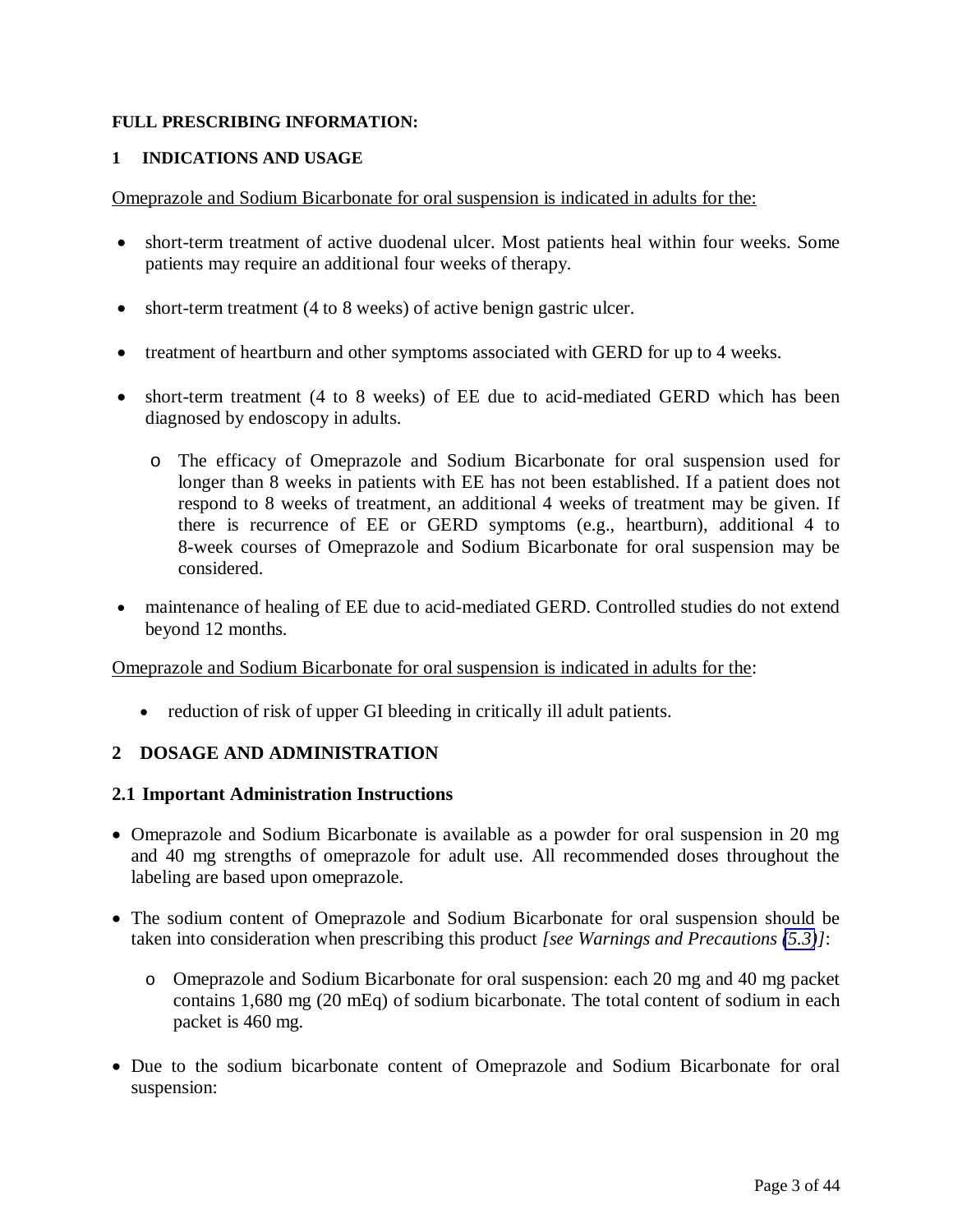**FULL PRESCRIBING INFORMATION:**

## 1 INDICATIONS AND USAGE

Omeprazole and Sodium Bicarbonate for oral suspension is indicated in adults for the:

- short-term treatment of active duodenal ulcer. Most patients heal within four weeks. Some patients may require an additional four weeks of therapy.
- short-term treatment (4 to 8 weeks) of active benign gastric ulcer.
- treatment of heartburn and other symptoms associated with GERD for up to 4 weeks.
- short-term treatment (4 to 8 weeks) of EE due to acid-mediated GERD which has been diagnosed by endoscopy in adults.
  - The efficacy of Omeprazole and Sodium Bicarbonate for oral suspension used for longer than 8 weeks in patients with EE has not been established. If a patient does not respond to 8 weeks of treatment, an additional 4 weeks of treatment may be given. If there is recurrence of EE or GERD symptoms (e.g., heartburn), additional 4 to 8-week courses of Omeprazole and Sodium Bicarbonate for oral suspension may be considered.
- maintenance of healing of EE due to acid-mediated GERD. Controlled studies do not extend beyond 12 months.

Omeprazole and Sodium Bicarbonate for oral suspension is indicated in adults for the:

- reduction of risk of upper GI bleeding in critically ill adult patients.

## 2 DOSAGE AND ADMINISTRATION

### 2.1 Important Administration Instructions

- Omeprazole and Sodium Bicarbonate is available as a powder for oral suspension in 20 mg and 40 mg strengths of omeprazole for adult use. All recommended doses throughout the labeling are based upon omeprazole.
- The sodium content of Omeprazole and Sodium Bicarbonate for oral suspension should be taken into consideration when prescribing this product *[see Warnings and Precautions (5.3)]*:
  - Omeprazole and Sodium Bicarbonate for oral suspension: each 20 mg and 40 mg packet contains 1,680 mg (20 mEq) of sodium bicarbonate. The total content of sodium in each packet is 460 mg.
- Due to the sodium bicarbonate content of Omeprazole and Sodium Bicarbonate for oral suspension: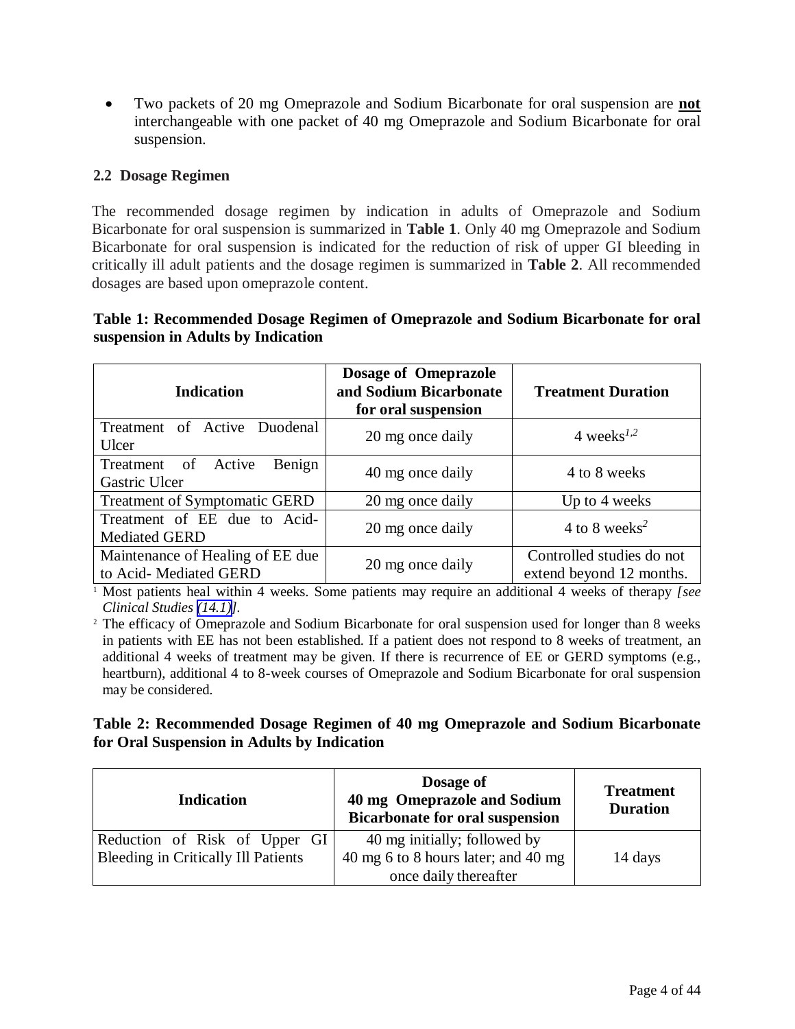- Two packets of 20 mg Omeprazole and Sodium Bicarbonate for oral suspension are **not** interchangeable with one packet of 40 mg Omeprazole and Sodium Bicarbonate for oral suspension.

### 2.2 Dosage Regimen

The recommended dosage regimen by indication in adults of Omeprazole and Sodium Bicarbonate for oral suspension is summarized in **Table 1**. Only 40 mg Omeprazole and Sodium Bicarbonate for oral suspension is indicated for the reduction of risk of upper GI bleeding in critically ill adult patients and the dosage regimen is summarized in **Table 2**. All recommended dosages are based upon omeprazole content.

**Table 1: Recommended Dosage Regimen of Omeprazole and Sodium Bicarbonate for oral suspension in Adults by Indication**

| Indication | Dosage of Omeprazole and Sodium Bicarbonate for oral suspension | Treatment Duration |
|---|---|---|
| Treatment of Active Duodenal Ulcer | 20 mg once daily | 4 weeks[1,2] |
| Treatment of Active Benign Gastric Ulcer | 40 mg once daily | 4 to 8 weeks |
| Treatment of Symptomatic GERD | 20 mg once daily | Up to 4 weeks |
| Treatment of EE due to Acid-Mediated GERD | 20 mg once daily | 4 to 8 weeks[2] |
| Maintenance of Healing of EE due to Acid- Mediated GERD | 20 mg once daily | Controlled studies do not extend beyond 12 months. |

[1] Most patients heal within 4 weeks. Some patients may require an additional 4 weeks of therapy *[see Clinical Studies (14.1)]*.

[2] The efficacy of Omeprazole and Sodium Bicarbonate for oral suspension used for longer than 8 weeks in patients with EE has not been established. If a patient does not respond to 8 weeks of treatment, an additional 4 weeks of treatment may be given. If there is recurrence of EE or GERD symptoms (e.g., heartburn), additional 4 to 8-week courses of Omeprazole and Sodium Bicarbonate for oral suspension may be considered.

**Table 2: Recommended Dosage Regimen of 40 mg Omeprazole and Sodium Bicarbonate for Oral Suspension in Adults by Indication**

| Indication | Dosage of 40 mg Omeprazole and Sodium Bicarbonate for oral suspension | Treatment Duration |
|---|---|---|
| Reduction of Risk of Upper GI Bleeding in Critically Ill Patients | 40 mg initially; followed by 40 mg 6 to 8 hours later; and 40 mg once daily thereafter | 14 days |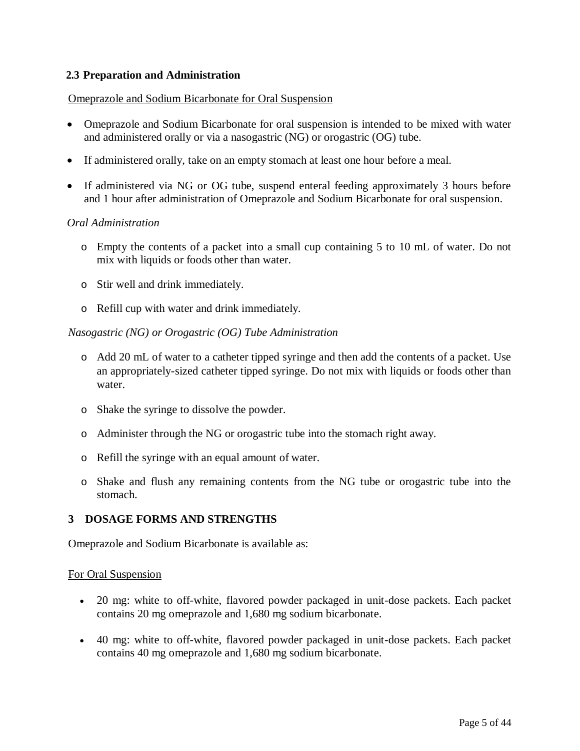### 2.3 Preparation and Administration

Omeprazole and Sodium Bicarbonate for Oral Suspension

- Omeprazole and Sodium Bicarbonate for oral suspension is intended to be mixed with water and administered orally or via a nasogastric (NG) or orogastric (OG) tube.
- If administered orally, take on an empty stomach at least one hour before a meal.
- If administered via NG or OG tube, suspend enteral feeding approximately 3 hours before and 1 hour after administration of Omeprazole and Sodium Bicarbonate for oral suspension.

*Oral Administration*

- Empty the contents of a packet into a small cup containing 5 to 10 mL of water. Do not mix with liquids or foods other than water.
- Stir well and drink immediately.
- Refill cup with water and drink immediately.

*Nasogastric (NG) or Orogastric (OG) Tube Administration*

- Add 20 mL of water to a catheter tipped syringe and then add the contents of a packet. Use an appropriately-sized catheter tipped syringe. Do not mix with liquids or foods other than water.
- Shake the syringe to dissolve the powder.
- Administer through the NG or orogastric tube into the stomach right away.
- Refill the syringe with an equal amount of water.
- Shake and flush any remaining contents from the NG tube or orogastric tube into the stomach.

## 3 DOSAGE FORMS AND STRENGTHS

Omeprazole and Sodium Bicarbonate is available as:

For Oral Suspension

- 20 mg: white to off-white, flavored powder packaged in unit-dose packets. Each packet contains 20 mg omeprazole and 1,680 mg sodium bicarbonate.
- 40 mg: white to off-white, flavored powder packaged in unit-dose packets. Each packet contains 40 mg omeprazole and 1,680 mg sodium bicarbonate.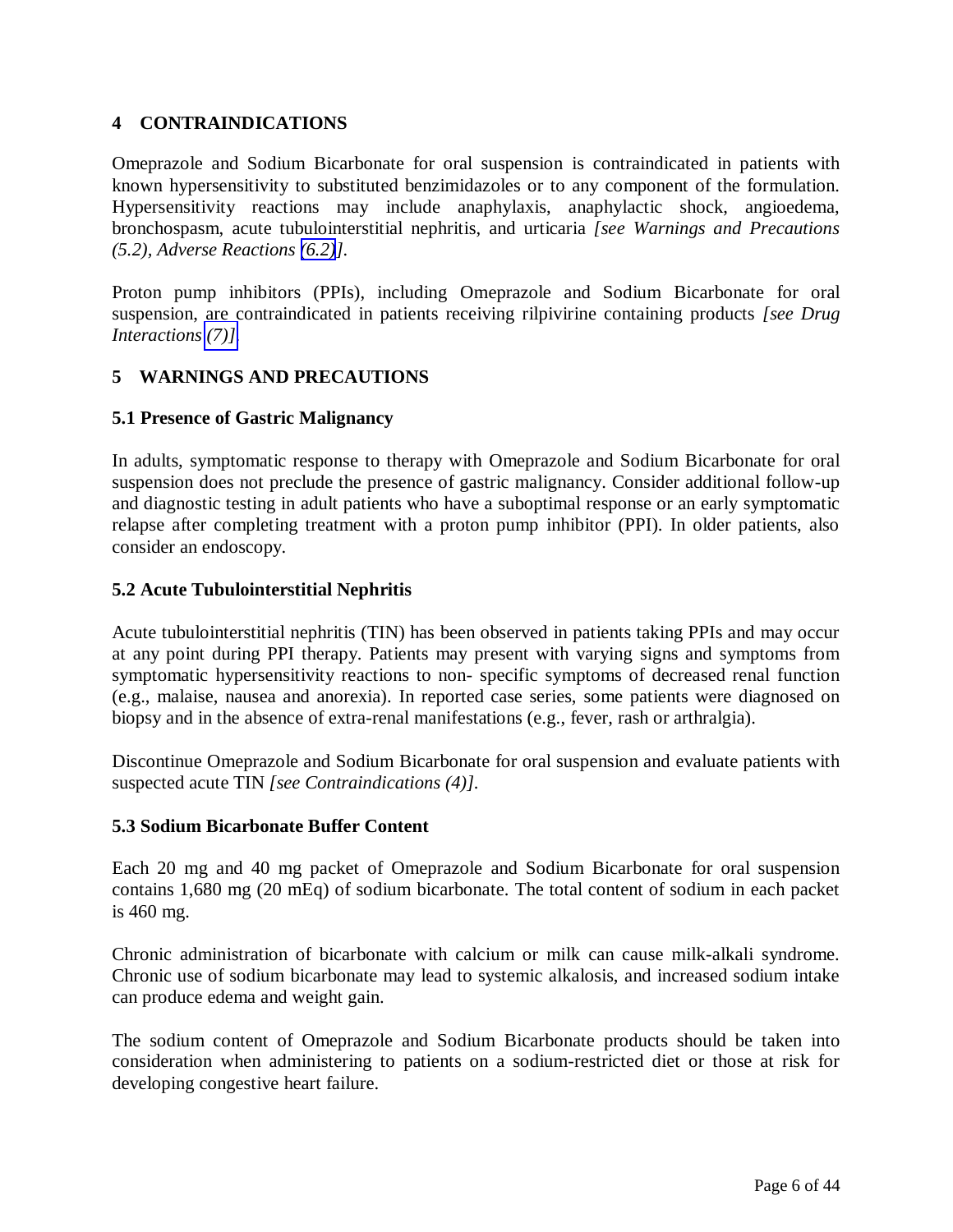## 4 CONTRAINDICATIONS

Omeprazole and Sodium Bicarbonate for oral suspension is contraindicated in patients with known hypersensitivity to substituted benzimidazoles or to any component of the formulation. Hypersensitivity reactions may include anaphylaxis, anaphylactic shock, angioedema, bronchospasm, acute tubulointerstitial nephritis, and urticaria *[see Warnings and Precautions (5.2), Adverse Reactions (6.2)]*.

Proton pump inhibitors (PPIs), including Omeprazole and Sodium Bicarbonate for oral suspension, are contraindicated in patients receiving rilpivirine containing products *[see Drug Interactions (7)]*.

## 5 WARNINGS AND PRECAUTIONS

### 5.1 Presence of Gastric Malignancy

In adults, symptomatic response to therapy with Omeprazole and Sodium Bicarbonate for oral suspension does not preclude the presence of gastric malignancy. Consider additional follow-up and diagnostic testing in adult patients who have a suboptimal response or an early symptomatic relapse after completing treatment with a proton pump inhibitor (PPI). In older patients, also consider an endoscopy.

### 5.2 Acute Tubulointerstitial Nephritis

Acute tubulointerstitial nephritis (TIN) has been observed in patients taking PPIs and may occur at any point during PPI therapy. Patients may present with varying signs and symptoms from symptomatic hypersensitivity reactions to non- specific symptoms of decreased renal function (e.g., malaise, nausea and anorexia). In reported case series, some patients were diagnosed on biopsy and in the absence of extra-renal manifestations (e.g., fever, rash or arthralgia).

Discontinue Omeprazole and Sodium Bicarbonate for oral suspension and evaluate patients with suspected acute TIN *[see Contraindications (4)]*.

### 5.3 Sodium Bicarbonate Buffer Content

Each 20 mg and 40 mg packet of Omeprazole and Sodium Bicarbonate for oral suspension contains 1,680 mg (20 mEq) of sodium bicarbonate. The total content of sodium in each packet is 460 mg.

Chronic administration of bicarbonate with calcium or milk can cause milk-alkali syndrome. Chronic use of sodium bicarbonate may lead to systemic alkalosis, and increased sodium intake can produce edema and weight gain.

The sodium content of Omeprazole and Sodium Bicarbonate products should be taken into consideration when administering to patients on a sodium-restricted diet or those at risk for developing congestive heart failure.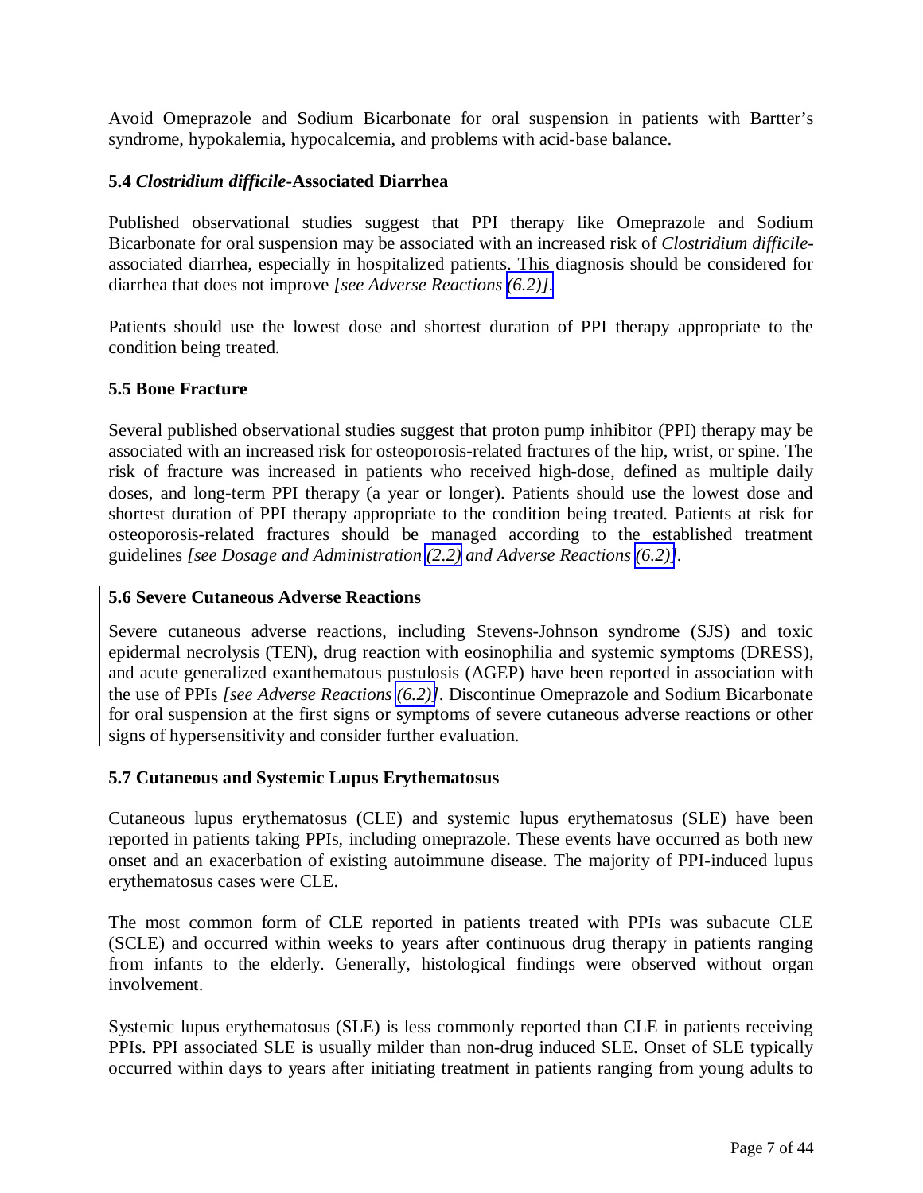Avoid Omeprazole and Sodium Bicarbonate for oral suspension in patients with Bartter's syndrome, hypokalemia, hypocalcemia, and problems with acid-base balance.

### 5.4 *Clostridium difficile*-Associated Diarrhea

Published observational studies suggest that PPI therapy like Omeprazole and Sodium Bicarbonate for oral suspension may be associated with an increased risk of *Clostridium difficile*-associated diarrhea, especially in hospitalized patients. This diagnosis should be considered for diarrhea that does not improve *[see Adverse Reactions (6.2)]*.

Patients should use the lowest dose and shortest duration of PPI therapy appropriate to the condition being treated.

### 5.5 Bone Fracture

Several published observational studies suggest that proton pump inhibitor (PPI) therapy may be associated with an increased risk for osteoporosis-related fractures of the hip, wrist, or spine. The risk of fracture was increased in patients who received high-dose, defined as multiple daily doses, and long-term PPI therapy (a year or longer). Patients should use the lowest dose and shortest duration of PPI therapy appropriate to the condition being treated. Patients at risk for osteoporosis-related fractures should be managed according to the established treatment guidelines *[see Dosage and Administration (2.2) and Adverse Reactions (6.2)]*.

### 5.6 Severe Cutaneous Adverse Reactions

Severe cutaneous adverse reactions, including Stevens-Johnson syndrome (SJS) and toxic epidermal necrolysis (TEN), drug reaction with eosinophilia and systemic symptoms (DRESS), and acute generalized exanthematous pustulosis (AGEP) have been reported in association with the use of PPIs *[see Adverse Reactions (6.2)]*. Discontinue Omeprazole and Sodium Bicarbonate for oral suspension at the first signs or symptoms of severe cutaneous adverse reactions or other signs of hypersensitivity and consider further evaluation.

### 5.7 Cutaneous and Systemic Lupus Erythematosus

Cutaneous lupus erythematosus (CLE) and systemic lupus erythematosus (SLE) have been reported in patients taking PPIs, including omeprazole. These events have occurred as both new onset and an exacerbation of existing autoimmune disease. The majority of PPI-induced lupus erythematosus cases were CLE.

The most common form of CLE reported in patients treated with PPIs was subacute CLE (SCLE) and occurred within weeks to years after continuous drug therapy in patients ranging from infants to the elderly. Generally, histological findings were observed without organ involvement.

Systemic lupus erythematosus (SLE) is less commonly reported than CLE in patients receiving PPIs. PPI associated SLE is usually milder than non-drug induced SLE. Onset of SLE typically occurred within days to years after initiating treatment in patients ranging from young adults to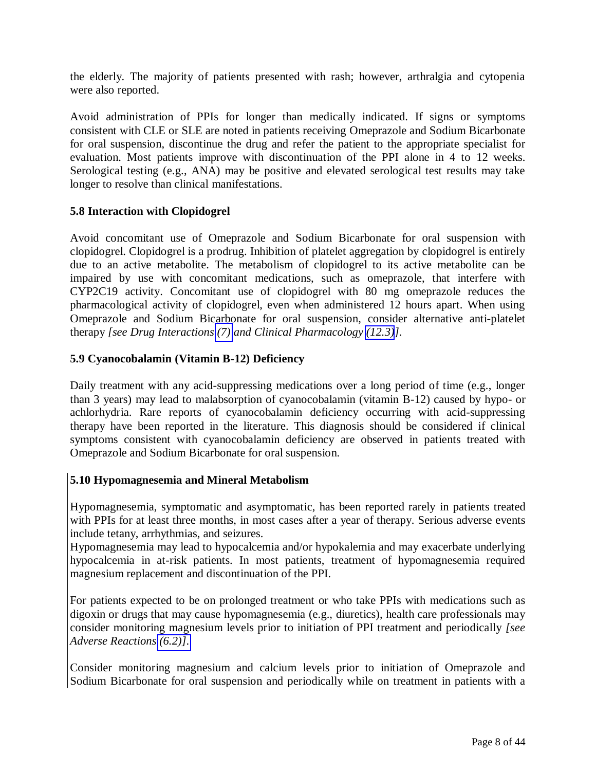the elderly. The majority of patients presented with rash; however, arthralgia and cytopenia were also reported.

Avoid administration of PPIs for longer than medically indicated. If signs or symptoms consistent with CLE or SLE are noted in patients receiving Omeprazole and Sodium Bicarbonate for oral suspension, discontinue the drug and refer the patient to the appropriate specialist for evaluation. Most patients improve with discontinuation of the PPI alone in 4 to 12 weeks. Serological testing (e.g., ANA) may be positive and elevated serological test results may take longer to resolve than clinical manifestations.

### 5.8 Interaction with Clopidogrel

Avoid concomitant use of Omeprazole and Sodium Bicarbonate for oral suspension with clopidogrel. Clopidogrel is a prodrug. Inhibition of platelet aggregation by clopidogrel is entirely due to an active metabolite. The metabolism of clopidogrel to its active metabolite can be impaired by use with concomitant medications, such as omeprazole, that interfere with CYP2C19 activity. Concomitant use of clopidogrel with 80 mg omeprazole reduces the pharmacological activity of clopidogrel, even when administered 12 hours apart. When using Omeprazole and Sodium Bicarbonate for oral suspension, consider alternative anti-platelet therapy *[see Drug Interactions (7) and Clinical Pharmacology (12.3)]*.

### 5.9 Cyanocobalamin (Vitamin B-12) Deficiency

Daily treatment with any acid-suppressing medications over a long period of time (e.g., longer than 3 years) may lead to malabsorption of cyanocobalamin (vitamin B-12) caused by hypo- or achlorhydria. Rare reports of cyanocobalamin deficiency occurring with acid-suppressing therapy have been reported in the literature. This diagnosis should be considered if clinical symptoms consistent with cyanocobalamin deficiency are observed in patients treated with Omeprazole and Sodium Bicarbonate for oral suspension.

### 5.10 Hypomagnesemia and Mineral Metabolism

Hypomagnesemia, symptomatic and asymptomatic, has been reported rarely in patients treated with PPIs for at least three months, in most cases after a year of therapy. Serious adverse events include tetany, arrhythmias, and seizures.
Hypomagnesemia may lead to hypocalcemia and/or hypokalemia and may exacerbate underlying hypocalcemia in at-risk patients. In most patients, treatment of hypomagnesemia required magnesium replacement and discontinuation of the PPI.

For patients expected to be on prolonged treatment or who take PPIs with medications such as digoxin or drugs that may cause hypomagnesemia (e.g., diuretics), health care professionals may consider monitoring magnesium levels prior to initiation of PPI treatment and periodically *[see Adverse Reactions (6.2)]*.

Consider monitoring magnesium and calcium levels prior to initiation of Omeprazole and Sodium Bicarbonate for oral suspension and periodically while on treatment in patients with a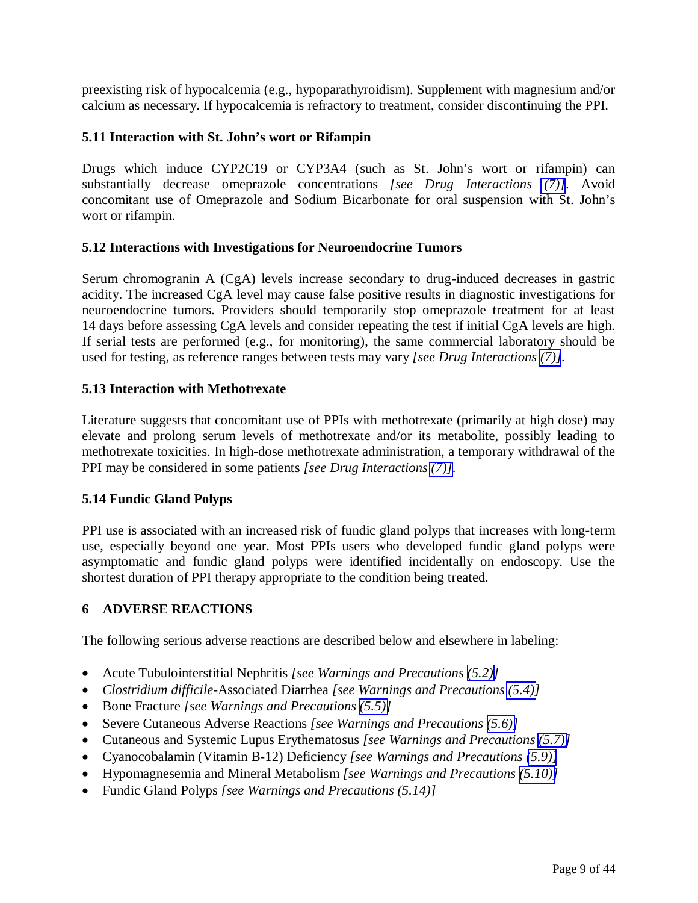preexisting risk of hypocalcemia (e.g., hypoparathyroidism). Supplement with magnesium and/or calcium as necessary. If hypocalcemia is refractory to treatment, consider discontinuing the PPI.

### 5.11 Interaction with St. John's wort or Rifampin

Drugs which induce CYP2C19 or CYP3A4 (such as St. John's wort or rifampin) can substantially decrease omeprazole concentrations *[see Drug Interactions (7)]*. Avoid concomitant use of Omeprazole and Sodium Bicarbonate for oral suspension with St. John's wort or rifampin.

### 5.12 Interactions with Investigations for Neuroendocrine Tumors

Serum chromogranin A (CgA) levels increase secondary to drug-induced decreases in gastric acidity. The increased CgA level may cause false positive results in diagnostic investigations for neuroendocrine tumors. Providers should temporarily stop omeprazole treatment for at least 14 days before assessing CgA levels and consider repeating the test if initial CgA levels are high. If serial tests are performed (e.g., for monitoring), the same commercial laboratory should be used for testing, as reference ranges between tests may vary *[see Drug Interactions (7)]*.

### 5.13 Interaction with Methotrexate

Literature suggests that concomitant use of PPIs with methotrexate (primarily at high dose) may elevate and prolong serum levels of methotrexate and/or its metabolite, possibly leading to methotrexate toxicities. In high-dose methotrexate administration, a temporary withdrawal of the PPI may be considered in some patients *[see Drug Interactions (7)]*.

### 5.14 Fundic Gland Polyps

PPI use is associated with an increased risk of fundic gland polyps that increases with long-term use, especially beyond one year. Most PPIs users who developed fundic gland polyps were asymptomatic and fundic gland polyps were identified incidentally on endoscopy. Use the shortest duration of PPI therapy appropriate to the condition being treated.

## 6 ADVERSE REACTIONS

The following serious adverse reactions are described below and elsewhere in labeling:

- Acute Tubulointerstitial Nephritis *[see Warnings and Precautions (5.2)]*
- *Clostridium difficile*-Associated Diarrhea *[see Warnings and Precautions (5.4)]*
- Bone Fracture *[see Warnings and Precautions (5.5)]*
- Severe Cutaneous Adverse Reactions *[see Warnings and Precautions (5.6)]*
- Cutaneous and Systemic Lupus Erythematosus *[see Warnings and Precautions (5.7)]*
- Cyanocobalamin (Vitamin B-12) Deficiency *[see Warnings and Precautions (5.9)]*
- Hypomagnesemia and Mineral Metabolism *[see Warnings and Precautions (5.10)]*
- Fundic Gland Polyps *[see Warnings and Precautions (5.14)]*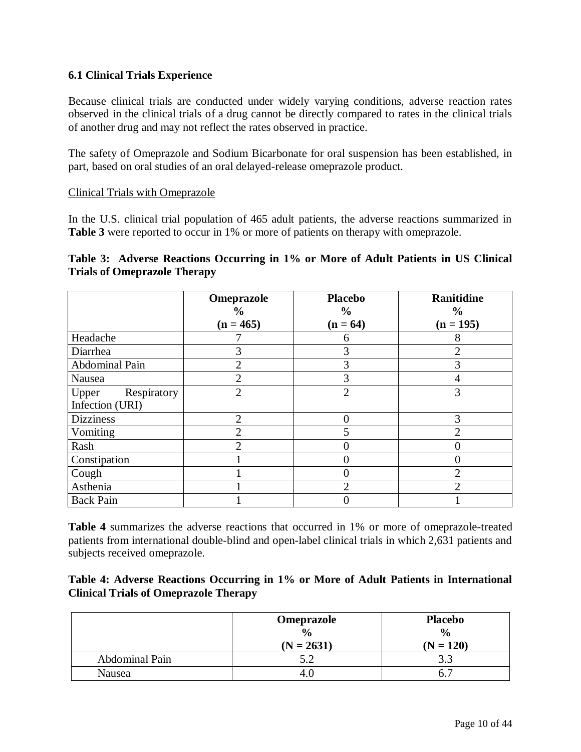### 6.1 Clinical Trials Experience

Because clinical trials are conducted under widely varying conditions, adverse reaction rates observed in the clinical trials of a drug cannot be directly compared to rates in the clinical trials of another drug and may not reflect the rates observed in practice.

The safety of Omeprazole and Sodium Bicarbonate for oral suspension has been established, in part, based on oral studies of an oral delayed-release omeprazole product.

Clinical Trials with Omeprazole

In the U.S. clinical trial population of 465 adult patients, the adverse reactions summarized in **Table 3** were reported to occur in 1% or more of patients on therapy with omeprazole.

**Table 3: Adverse Reactions Occurring in 1% or More of Adult Patients in US Clinical Trials of Omeprazole Therapy**

| | **Omeprazole %<br>(n = 465)** | **Placebo %<br>(n = 64)** | **Ranitidine %<br>(n = 195)** |
|---|---|---|---|
| Headache | 7 | 6 | 8 |
| Diarrhea | 3 | 3 | 2 |
| Abdominal Pain | 2 | 3 | 3 |
| Nausea | 2 | 3 | 4 |
| Upper Respiratory Infection (URI) | 2 | 2 | 3 |
| Dizziness | 2 | 0 | 3 |
| Vomiting | 2 | 5 | 2 |
| Rash | 2 | 0 | 0 |
| Constipation | 1 | 0 | 0 |
| Cough | 1 | 0 | 2 |
| Asthenia | 1 | 2 | 2 |
| Back Pain | 1 | 0 | 1 |

**Table 4** summarizes the adverse reactions that occurred in 1% or more of omeprazole-treated patients from international double-blind and open-label clinical trials in which 2,631 patients and subjects received omeprazole.

**Table 4: Adverse Reactions Occurring in 1% or More of Adult Patients in International Clinical Trials of Omeprazole Therapy**

| | **Omeprazole %<br>(N = 2631)** | **Placebo %<br>(N = 120)** |
|---|---|---|
| Abdominal Pain | 5.2 | 3.3 |
| Nausea | 4.0 | 6.7 |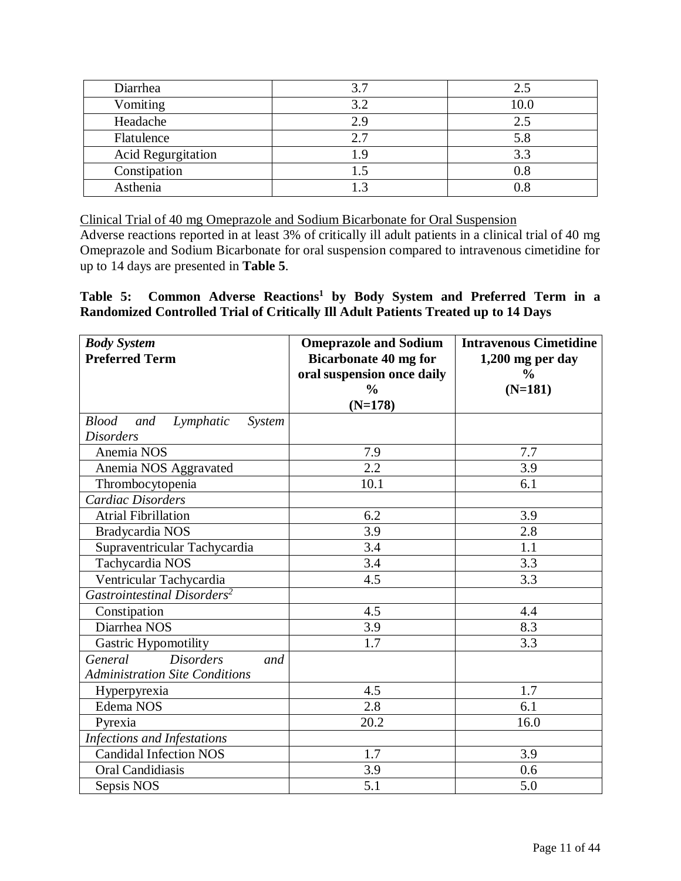| Diarrhea | 3.7 | 2.5 |
|---|---|---|
| Vomiting | 3.2 | 10.0 |
| Headache | 2.9 | 2.5 |
| Flatulence | 2.7 | 5.8 |
| Acid Regurgitation | 1.9 | 3.3 |
| Constipation | 1.5 | 0.8 |
| Asthenia | 1.3 | 0.8 |

Clinical Trial of 40 mg Omeprazole and Sodium Bicarbonate for Oral Suspension

Adverse reactions reported in at least 3% of critically ill adult patients in a clinical trial of 40 mg Omeprazole and Sodium Bicarbonate for oral suspension compared to intravenous cimetidine for up to 14 days are presented in **Table 5**.

**Table 5: Common Adverse Reactions[1] by Body System and Preferred Term in a Randomized Controlled Trial of Critically Ill Adult Patients Treated up to 14 Days**

| ***Body System*** **Preferred Term** | **Omeprazole and Sodium Bicarbonate 40 mg for oral suspension once daily %** **(N=178)** | **Intravenous Cimetidine 1,200 mg per day %** **(N=181)** |
|---|---|---|
| *Blood and Lymphatic System Disorders* | | |
| Anemia NOS | 7.9 | 7.7 |
| Anemia NOS Aggravated | 2.2 | 3.9 |
| Thrombocytopenia | 10.1 | 6.1 |
| *Cardiac Disorders* | | |
| Atrial Fibrillation | 6.2 | 3.9 |
| Bradycardia NOS | 3.9 | 2.8 |
| Supraventricular Tachycardia | 3.4 | 1.1 |
| Tachycardia NOS | 3.4 | 3.3 |
| Ventricular Tachycardia | 4.5 | 3.3 |
| *Gastrointestinal Disorders[2]* | | |
| Constipation | 4.5 | 4.4 |
| Diarrhea NOS | 3.9 | 8.3 |
| Gastric Hypomotility | 1.7 | 3.3 |
| *General Disorders and Administration Site Conditions* | | |
| Hyperpyrexia | 4.5 | 1.7 |
| Edema NOS | 2.8 | 6.1 |
| Pyrexia | 20.2 | 16.0 |
| *Infections and Infestations* | | |
| Candidal Infection NOS | 1.7 | 3.9 |
| Oral Candidiasis | 3.9 | 0.6 |
| Sepsis NOS | 5.1 | 5.0 |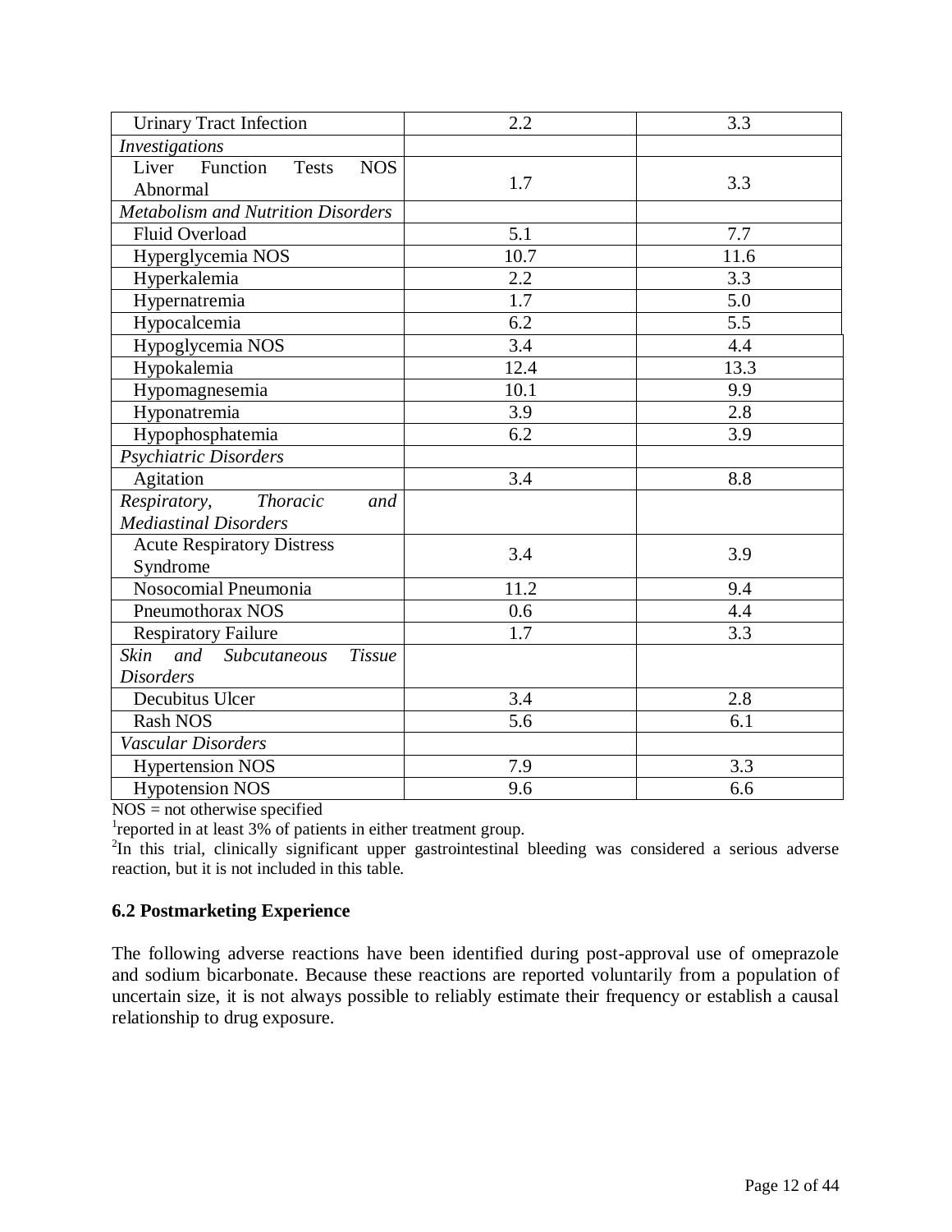| | | |
|---|---|---|
| Urinary Tract Infection | 2.2 | 3.3 |
| *Investigations* | | |
| Liver Function Tests NOS Abnormal | 1.7 | 3.3 |
| *Metabolism and Nutrition Disorders* | | |
| Fluid Overload | 5.1 | 7.7 |
| Hyperglycemia NOS | 10.7 | 11.6 |
| Hyperkalemia | 2.2 | 3.3 |
| Hypernatremia | 1.7 | 5.0 |
| Hypocalcemia | 6.2 | 5.5 |
| Hypoglycemia NOS | 3.4 | 4.4 |
| Hypokalemia | 12.4 | 13.3 |
| Hypomagnesemia | 10.1 | 9.9 |
| Hyponatremia | 3.9 | 2.8 |
| Hypophosphatemia | 6.2 | 3.9 |
| *Psychiatric Disorders* | | |
| Agitation | 3.4 | 8.8 |
| *Respiratory, Thoracic and Mediastinal Disorders* | | |
| Acute Respiratory Distress Syndrome | 3.4 | 3.9 |
| Nosocomial Pneumonia | 11.2 | 9.4 |
| Pneumothorax NOS | 0.6 | 4.4 |
| Respiratory Failure | 1.7 | 3.3 |
| *Skin and Subcutaneous Tissue Disorders* | | |
| Decubitus Ulcer | 3.4 | 2.8 |
| Rash NOS | 5.6 | 6.1 |
| *Vascular Disorders* | | |
| Hypertension NOS | 7.9 | 3.3 |
| Hypotension NOS | 9.6 | 6.6 |

NOS = not otherwise specified

[1]reported in at least 3% of patients in either treatment group.

[2]In this trial, clinically significant upper gastrointestinal bleeding was considered a serious adverse reaction, but it is not included in this table.

### 6.2 Postmarketing Experience

The following adverse reactions have been identified during post-approval use of omeprazole and sodium bicarbonate. Because these reactions are reported voluntarily from a population of uncertain size, it is not always possible to reliably estimate their frequency or establish a causal relationship to drug exposure.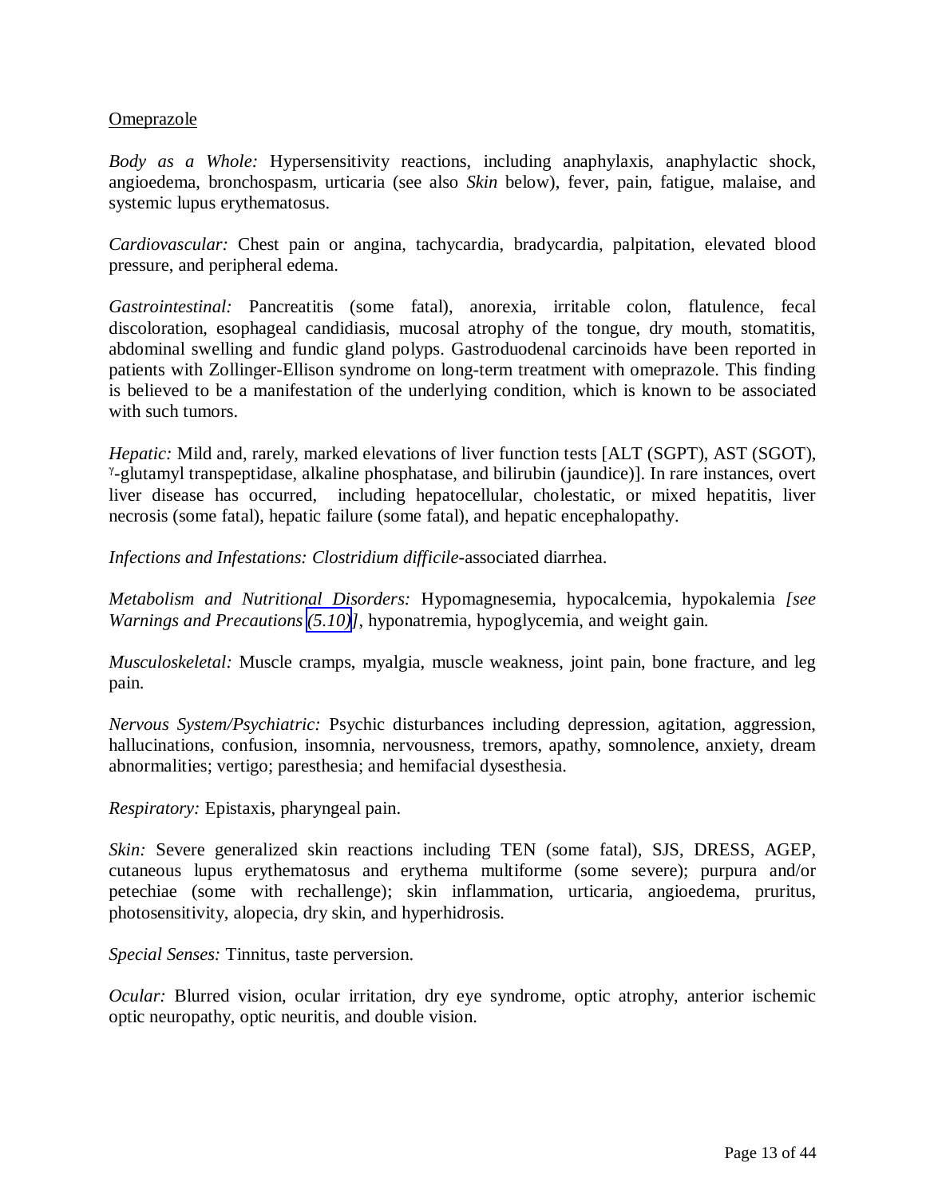Omeprazole

*Body as a Whole:* Hypersensitivity reactions, including anaphylaxis, anaphylactic shock, angioedema, bronchospasm, urticaria (see also *Skin* below), fever, pain, fatigue, malaise, and systemic lupus erythematosus.

*Cardiovascular:* Chest pain or angina, tachycardia, bradycardia, palpitation, elevated blood pressure, and peripheral edema.

*Gastrointestinal:* Pancreatitis (some fatal), anorexia, irritable colon, flatulence, fecal discoloration, esophageal candidiasis, mucosal atrophy of the tongue, dry mouth, stomatitis, abdominal swelling and fundic gland polyps. Gastroduodenal carcinoids have been reported in patients with Zollinger-Ellison syndrome on long-term treatment with omeprazole. This finding is believed to be a manifestation of the underlying condition, which is known to be associated with such tumors.

*Hepatic:* Mild and, rarely, marked elevations of liver function tests [ALT (SGPT), AST (SGOT), $\gamma$-glutamyl transpeptidase, alkaline phosphatase, and bilirubin (jaundice)]. In rare instances, overt liver disease has occurred, including hepatocellular, cholestatic, or mixed hepatitis, liver necrosis (some fatal), hepatic failure (some fatal), and hepatic encephalopathy.

*Infections and Infestations: Clostridium difficile*-associated diarrhea.

*Metabolism and Nutritional Disorders:* Hypomagnesemia, hypocalcemia, hypokalemia *[see Warnings and Precautions (5.10)]*, hyponatremia, hypoglycemia, and weight gain.

*Musculoskeletal:* Muscle cramps, myalgia, muscle weakness, joint pain, bone fracture, and leg pain.

*Nervous System/Psychiatric:* Psychic disturbances including depression, agitation, aggression, hallucinations, confusion, insomnia, nervousness, tremors, apathy, somnolence, anxiety, dream abnormalities; vertigo; paresthesia; and hemifacial dysesthesia.

*Respiratory:* Epistaxis, pharyngeal pain.

*Skin:* Severe generalized skin reactions including TEN (some fatal), SJS, DRESS, AGEP, cutaneous lupus erythematosus and erythema multiforme (some severe); purpura and/or petechiae (some with rechallenge); skin inflammation, urticaria, angioedema, pruritus, photosensitivity, alopecia, dry skin, and hyperhidrosis.

*Special Senses:* Tinnitus, taste perversion.

*Ocular:* Blurred vision, ocular irritation, dry eye syndrome, optic atrophy, anterior ischemic optic neuropathy, optic neuritis, and double vision.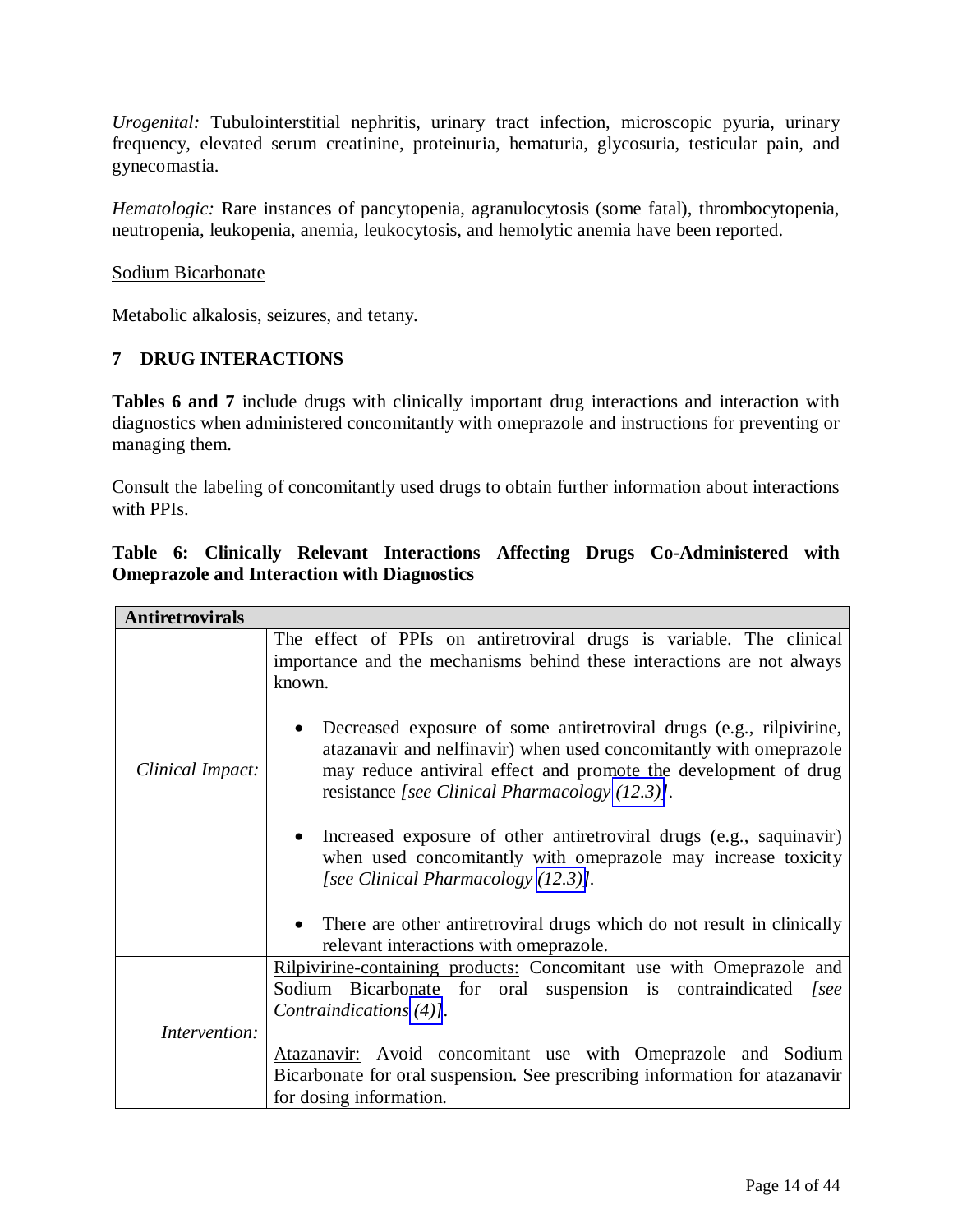*Urogenital:* Tubulointerstitial nephritis, urinary tract infection, microscopic pyuria, urinary frequency, elevated serum creatinine, proteinuria, hematuria, glycosuria, testicular pain, and gynecomastia.

*Hematologic:* Rare instances of pancytopenia, agranulocytosis (some fatal), thrombocytopenia, neutropenia, leukopenia, anemia, leukocytosis, and hemolytic anemia have been reported.

<u>Sodium Bicarbonate</u>

Metabolic alkalosis, seizures, and tetany.

## 7 DRUG INTERACTIONS

**Tables 6 and 7** include drugs with clinically important drug interactions and interaction with diagnostics when administered concomitantly with omeprazole and instructions for preventing or managing them.

Consult the labeling of concomitantly used drugs to obtain further information about interactions with PPIs.

**Table 6: Clinically Relevant Interactions Affecting Drugs Co-Administered with Omeprazole and Interaction with Diagnostics**

| **Antiretrovirals** | |
|---|---|
| *Clinical Impact:* | The effect of PPIs on antiretroviral drugs is variable. The clinical importance and the mechanisms behind these interactions are not always known.<br><br>• Decreased exposure of some antiretroviral drugs (e.g., rilpivirine, atazanavir and nelfinavir) when used concomitantly with omeprazole may reduce antiviral effect and promote the development of drug resistance *[see Clinical Pharmacology (12.3)]*.<br><br>• Increased exposure of other antiretroviral drugs (e.g., saquinavir) when used concomitantly with omeprazole may increase toxicity *[see Clinical Pharmacology (12.3)]*.<br><br>• There are other antiretroviral drugs which do not result in clinically relevant interactions with omeprazole. |
| *Intervention:* | <u>Rilpivirine-containing products:</u> Concomitant use with Omeprazole and Sodium Bicarbonate for oral suspension is contraindicated *[see Contraindications (4)]*.<br><br><u>Atazanavir:</u> Avoid concomitant use with Omeprazole and Sodium Bicarbonate for oral suspension. See prescribing information for atazanavir for dosing information. |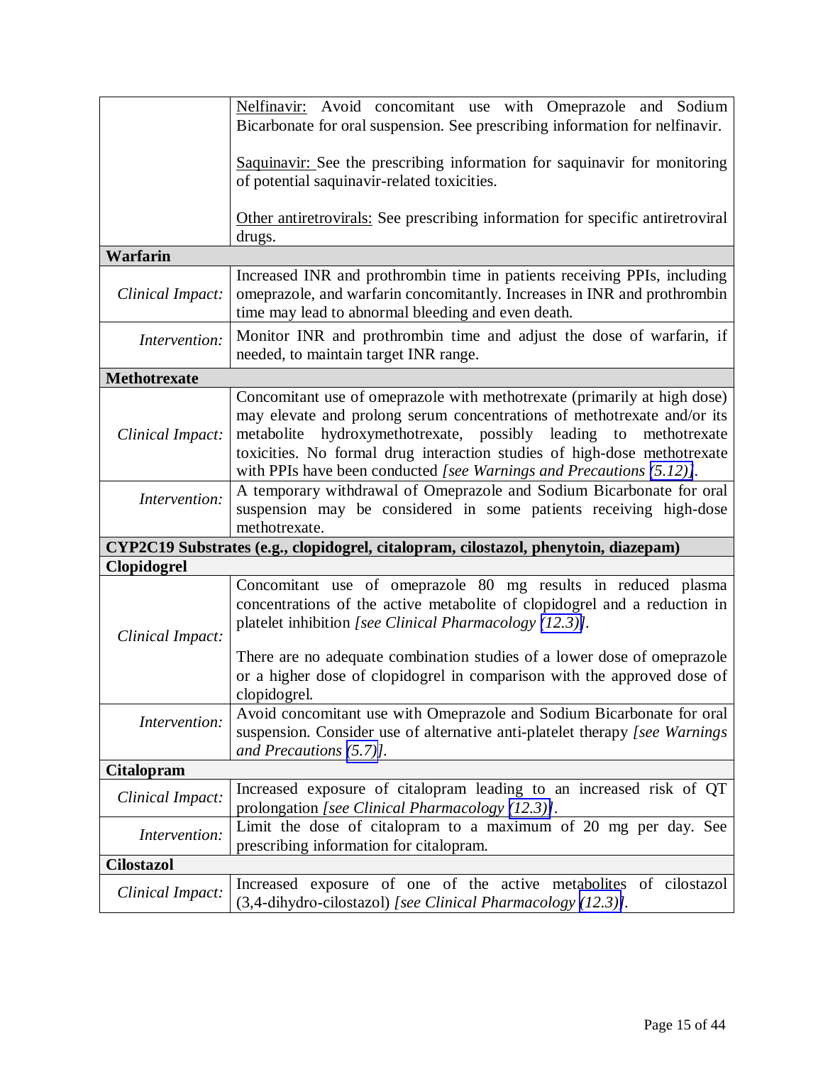| | |
|---|---|
| | Nelfinavir: Avoid concomitant use with Omeprazole and Sodium Bicarbonate for oral suspension. See prescribing information for nelfinavir.<br><br>Saquinavir: See the prescribing information for saquinavir for monitoring of potential saquinavir-related toxicities.<br><br>Other antiretrovirals: See prescribing information for specific antiretroviral drugs. |
| **Warfarin** | |
| *Clinical Impact:* | Increased INR and prothrombin time in patients receiving PPIs, including omeprazole, and warfarin concomitantly. Increases in INR and prothrombin time may lead to abnormal bleeding and even death. |
| *Intervention:* | Monitor INR and prothrombin time and adjust the dose of warfarin, if needed, to maintain target INR range. |
| **Methotrexate** | |
| *Clinical Impact:* | Concomitant use of omeprazole with methotrexate (primarily at high dose) may elevate and prolong serum concentrations of methotrexate and/or its metabolite hydroxymethotrexate, possibly leading to methotrexate toxicities. No formal drug interaction studies of high-dose methotrexate with PPIs have been conducted *[see Warnings and Precautions (5.12)]*. |
| *Intervention:* | A temporary withdrawal of Omeprazole and Sodium Bicarbonate for oral suspension may be considered in some patients receiving high-dose methotrexate. |
| **CYP2C19 Substrates (e.g., clopidogrel, citalopram, cilostazol, phenytoin, diazepam)** | |
| **Clopidogrel** | |
| *Clinical Impact:* | Concomitant use of omeprazole 80 mg results in reduced plasma concentrations of the active metabolite of clopidogrel and a reduction in platelet inhibition *[see Clinical Pharmacology (12.3)]*.<br><br>There are no adequate combination studies of a lower dose of omeprazole or a higher dose of clopidogrel in comparison with the approved dose of clopidogrel. |
| *Intervention:* | Avoid concomitant use with Omeprazole and Sodium Bicarbonate for oral suspension. Consider use of alternative anti-platelet therapy *[see Warnings and Precautions (5.7)]*. |
| **Citalopram** | |
| *Clinical Impact:* | Increased exposure of citalopram leading to an increased risk of QT prolongation *[see Clinical Pharmacology (12.3)]*. |
| *Intervention:* | Limit the dose of citalopram to a maximum of 20 mg per day. See prescribing information for citalopram. |
| **Cilostazol** | |
| *Clinical Impact:* | Increased exposure of one of the active metabolites of cilostazol (3,4-dihydro-cilostazol) *[see Clinical Pharmacology (12.3)]*. |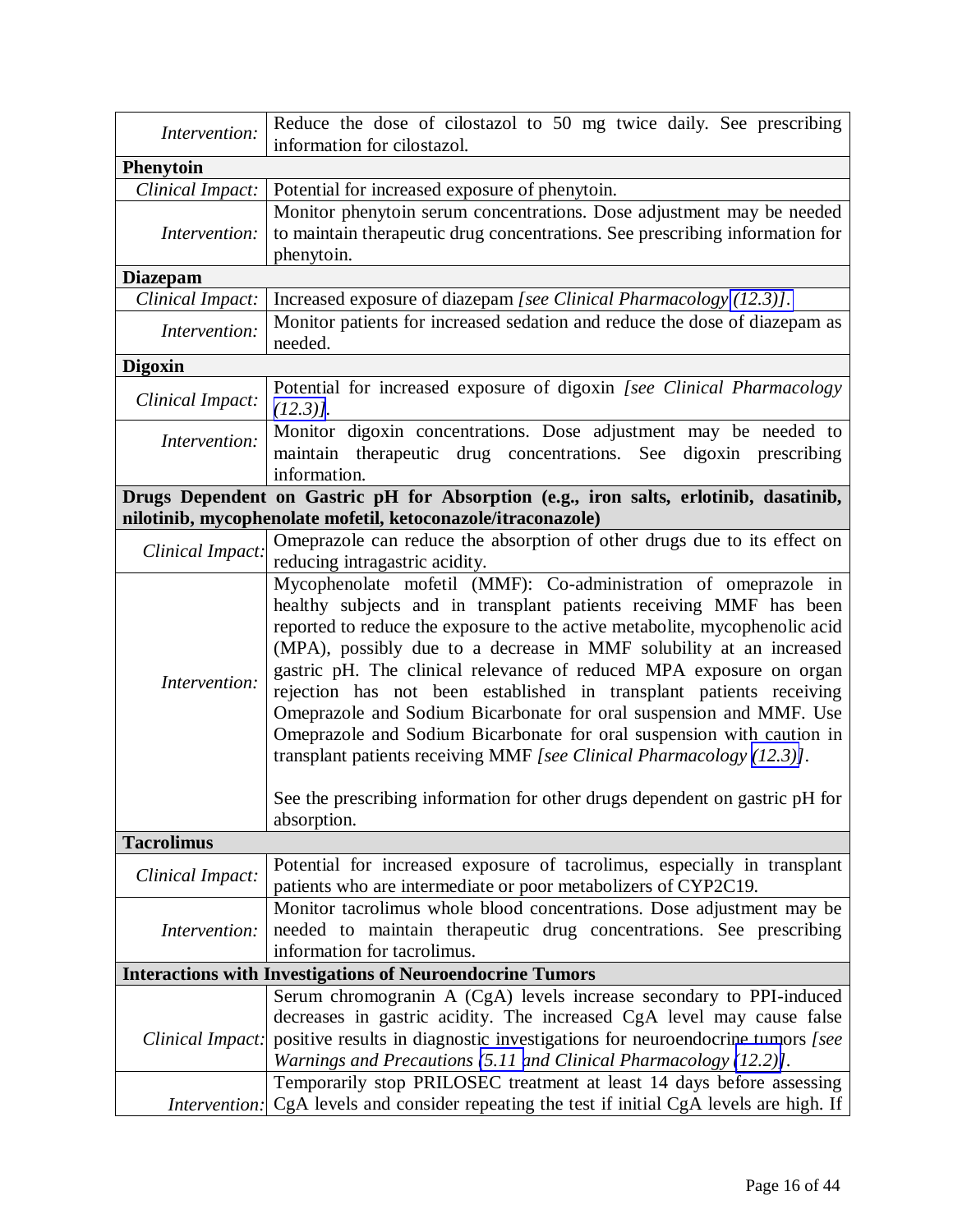| | |
|---|---|
| *Intervention:* | Reduce the dose of cilostazol to 50 mg twice daily. See prescribing information for cilostazol. |
| **Phenytoin** | |
| *Clinical Impact:* | Potential for increased exposure of phenytoin. |
| *Intervention:* | Monitor phenytoin serum concentrations. Dose adjustment may be needed to maintain therapeutic drug concentrations. See prescribing information for phenytoin. |
| **Diazepam** | |
| *Clinical Impact:* | Increased exposure of diazepam *[see Clinical Pharmacology (12.3)]*. |
| *Intervention:* | Monitor patients for increased sedation and reduce the dose of diazepam as needed. |
| **Digoxin** | |
| *Clinical Impact:* | Potential for increased exposure of digoxin *[see Clinical Pharmacology (12.3)]*. |
| *Intervention:* | Monitor digoxin concentrations. Dose adjustment may be needed to maintain therapeutic drug concentrations. See digoxin prescribing information. |
| **Drugs Dependent on Gastric pH for Absorption (e.g., iron salts, erlotinib, dasatinib, nilotinib, mycophenolate mofetil, ketoconazole/itraconazole)** | |
| *Clinical Impact:* | Omeprazole can reduce the absorption of other drugs due to its effect on reducing intragastric acidity. |
| *Intervention:* | Mycophenolate mofetil (MMF): Co-administration of omeprazole in healthy subjects and in transplant patients receiving MMF has been reported to reduce the exposure to the active metabolite, mycophenolic acid (MPA), possibly due to a decrease in MMF solubility at an increased gastric pH. The clinical relevance of reduced MPA exposure on organ rejection has not been established in transplant patients receiving Omeprazole and Sodium Bicarbonate for oral suspension and MMF. Use Omeprazole and Sodium Bicarbonate for oral suspension with caution in transplant patients receiving MMF *[see Clinical Pharmacology (12.3)]*.<br><br>See the prescribing information for other drugs dependent on gastric pH for absorption. |
| **Tacrolimus** | |
| *Clinical Impact:* | Potential for increased exposure of tacrolimus, especially in transplant patients who are intermediate or poor metabolizers of CYP2C19. |
| *Intervention:* | Monitor tacrolimus whole blood concentrations. Dose adjustment may be needed to maintain therapeutic drug concentrations. See prescribing information for tacrolimus. |
| **Interactions with Investigations of Neuroendocrine Tumors** | |
| *Clinical Impact:* | Serum chromogranin A (CgA) levels increase secondary to PPI-induced decreases in gastric acidity. The increased CgA level may cause false positive results in diagnostic investigations for neuroendocrine tumors *[see Warnings and Precautions (5.11) and Clinical Pharmacology (12.2)]*. |
| *Intervention:* | Temporarily stop PRILOSEC treatment at least 14 days before assessing CgA levels and consider repeating the test if initial CgA levels are high. If |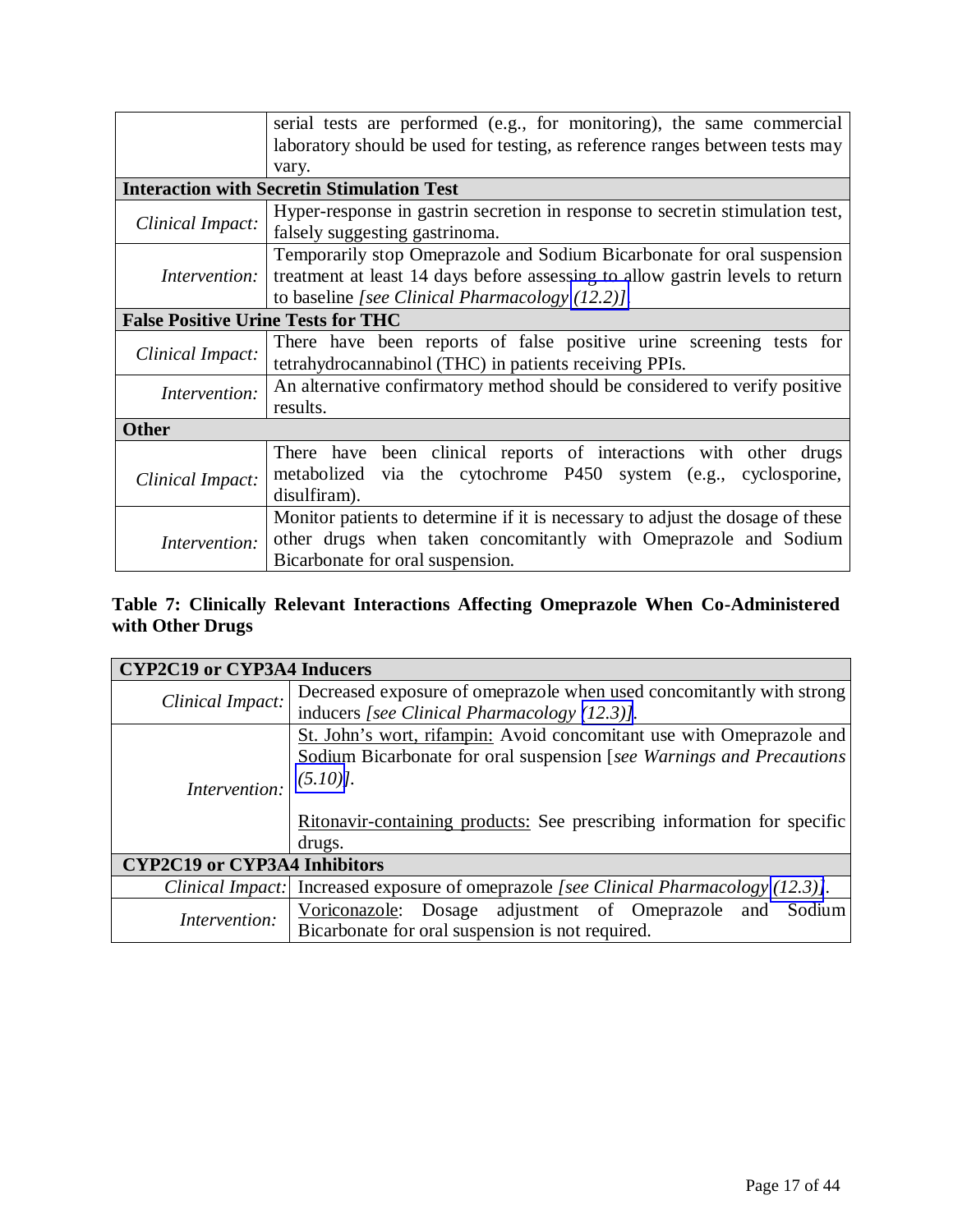| | |
|---|---|
| | serial tests are performed (e.g., for monitoring), the same commercial laboratory should be used for testing, as reference ranges between tests may vary. |
| **Interaction with Secretin Stimulation Test** | |
| *Clinical Impact:* | Hyper-response in gastrin secretion in response to secretin stimulation test, falsely suggesting gastrinoma. |
| *Intervention:* | Temporarily stop Omeprazole and Sodium Bicarbonate for oral suspension treatment at least 14 days before assessing to allow gastrin levels to return to baseline *[see Clinical Pharmacology (12.2)]*. |
| **False Positive Urine Tests for THC** | |
| *Clinical Impact:* | There have been reports of false positive urine screening tests for tetrahydrocannabinol (THC) in patients receiving PPIs. |
| *Intervention:* | An alternative confirmatory method should be considered to verify positive results. |
| **Other** | |
| *Clinical Impact:* | There have been clinical reports of interactions with other drugs metabolized via the cytochrome P450 system (e.g., cyclosporine, disulfiram). |
| *Intervention:* | Monitor patients to determine if it is necessary to adjust the dosage of these other drugs when taken concomitantly with Omeprazole and Sodium Bicarbonate for oral suspension. |

**Table 7: Clinically Relevant Interactions Affecting Omeprazole When Co-Administered with Other Drugs**

| **CYP2C19 or CYP3A4 Inducers** | |
|---|---|
| *Clinical Impact:* | Decreased exposure of omeprazole when used concomitantly with strong inducers *[see Clinical Pharmacology (12.3)]*. |
| *Intervention:* | St. John's wort, rifampin: Avoid concomitant use with Omeprazole and Sodium Bicarbonate for oral suspension [*see Warnings and Precautions (5.10)*].<br><br>Ritonavir-containing products: See prescribing information for specific drugs. |
| **CYP2C19 or CYP3A4 Inhibitors** | |
| *Clinical Impact:* | Increased exposure of omeprazole *[see Clinical Pharmacology (12.3)]*. |
| *Intervention:* | Voriconazole: Dosage adjustment of Omeprazole and Sodium Bicarbonate for oral suspension is not required. |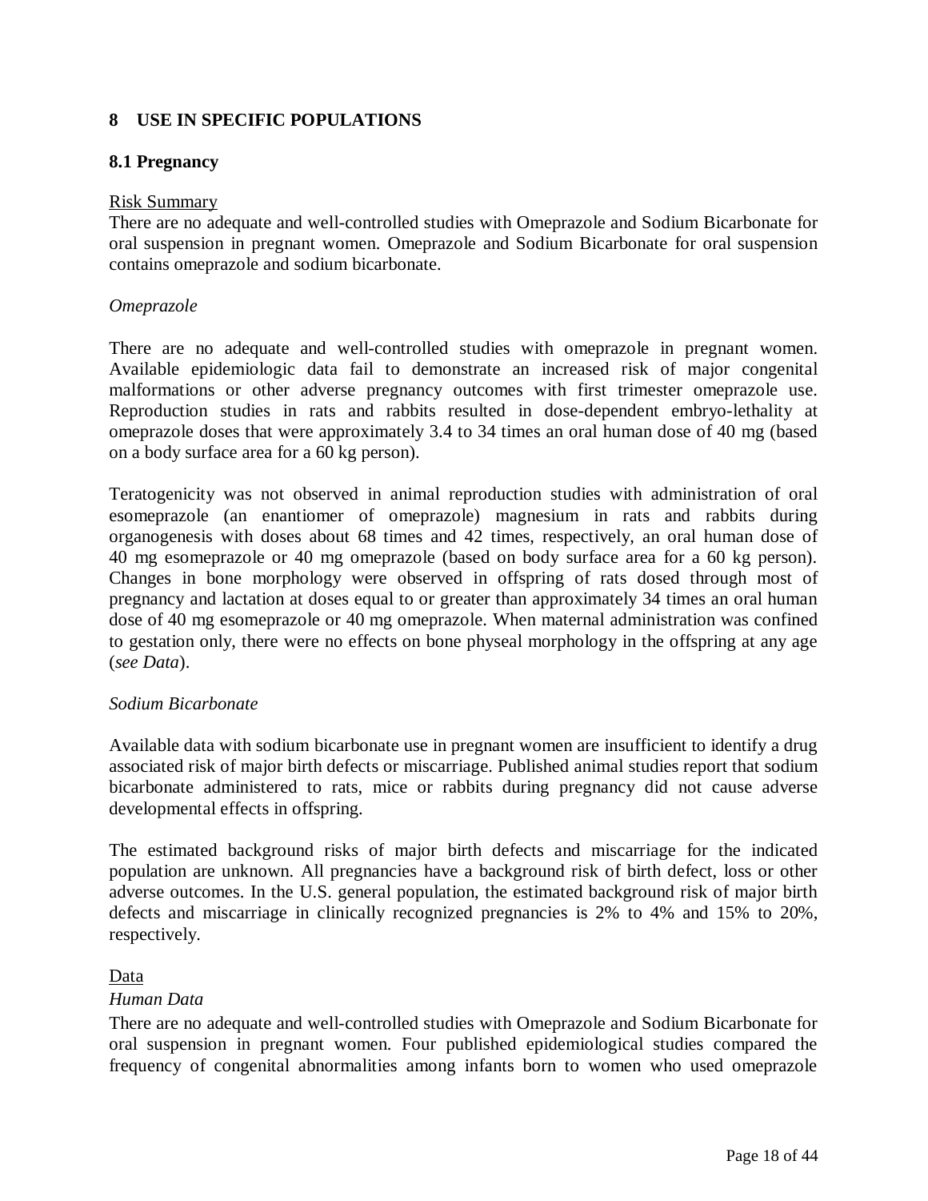## 8 USE IN SPECIFIC POPULATIONS

### 8.1 Pregnancy

Risk Summary

There are no adequate and well-controlled studies with Omeprazole and Sodium Bicarbonate for oral suspension in pregnant women. Omeprazole and Sodium Bicarbonate for oral suspension contains omeprazole and sodium bicarbonate.

*Omeprazole*

There are no adequate and well-controlled studies with omeprazole in pregnant women. Available epidemiologic data fail to demonstrate an increased risk of major congenital malformations or other adverse pregnancy outcomes with first trimester omeprazole use. Reproduction studies in rats and rabbits resulted in dose-dependent embryo-lethality at omeprazole doses that were approximately 3.4 to 34 times an oral human dose of 40 mg (based on a body surface area for a 60 kg person).

Teratogenicity was not observed in animal reproduction studies with administration of oral esomeprazole (an enantiomer of omeprazole) magnesium in rats and rabbits during organogenesis with doses about 68 times and 42 times, respectively, an oral human dose of 40 mg esomeprazole or 40 mg omeprazole (based on body surface area for a 60 kg person). Changes in bone morphology were observed in offspring of rats dosed through most of pregnancy and lactation at doses equal to or greater than approximately 34 times an oral human dose of 40 mg esomeprazole or 40 mg omeprazole. When maternal administration was confined to gestation only, there were no effects on bone physeal morphology in the offspring at any age (*see Data*).

*Sodium Bicarbonate*

Available data with sodium bicarbonate use in pregnant women are insufficient to identify a drug associated risk of major birth defects or miscarriage. Published animal studies report that sodium bicarbonate administered to rats, mice or rabbits during pregnancy did not cause adverse developmental effects in offspring.

The estimated background risks of major birth defects and miscarriage for the indicated population are unknown. All pregnancies have a background risk of birth defect, loss or other adverse outcomes. In the U.S. general population, the estimated background risk of major birth defects and miscarriage in clinically recognized pregnancies is 2% to 4% and 15% to 20%, respectively.

Data

*Human Data*

There are no adequate and well-controlled studies with Omeprazole and Sodium Bicarbonate for oral suspension in pregnant women. Four published epidemiological studies compared the frequency of congenital abnormalities among infants born to women who used omeprazole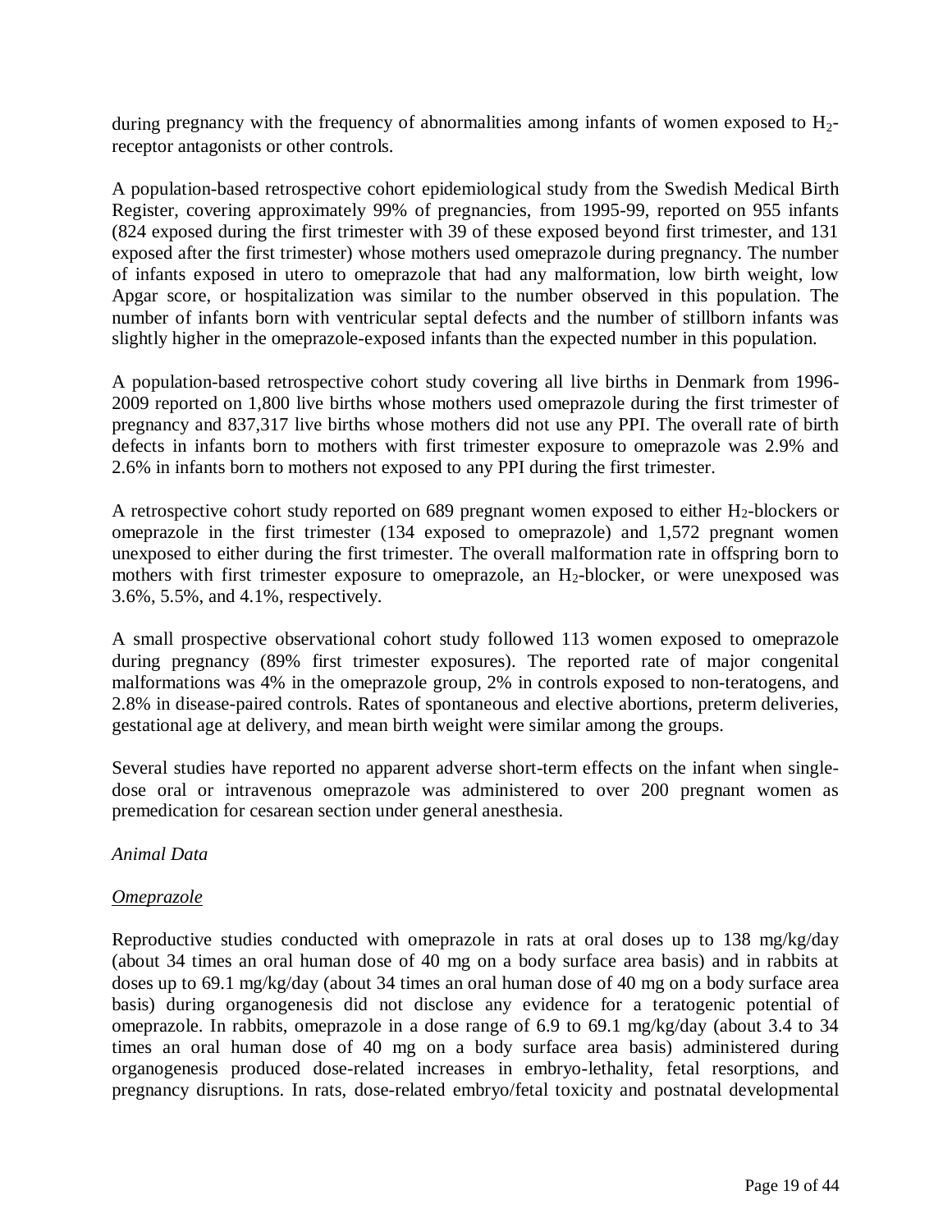during pregnancy with the frequency of abnormalities among infants of women exposed to $H_2$-receptor antagonists or other controls.

A population-based retrospective cohort epidemiological study from the Swedish Medical Birth Register, covering approximately 99% of pregnancies, from 1995-99, reported on 955 infants (824 exposed during the first trimester with 39 of these exposed beyond first trimester, and 131 exposed after the first trimester) whose mothers used omeprazole during pregnancy. The number of infants exposed in utero to omeprazole that had any malformation, low birth weight, low Apgar score, or hospitalization was similar to the number observed in this population. The number of infants born with ventricular septal defects and the number of stillborn infants was slightly higher in the omeprazole-exposed infants than the expected number in this population.

A population-based retrospective cohort study covering all live births in Denmark from 1996-2009 reported on 1,800 live births whose mothers used omeprazole during the first trimester of pregnancy and 837,317 live births whose mothers did not use any PPI. The overall rate of birth defects in infants born to mothers with first trimester exposure to omeprazole was 2.9% and 2.6% in infants born to mothers not exposed to any PPI during the first trimester.

A retrospective cohort study reported on 689 pregnant women exposed to either $H_2$-blockers or omeprazole in the first trimester (134 exposed to omeprazole) and 1,572 pregnant women unexposed to either during the first trimester. The overall malformation rate in offspring born to mothers with first trimester exposure to omeprazole, an $H_2$-blocker, or were unexposed was 3.6%, 5.5%, and 4.1%, respectively.

A small prospective observational cohort study followed 113 women exposed to omeprazole during pregnancy (89% first trimester exposures). The reported rate of major congenital malformations was 4% in the omeprazole group, 2% in controls exposed to non-teratogens, and 2.8% in disease-paired controls. Rates of spontaneous and elective abortions, preterm deliveries, gestational age at delivery, and mean birth weight were similar among the groups.

Several studies have reported no apparent adverse short-term effects on the infant when single-dose oral or intravenous omeprazole was administered to over 200 pregnant women as premedication for cesarean section under general anesthesia.

*Animal Data*

*Omeprazole*

Reproductive studies conducted with omeprazole in rats at oral doses up to 138 mg/kg/day (about 34 times an oral human dose of 40 mg on a body surface area basis) and in rabbits at doses up to 69.1 mg/kg/day (about 34 times an oral human dose of 40 mg on a body surface area basis) during organogenesis did not disclose any evidence for a teratogenic potential of omeprazole. In rabbits, omeprazole in a dose range of 6.9 to 69.1 mg/kg/day (about 3.4 to 34 times an oral human dose of 40 mg on a body surface area basis) administered during organogenesis produced dose-related increases in embryo-lethality, fetal resorptions, and pregnancy disruptions. In rats, dose-related embryo/fetal toxicity and postnatal developmental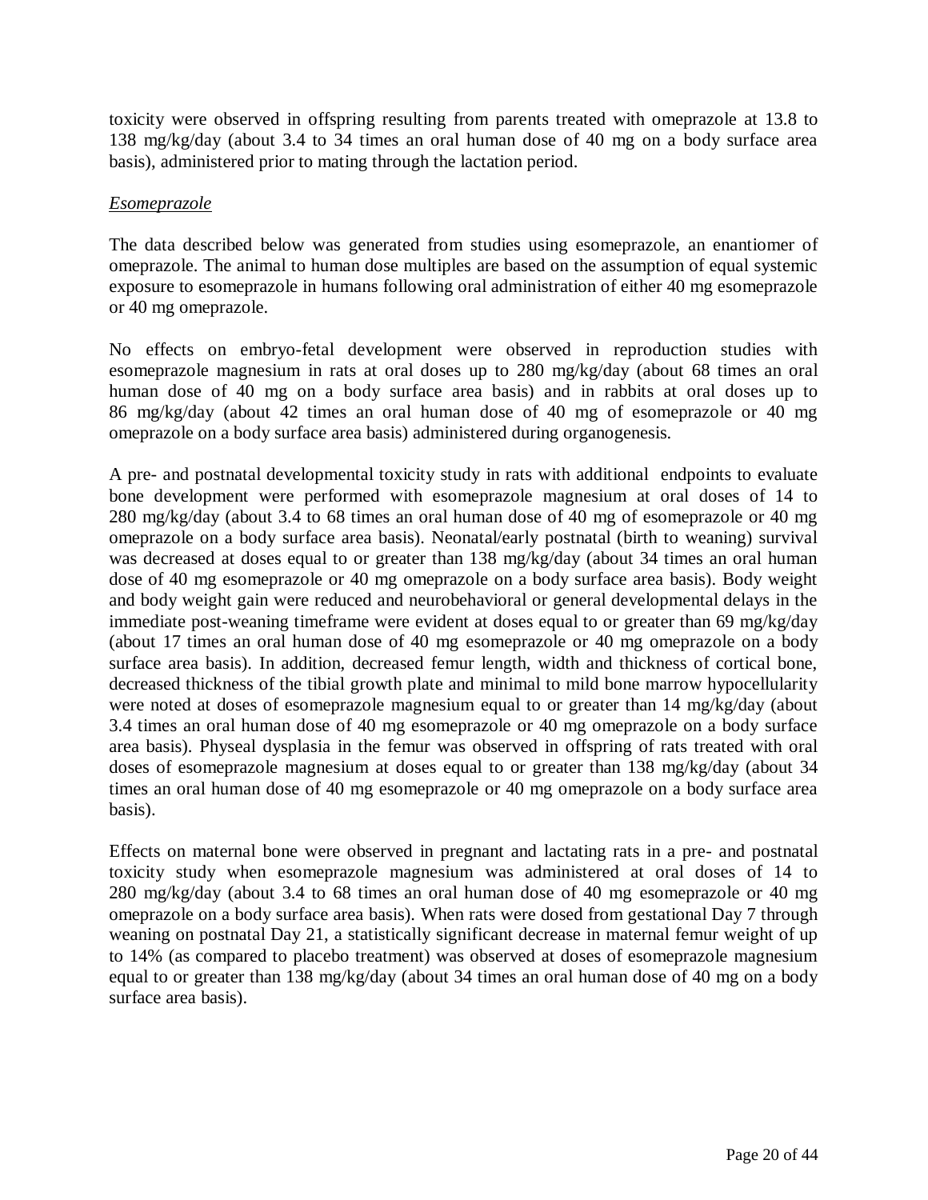toxicity were observed in offspring resulting from parents treated with omeprazole at 13.8 to 138 mg/kg/day (about 3.4 to 34 times an oral human dose of 40 mg on a body surface area basis), administered prior to mating through the lactation period.

*Esomeprazole*

The data described below was generated from studies using esomeprazole, an enantiomer of omeprazole. The animal to human dose multiples are based on the assumption of equal systemic exposure to esomeprazole in humans following oral administration of either 40 mg esomeprazole or 40 mg omeprazole.

No effects on embryo-fetal development were observed in reproduction studies with esomeprazole magnesium in rats at oral doses up to 280 mg/kg/day (about 68 times an oral human dose of 40 mg on a body surface area basis) and in rabbits at oral doses up to 86 mg/kg/day (about 42 times an oral human dose of 40 mg of esomeprazole or 40 mg omeprazole on a body surface area basis) administered during organogenesis.

A pre- and postnatal developmental toxicity study in rats with additional endpoints to evaluate bone development were performed with esomeprazole magnesium at oral doses of 14 to 280 mg/kg/day (about 3.4 to 68 times an oral human dose of 40 mg of esomeprazole or 40 mg omeprazole on a body surface area basis). Neonatal/early postnatal (birth to weaning) survival was decreased at doses equal to or greater than 138 mg/kg/day (about 34 times an oral human dose of 40 mg esomeprazole or 40 mg omeprazole on a body surface area basis). Body weight and body weight gain were reduced and neurobehavioral or general developmental delays in the immediate post-weaning timeframe were evident at doses equal to or greater than 69 mg/kg/day (about 17 times an oral human dose of 40 mg esomeprazole or 40 mg omeprazole on a body surface area basis). In addition, decreased femur length, width and thickness of cortical bone, decreased thickness of the tibial growth plate and minimal to mild bone marrow hypocellularity were noted at doses of esomeprazole magnesium equal to or greater than 14 mg/kg/day (about 3.4 times an oral human dose of 40 mg esomeprazole or 40 mg omeprazole on a body surface area basis). Physeal dysplasia in the femur was observed in offspring of rats treated with oral doses of esomeprazole magnesium at doses equal to or greater than 138 mg/kg/day (about 34 times an oral human dose of 40 mg esomeprazole or 40 mg omeprazole on a body surface area basis).

Effects on maternal bone were observed in pregnant and lactating rats in a pre- and postnatal toxicity study when esomeprazole magnesium was administered at oral doses of 14 to 280 mg/kg/day (about 3.4 to 68 times an oral human dose of 40 mg esomeprazole or 40 mg omeprazole on a body surface area basis). When rats were dosed from gestational Day 7 through weaning on postnatal Day 21, a statistically significant decrease in maternal femur weight of up to 14% (as compared to placebo treatment) was observed at doses of esomeprazole magnesium equal to or greater than 138 mg/kg/day (about 34 times an oral human dose of 40 mg on a body surface area basis).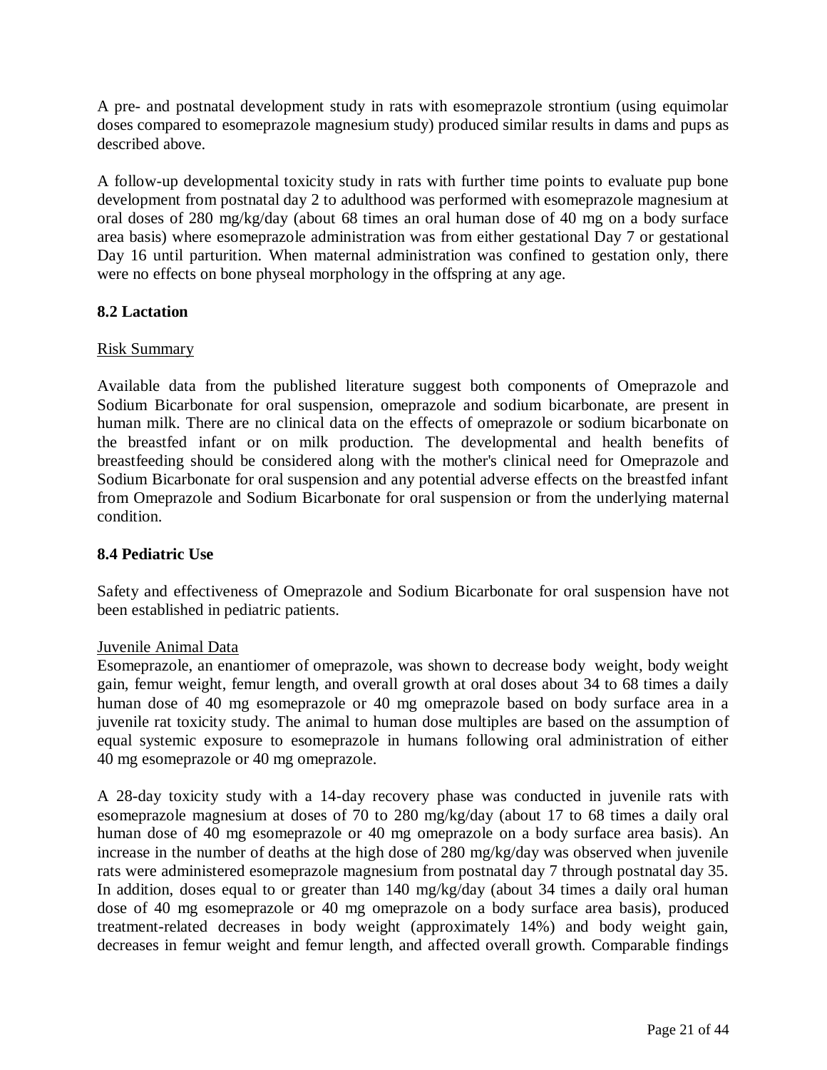A pre- and postnatal development study in rats with esomeprazole strontium (using equimolar doses compared to esomeprazole magnesium study) produced similar results in dams and pups as described above.

A follow-up developmental toxicity study in rats with further time points to evaluate pup bone development from postnatal day 2 to adulthood was performed with esomeprazole magnesium at oral doses of 280 mg/kg/day (about 68 times an oral human dose of 40 mg on a body surface area basis) where esomeprazole administration was from either gestational Day 7 or gestational Day 16 until parturition. When maternal administration was confined to gestation only, there were no effects on bone physeal morphology in the offspring at any age.

## 8.2 Lactation

Risk Summary

Available data from the published literature suggest both components of Omeprazole and Sodium Bicarbonate for oral suspension, omeprazole and sodium bicarbonate, are present in human milk. There are no clinical data on the effects of omeprazole or sodium bicarbonate on the breastfed infant or on milk production. The developmental and health benefits of breastfeeding should be considered along with the mother's clinical need for Omeprazole and Sodium Bicarbonate for oral suspension and any potential adverse effects on the breastfed infant from Omeprazole and Sodium Bicarbonate for oral suspension or from the underlying maternal condition.

## 8.4 Pediatric Use

Safety and effectiveness of Omeprazole and Sodium Bicarbonate for oral suspension have not been established in pediatric patients.

Juvenile Animal Data

Esomeprazole, an enantiomer of omeprazole, was shown to decrease body weight, body weight gain, femur weight, femur length, and overall growth at oral doses about 34 to 68 times a daily human dose of 40 mg esomeprazole or 40 mg omeprazole based on body surface area in a juvenile rat toxicity study. The animal to human dose multiples are based on the assumption of equal systemic exposure to esomeprazole in humans following oral administration of either 40 mg esomeprazole or 40 mg omeprazole.

A 28-day toxicity study with a 14-day recovery phase was conducted in juvenile rats with esomeprazole magnesium at doses of 70 to 280 mg/kg/day (about 17 to 68 times a daily oral human dose of 40 mg esomeprazole or 40 mg omeprazole on a body surface area basis). An increase in the number of deaths at the high dose of 280 mg/kg/day was observed when juvenile rats were administered esomeprazole magnesium from postnatal day 7 through postnatal day 35. In addition, doses equal to or greater than 140 mg/kg/day (about 34 times a daily oral human dose of 40 mg esomeprazole or 40 mg omeprazole on a body surface area basis), produced treatment-related decreases in body weight (approximately 14%) and body weight gain, decreases in femur weight and femur length, and affected overall growth. Comparable findings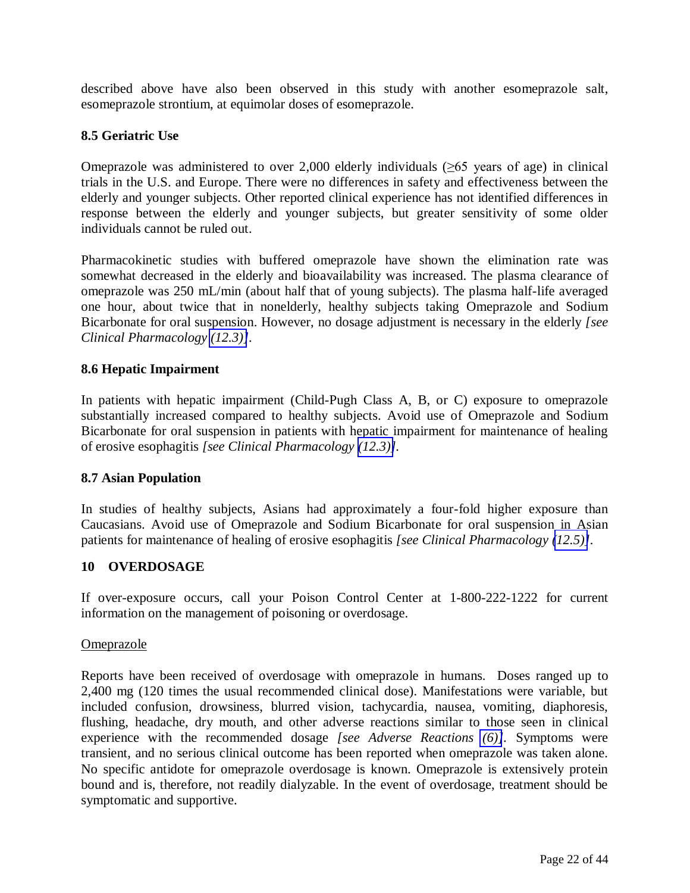described above have also been observed in this study with another esomeprazole salt, esomeprazole strontium, at equimolar doses of esomeprazole.

### 8.5 Geriatric Use

Omeprazole was administered to over 2,000 elderly individuals (≥65 years of age) in clinical trials in the U.S. and Europe. There were no differences in safety and effectiveness between the elderly and younger subjects. Other reported clinical experience has not identified differences in response between the elderly and younger subjects, but greater sensitivity of some older individuals cannot be ruled out.

Pharmacokinetic studies with buffered omeprazole have shown the elimination rate was somewhat decreased in the elderly and bioavailability was increased. The plasma clearance of omeprazole was 250 mL/min (about half that of young subjects). The plasma half-life averaged one hour, about twice that in nonelderly, healthy subjects taking Omeprazole and Sodium Bicarbonate for oral suspension. However, no dosage adjustment is necessary in the elderly *[see Clinical Pharmacology (12.3)]*.

### 8.6 Hepatic Impairment

In patients with hepatic impairment (Child-Pugh Class A, B, or C) exposure to omeprazole substantially increased compared to healthy subjects. Avoid use of Omeprazole and Sodium Bicarbonate for oral suspension in patients with hepatic impairment for maintenance of healing of erosive esophagitis *[see Clinical Pharmacology (12.3)]*.

### 8.7 Asian Population

In studies of healthy subjects, Asians had approximately a four-fold higher exposure than Caucasians. Avoid use of Omeprazole and Sodium Bicarbonate for oral suspension in Asian patients for maintenance of healing of erosive esophagitis *[see Clinical Pharmacology (12.5)]*.

## 10 OVERDOSAGE

If over-exposure occurs, call your Poison Control Center at 1-800-222-1222 for current information on the management of poisoning or overdosage.

Omeprazole

Reports have been received of overdosage with omeprazole in humans. Doses ranged up to 2,400 mg (120 times the usual recommended clinical dose). Manifestations were variable, but included confusion, drowsiness, blurred vision, tachycardia, nausea, vomiting, diaphoresis, flushing, headache, dry mouth, and other adverse reactions similar to those seen in clinical experience with the recommended dosage *[see Adverse Reactions (6)]*. Symptoms were transient, and no serious clinical outcome has been reported when omeprazole was taken alone. No specific antidote for omeprazole overdosage is known. Omeprazole is extensively protein bound and is, therefore, not readily dialyzable. In the event of overdosage, treatment should be symptomatic and supportive.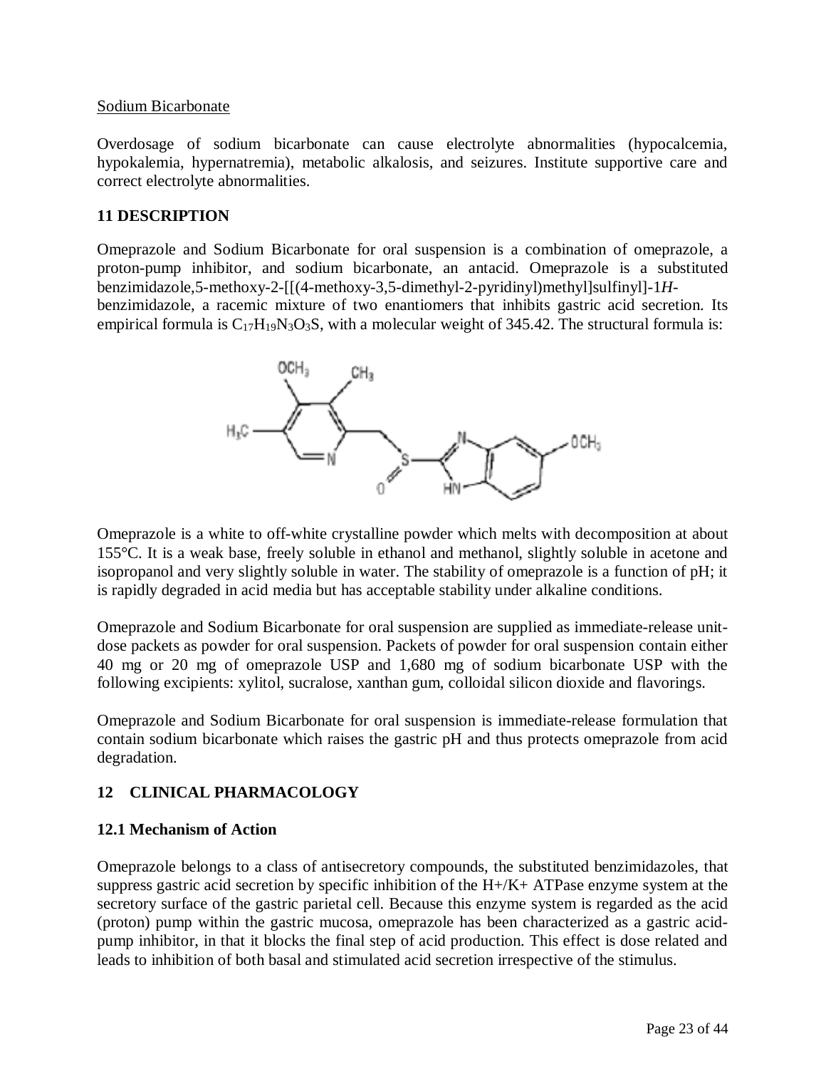Sodium Bicarbonate

Overdosage of sodium bicarbonate can cause electrolyte abnormalities (hypocalcemia, hypokalemia, hypernatremia), metabolic alkalosis, and seizures. Institute supportive care and correct electrolyte abnormalities.

## 11 DESCRIPTION

Omeprazole and Sodium Bicarbonate for oral suspension is a combination of omeprazole, a proton-pump inhibitor, and sodium bicarbonate, an antacid. Omeprazole is a substituted benzimidazole,5-methoxy-2-[[(4-methoxy-3,5-dimethyl-2-pyridinyl)methyl]sulfinyl]-1*H*-benzimidazole, a racemic mixture of two enantiomers that inhibits gastric acid secretion. Its empirical formula is $C_{17}H_{19}N_3O_3S$, with a molecular weight of 345.42. The structural formula is:

Omeprazole is a white to off-white crystalline powder which melts with decomposition at about 155°C. It is a weak base, freely soluble in ethanol and methanol, slightly soluble in acetone and isopropanol and very slightly soluble in water. The stability of omeprazole is a function of pH; it is rapidly degraded in acid media but has acceptable stability under alkaline conditions.

Omeprazole and Sodium Bicarbonate for oral suspension are supplied as immediate-release unit-dose packets as powder for oral suspension. Packets of powder for oral suspension contain either 40 mg or 20 mg of omeprazole USP and 1,680 mg of sodium bicarbonate USP with the following excipients: xylitol, sucralose, xanthan gum, colloidal silicon dioxide and flavorings.

Omeprazole and Sodium Bicarbonate for oral suspension is immediate-release formulation that contain sodium bicarbonate which raises the gastric pH and thus protects omeprazole from acid degradation.

## 12 CLINICAL PHARMACOLOGY

### 12.1 Mechanism of Action

Omeprazole belongs to a class of antisecretory compounds, the substituted benzimidazoles, that suppress gastric acid secretion by specific inhibition of the H+/K+ ATPase enzyme system at the secretory surface of the gastric parietal cell. Because this enzyme system is regarded as the acid (proton) pump within the gastric mucosa, omeprazole has been characterized as a gastric acid-pump inhibitor, in that it blocks the final step of acid production. This effect is dose related and leads to inhibition of both basal and stimulated acid secretion irrespective of the stimulus.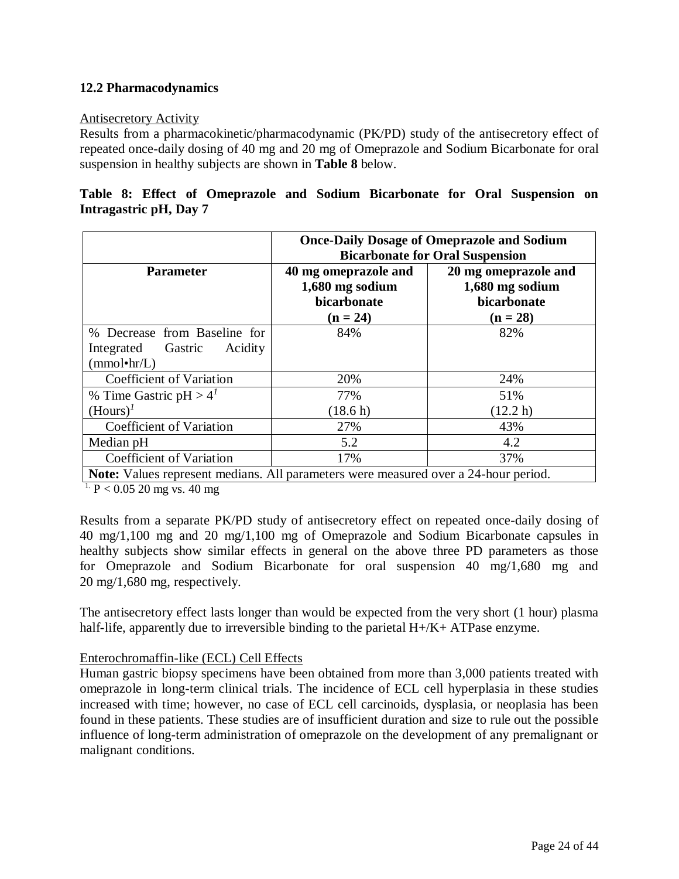### 12.2 Pharmacodynamics

Antisecretory Activity

Results from a pharmacokinetic/pharmacodynamic (PK/PD) study of the antisecretory effect of repeated once-daily dosing of 40 mg and 20 mg of Omeprazole and Sodium Bicarbonate for oral suspension in healthy subjects are shown in **Table 8** below.

**Table 8: Effect of Omeprazole and Sodium Bicarbonate for Oral Suspension on Intragastric pH, Day 7**

| | **Once-Daily Dosage of Omeprazole and Sodium Bicarbonate for Oral Suspension** | |
|---|---|---|
| **Parameter** | **40 mg omeprazole and 1,680 mg sodium bicarbonate (n = 24)** | **20 mg omeprazole and 1,680 mg sodium bicarbonate (n = 28)** |
| % Decrease from Baseline for Integrated Gastric Acidity (mmol•hr/L) | 84% | 82% |
| Coefficient of Variation | 20% | 24% |
| % Time Gastric pH > 4[1] (Hours)[1] | 77% (18.6 h) | 51% (12.2 h) |
| Coefficient of Variation | 27% | 43% |
| Median pH | 5.2 | 4.2 |
| Coefficient of Variation | 17% | 37% |
| **Note:** Values represent medians. All parameters were measured over a 24-hour period. | | |

[1.] $P < 0.05$ 20 mg vs. 40 mg

Results from a separate PK/PD study of antisecretory effect on repeated once-daily dosing of 40 mg/1,100 mg and 20 mg/1,100 mg of Omeprazole and Sodium Bicarbonate capsules in healthy subjects show similar effects in general on the above three PD parameters as those for Omeprazole and Sodium Bicarbonate for oral suspension 40 mg/1,680 mg and 20 mg/1,680 mg, respectively.

The antisecretory effect lasts longer than would be expected from the very short (1 hour) plasma half-life, apparently due to irreversible binding to the parietal $H^+/K^+$ ATPase enzyme.

Enterochromaffin-like (ECL) Cell Effects

Human gastric biopsy specimens have been obtained from more than 3,000 patients treated with omeprazole in long-term clinical trials. The incidence of ECL cell hyperplasia in these studies increased with time; however, no case of ECL cell carcinoids, dysplasia, or neoplasia has been found in these patients. These studies are of insufficient duration and size to rule out the possible influence of long-term administration of omeprazole on the development of any premalignant or malignant conditions.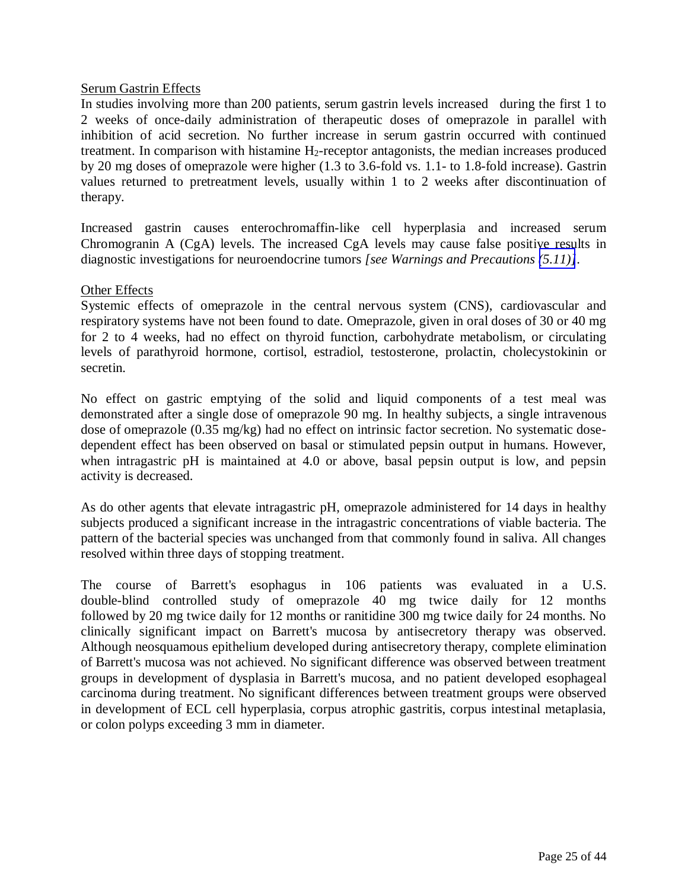Serum Gastrin Effects

In studies involving more than 200 patients, serum gastrin levels increased during the first 1 to 2 weeks of once-daily administration of therapeutic doses of omeprazole in parallel with inhibition of acid secretion. No further increase in serum gastrin occurred with continued treatment. In comparison with histamine $H_2$-receptor antagonists, the median increases produced by 20 mg doses of omeprazole were higher (1.3 to 3.6-fold vs. 1.1- to 1.8-fold increase). Gastrin values returned to pretreatment levels, usually within 1 to 2 weeks after discontinuation of therapy.

Increased gastrin causes enterochromaffin-like cell hyperplasia and increased serum Chromogranin A (CgA) levels. The increased CgA levels may cause false positive results in diagnostic investigations for neuroendocrine tumors *[see Warnings and Precautions (5.11)]*.

Other Effects

Systemic effects of omeprazole in the central nervous system (CNS), cardiovascular and respiratory systems have not been found to date. Omeprazole, given in oral doses of 30 or 40 mg for 2 to 4 weeks, had no effect on thyroid function, carbohydrate metabolism, or circulating levels of parathyroid hormone, cortisol, estradiol, testosterone, prolactin, cholecystokinin or secretin.

No effect on gastric emptying of the solid and liquid components of a test meal was demonstrated after a single dose of omeprazole 90 mg. In healthy subjects, a single intravenous dose of omeprazole (0.35 mg/kg) had no effect on intrinsic factor secretion. No systematic dose-dependent effect has been observed on basal or stimulated pepsin output in humans. However, when intragastric pH is maintained at 4.0 or above, basal pepsin output is low, and pepsin activity is decreased.

As do other agents that elevate intragastric pH, omeprazole administered for 14 days in healthy subjects produced a significant increase in the intragastric concentrations of viable bacteria. The pattern of the bacterial species was unchanged from that commonly found in saliva. All changes resolved within three days of stopping treatment.

The course of Barrett's esophagus in 106 patients was evaluated in a U.S. double-blind controlled study of omeprazole 40 mg twice daily for 12 months followed by 20 mg twice daily for 12 months or ranitidine 300 mg twice daily for 24 months. No clinically significant impact on Barrett's mucosa by antisecretory therapy was observed. Although neosquamous epithelium developed during antisecretory therapy, complete elimination of Barrett's mucosa was not achieved. No significant difference was observed between treatment groups in development of dysplasia in Barrett's mucosa, and no patient developed esophageal carcinoma during treatment. No significant differences between treatment groups were observed in development of ECL cell hyperplasia, corpus atrophic gastritis, corpus intestinal metaplasia, or colon polyps exceeding 3 mm in diameter.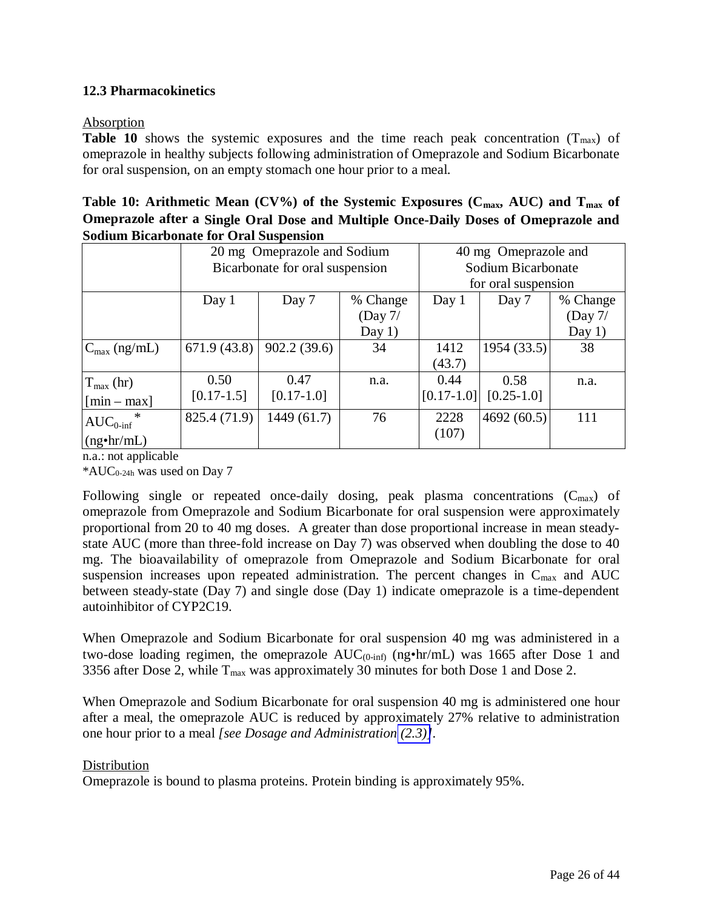### 12.3 Pharmacokinetics

Absorption

**Table 10** shows the systemic exposures and the time reach peak concentration ($T_{max}$) of omeprazole in healthy subjects following administration of Omeprazole and Sodium Bicarbonate for oral suspension, on an empty stomach one hour prior to a meal.

**Table 10: Arithmetic Mean (CV%) of the Systemic Exposures ($C_{max}$, AUC) and $T_{max}$ of Omeprazole after a Single Oral Dose and Multiple Once-Daily Doses of Omeprazole and Sodium Bicarbonate for Oral Suspension**

| | 20 mg Omeprazole and Sodium Bicarbonate for oral suspension | | | 40 mg Omeprazole and Sodium Bicarbonate for oral suspension | | |
|---|---|---|---|---|---|---|
| | Day 1 | Day 7 | % Change (Day 7/ Day 1) | Day 1 | Day 7 | % Change (Day 7/ Day 1) |
| $C_{max}$ (ng/mL) | 671.9 (43.8) | 902.2 (39.6) | 34 | 1412 (43.7) | 1954 (33.5) | 38 |
| $T_{max}$ (hr) [min – max] | 0.50 [0.17-1.5] | 0.47 [0.17-1.0] | n.a. | 0.44 [0.17-1.0] | 0.58 [0.25-1.0] | n.a. |
| $AUC_{0\text{-}inf}$ * (ng•hr/mL) | 825.4 (71.9) | 1449 (61.7) | 76 | 2228 (107) | 4692 (60.5) | 111 |

n.a.: not applicable

*$AUC_{0\text{-}24h}$ was used on Day 7

Following single or repeated once-daily dosing, peak plasma concentrations ($C_{max}$) of omeprazole from Omeprazole and Sodium Bicarbonate for oral suspension were approximately proportional from 20 to 40 mg doses. A greater than dose proportional increase in mean steady-state AUC (more than three-fold increase on Day 7) was observed when doubling the dose to 40 mg. The bioavailability of omeprazole from Omeprazole and Sodium Bicarbonate for oral suspension increases upon repeated administration. The percent changes in $C_{max}$ and AUC between steady-state (Day 7) and single dose (Day 1) indicate omeprazole is a time-dependent autoinhibitor of CYP2C19.

When Omeprazole and Sodium Bicarbonate for oral suspension 40 mg was administered in a two-dose loading regimen, the omeprazole $AUC_{(0\text{-}inf)}$ (ng•hr/mL) was 1665 after Dose 1 and 3356 after Dose 2, while $T_{max}$ was approximately 30 minutes for both Dose 1 and Dose 2.

When Omeprazole and Sodium Bicarbonate for oral suspension 40 mg is administered one hour after a meal, the omeprazole AUC is reduced by approximately 27% relative to administration one hour prior to a meal *[see Dosage and Administration (2.3)]*.

Distribution

Omeprazole is bound to plasma proteins. Protein binding is approximately 95%.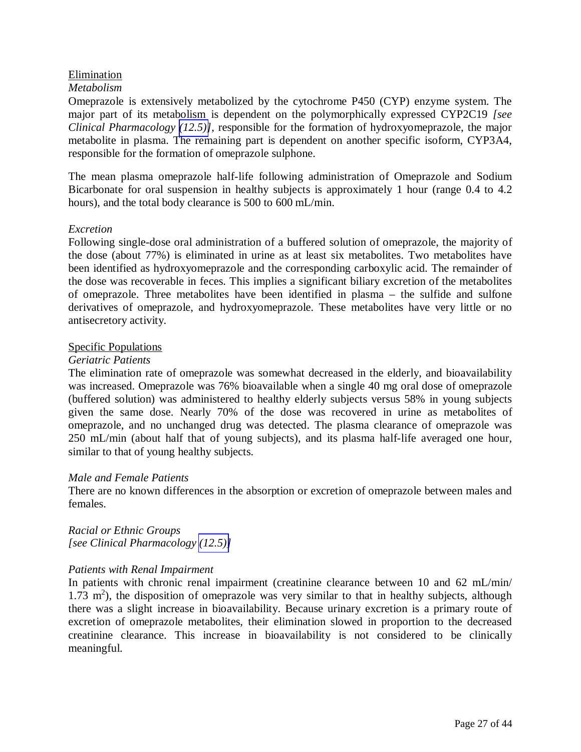Elimination

*Metabolism*

Omeprazole is extensively metabolized by the cytochrome P450 (CYP) enzyme system. The major part of its metabolism is dependent on the polymorphically expressed CYP2C19 *[see Clinical Pharmacology (12.5)]*, responsible for the formation of hydroxyomeprazole, the major metabolite in plasma. The remaining part is dependent on another specific isoform, CYP3A4, responsible for the formation of omeprazole sulphone.

The mean plasma omeprazole half-life following administration of Omeprazole and Sodium Bicarbonate for oral suspension in healthy subjects is approximately 1 hour (range 0.4 to 4.2 hours), and the total body clearance is 500 to 600 mL/min.

*Excretion*

Following single-dose oral administration of a buffered solution of omeprazole, the majority of the dose (about 77%) is eliminated in urine as at least six metabolites. Two metabolites have been identified as hydroxyomeprazole and the corresponding carboxylic acid. The remainder of the dose was recoverable in feces. This implies a significant biliary excretion of the metabolites of omeprazole. Three metabolites have been identified in plasma – the sulfide and sulfone derivatives of omeprazole, and hydroxyomeprazole. These metabolites have very little or no antisecretory activity.

Specific Populations

*Geriatric Patients*

The elimination rate of omeprazole was somewhat decreased in the elderly, and bioavailability was increased. Omeprazole was 76% bioavailable when a single 40 mg oral dose of omeprazole (buffered solution) was administered to healthy elderly subjects versus 58% in young subjects given the same dose. Nearly 70% of the dose was recovered in urine as metabolites of omeprazole, and no unchanged drug was detected. The plasma clearance of omeprazole was 250 mL/min (about half that of young subjects), and its plasma half-life averaged one hour, similar to that of young healthy subjects.

*Male and Female Patients*

There are no known differences in the absorption or excretion of omeprazole between males and females.

*Racial or Ethnic Groups*

*[see Clinical Pharmacology (12.5)]*

*Patients with Renal Impairment*

In patients with chronic renal impairment (creatinine clearance between 10 and 62 mL/min/ 1.73 $m^2$), the disposition of omeprazole was very similar to that in healthy subjects, although there was a slight increase in bioavailability. Because urinary excretion is a primary route of excretion of omeprazole metabolites, their elimination slowed in proportion to the decreased creatinine clearance. This increase in bioavailability is not considered to be clinically meaningful.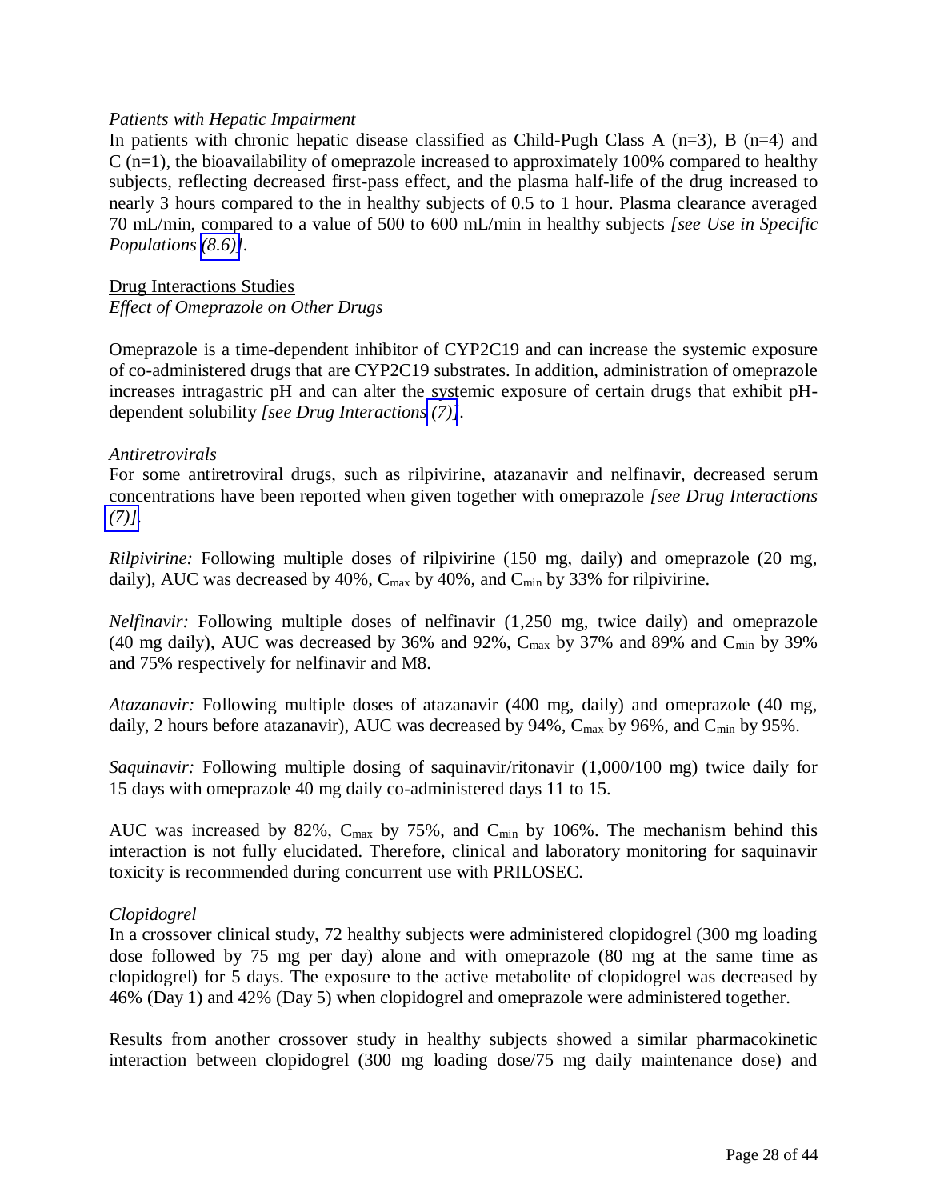*Patients with Hepatic Impairment*

In patients with chronic hepatic disease classified as Child-Pugh Class A (n=3), B (n=4) and C (n=1), the bioavailability of omeprazole increased to approximately 100% compared to healthy subjects, reflecting decreased first-pass effect, and the plasma half-life of the drug increased to nearly 3 hours compared to the in healthy subjects of 0.5 to 1 hour. Plasma clearance averaged 70 mL/min, compared to a value of 500 to 600 mL/min in healthy subjects *[see Use in Specific Populations (8.6)]*.

Drug Interactions Studies

*Effect of Omeprazole on Other Drugs*

Omeprazole is a time-dependent inhibitor of CYP2C19 and can increase the systemic exposure of co-administered drugs that are CYP2C19 substrates. In addition, administration of omeprazole increases intragastric pH and can alter the systemic exposure of certain drugs that exhibit pH-dependent solubility *[see Drug Interactions (7)]*.

*Antiretrovirals*

For some antiretroviral drugs, such as rilpivirine, atazanavir and nelfinavir, decreased serum concentrations have been reported when given together with omeprazole *[see Drug Interactions (7)]*.

*Rilpivirine:* Following multiple doses of rilpivirine (150 mg, daily) and omeprazole (20 mg, daily), AUC was decreased by 40%, $C_{max}$ by 40%, and $C_{min}$ by 33% for rilpivirine.

*Nelfinavir:* Following multiple doses of nelfinavir (1,250 mg, twice daily) and omeprazole (40 mg daily), AUC was decreased by 36% and 92%, $C_{max}$ by 37% and 89% and $C_{min}$ by 39% and 75% respectively for nelfinavir and M8.

*Atazanavir:* Following multiple doses of atazanavir (400 mg, daily) and omeprazole (40 mg, daily, 2 hours before atazanavir), AUC was decreased by 94%, $C_{max}$ by 96%, and $C_{min}$ by 95%.

*Saquinavir:* Following multiple dosing of saquinavir/ritonavir (1,000/100 mg) twice daily for 15 days with omeprazole 40 mg daily co-administered days 11 to 15.

AUC was increased by 82%, $C_{max}$ by 75%, and $C_{min}$ by 106%. The mechanism behind this interaction is not fully elucidated. Therefore, clinical and laboratory monitoring for saquinavir toxicity is recommended during concurrent use with PRILOSEC.

*Clopidogrel*

In a crossover clinical study, 72 healthy subjects were administered clopidogrel (300 mg loading dose followed by 75 mg per day) alone and with omeprazole (80 mg at the same time as clopidogrel) for 5 days. The exposure to the active metabolite of clopidogrel was decreased by 46% (Day 1) and 42% (Day 5) when clopidogrel and omeprazole were administered together.

Results from another crossover study in healthy subjects showed a similar pharmacokinetic interaction between clopidogrel (300 mg loading dose/75 mg daily maintenance dose) and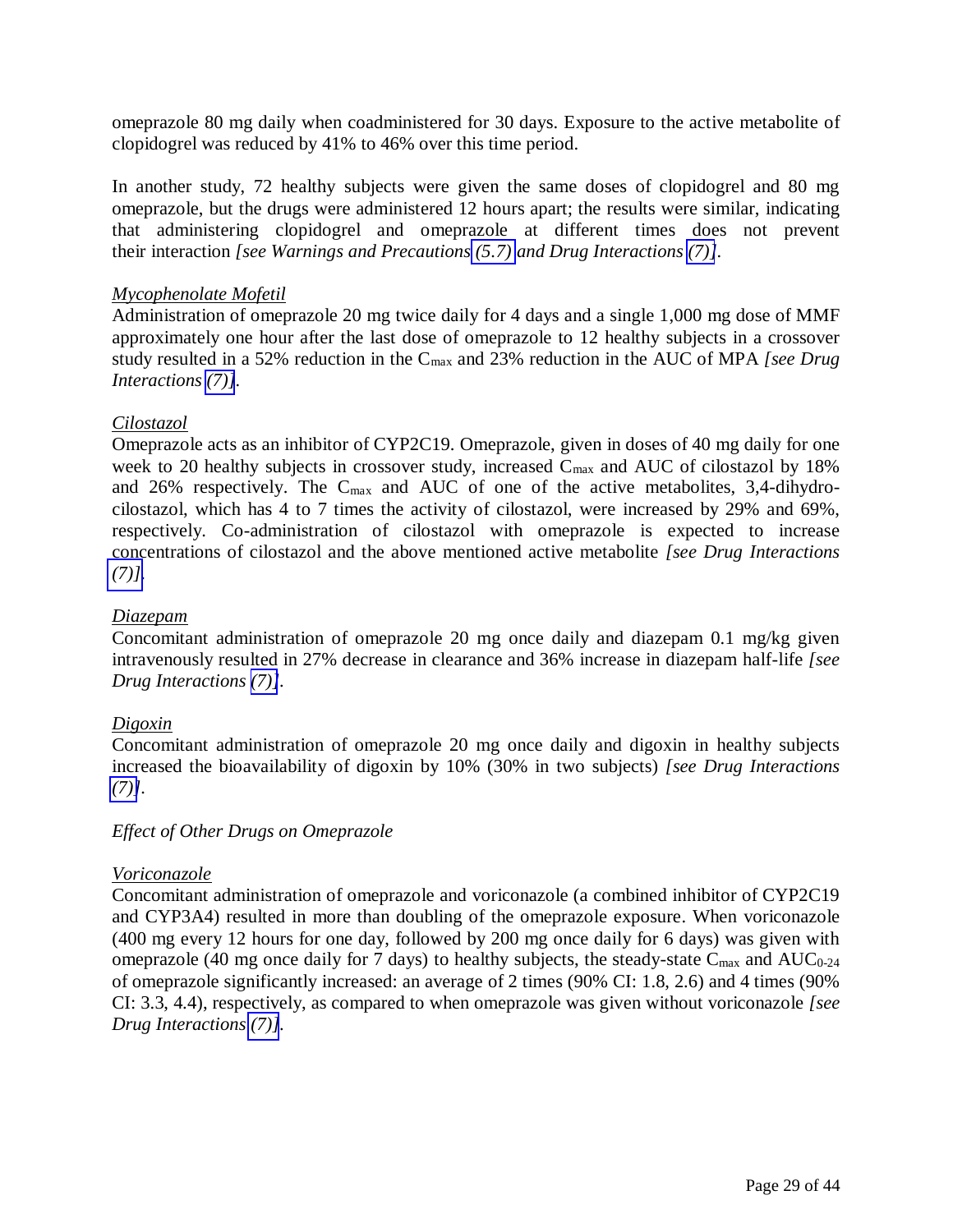omeprazole 80 mg daily when coadministered for 30 days. Exposure to the active metabolite of clopidogrel was reduced by 41% to 46% over this time period.

In another study, 72 healthy subjects were given the same doses of clopidogrel and 80 mg omeprazole, but the drugs were administered 12 hours apart; the results were similar, indicating that administering clopidogrel and omeprazole at different times does not prevent their interaction *[see Warnings and Precautions (5.7) and Drug Interactions (7)]*.

<u>Mycophenolate Mofetil</u>

Administration of omeprazole 20 mg twice daily for 4 days and a single 1,000 mg dose of MMF approximately one hour after the last dose of omeprazole to 12 healthy subjects in a crossover study resulted in a 52% reduction in the $C_{max}$ and 23% reduction in the AUC of MPA *[see Drug Interactions (7)]*.

<u>Cilostazol</u>

Omeprazole acts as an inhibitor of CYP2C19. Omeprazole, given in doses of 40 mg daily for one week to 20 healthy subjects in crossover study, increased $C_{max}$ and AUC of cilostazol by 18% and 26% respectively. The $C_{max}$ and AUC of one of the active metabolites, 3,4-dihydro-cilostazol, which has 4 to 7 times the activity of cilostazol, were increased by 29% and 69%, respectively. Co-administration of cilostazol with omeprazole is expected to increase concentrations of cilostazol and the above mentioned active metabolite *[see Drug Interactions (7)]*.

<u>Diazepam</u>

Concomitant administration of omeprazole 20 mg once daily and diazepam 0.1 mg/kg given intravenously resulted in 27% decrease in clearance and 36% increase in diazepam half-life *[see Drug Interactions (7)]*.

<u>Digoxin</u>

Concomitant administration of omeprazole 20 mg once daily and digoxin in healthy subjects increased the bioavailability of digoxin by 10% (30% in two subjects) *[see Drug Interactions (7)]*.

*Effect of Other Drugs on Omeprazole*

<u>Voriconazole</u>

Concomitant administration of omeprazole and voriconazole (a combined inhibitor of CYP2C19 and CYP3A4) resulted in more than doubling of the omeprazole exposure. When voriconazole (400 mg every 12 hours for one day, followed by 200 mg once daily for 6 days) was given with omeprazole (40 mg once daily for 7 days) to healthy subjects, the steady-state $C_{max}$ and $AUC_{0-24}$ of omeprazole significantly increased: an average of 2 times (90% CI: 1.8, 2.6) and 4 times (90% CI: 3.3, 4.4), respectively, as compared to when omeprazole was given without voriconazole *[see Drug Interactions (7)]*.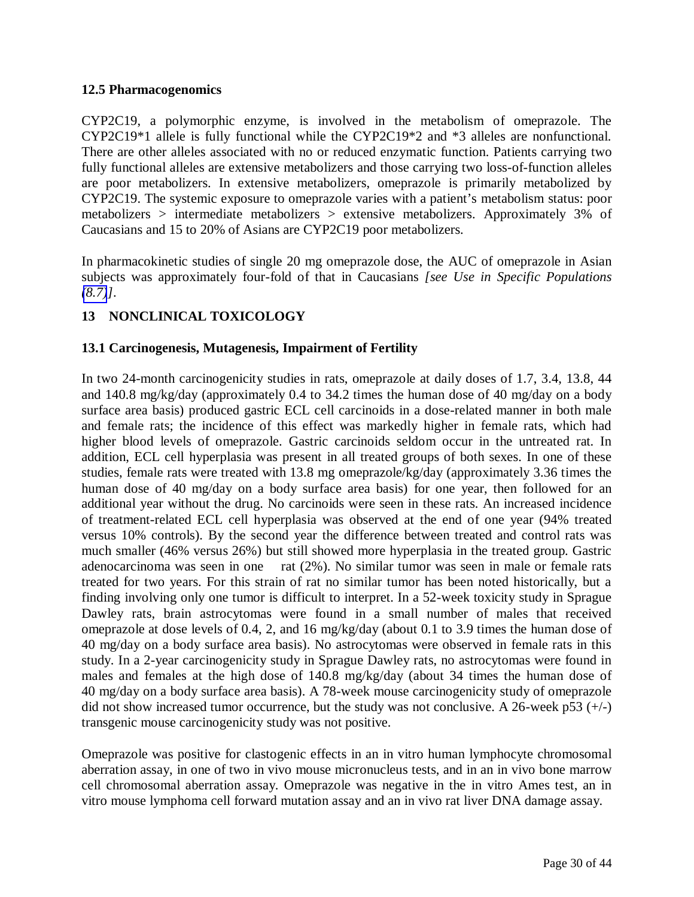### 12.5 Pharmacogenomics

CYP2C19, a polymorphic enzyme, is involved in the metabolism of omeprazole. The CYP2C19*1 allele is fully functional while the CYP2C19*2 and *3 alleles are nonfunctional. There are other alleles associated with no or reduced enzymatic function. Patients carrying two fully functional alleles are extensive metabolizers and those carrying two loss-of-function alleles are poor metabolizers. In extensive metabolizers, omeprazole is primarily metabolized by CYP2C19. The systemic exposure to omeprazole varies with a patient's metabolism status: poor metabolizers > intermediate metabolizers > extensive metabolizers. Approximately 3% of Caucasians and 15 to 20% of Asians are CYP2C19 poor metabolizers.

In pharmacokinetic studies of single 20 mg omeprazole dose, the AUC of omeprazole in Asian subjects was approximately four-fold of that in Caucasians *[see Use in Specific Populations (8.7)]*.

## 13 NONCLINICAL TOXICOLOGY

### 13.1 Carcinogenesis, Mutagenesis, Impairment of Fertility

In two 24-month carcinogenicity studies in rats, omeprazole at daily doses of 1.7, 3.4, 13.8, 44 and 140.8 mg/kg/day (approximately 0.4 to 34.2 times the human dose of 40 mg/day on a body surface area basis) produced gastric ECL cell carcinoids in a dose-related manner in both male and female rats; the incidence of this effect was markedly higher in female rats, which had higher blood levels of omeprazole. Gastric carcinoids seldom occur in the untreated rat. In addition, ECL cell hyperplasia was present in all treated groups of both sexes. In one of these studies, female rats were treated with 13.8 mg omeprazole/kg/day (approximately 3.36 times the human dose of 40 mg/day on a body surface area basis) for one year, then followed for an additional year without the drug. No carcinoids were seen in these rats. An increased incidence of treatment-related ECL cell hyperplasia was observed at the end of one year (94% treated versus 10% controls). By the second year the difference between treated and control rats was much smaller (46% versus 26%) but still showed more hyperplasia in the treated group. Gastric adenocarcinoma was seen in one rat (2%). No similar tumor was seen in male or female rats treated for two years. For this strain of rat no similar tumor has been noted historically, but a finding involving only one tumor is difficult to interpret. In a 52-week toxicity study in Sprague Dawley rats, brain astrocytomas were found in a small number of males that received omeprazole at dose levels of 0.4, 2, and 16 mg/kg/day (about 0.1 to 3.9 times the human dose of 40 mg/day on a body surface area basis). No astrocytomas were observed in female rats in this study. In a 2-year carcinogenicity study in Sprague Dawley rats, no astrocytomas were found in males and females at the high dose of 140.8 mg/kg/day (about 34 times the human dose of 40 mg/day on a body surface area basis). A 78-week mouse carcinogenicity study of omeprazole did not show increased tumor occurrence, but the study was not conclusive. A 26-week p53 (+/-) transgenic mouse carcinogenicity study was not positive.

Omeprazole was positive for clastogenic effects in an in vitro human lymphocyte chromosomal aberration assay, in one of two in vivo mouse micronucleus tests, and in an in vivo bone marrow cell chromosomal aberration assay. Omeprazole was negative in the in vitro Ames test, an in vitro mouse lymphoma cell forward mutation assay and an in vivo rat liver DNA damage assay.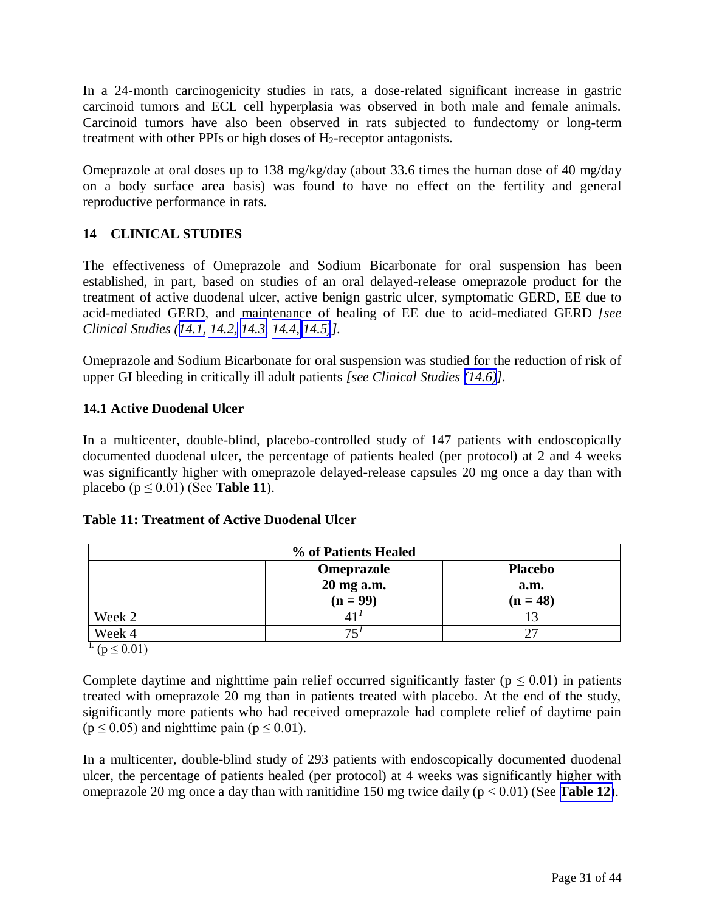In a 24-month carcinogenicity studies in rats, a dose-related significant increase in gastric carcinoid tumors and ECL cell hyperplasia was observed in both male and female animals. Carcinoid tumors have also been observed in rats subjected to fundectomy or long-term treatment with other PPIs or high doses of $H_2$-receptor antagonists.

Omeprazole at oral doses up to 138 mg/kg/day (about 33.6 times the human dose of 40 mg/day on a body surface area basis) was found to have no effect on the fertility and general reproductive performance in rats.

## 14 CLINICAL STUDIES

The effectiveness of Omeprazole and Sodium Bicarbonate for oral suspension has been established, in part, based on studies of an oral delayed-release omeprazole product for the treatment of active duodenal ulcer, active benign gastric ulcer, symptomatic GERD, EE due to acid-mediated GERD, and maintenance of healing of EE due to acid-mediated GERD *[see Clinical Studies (14.1, 14.2, 14.3, 14.4, 14.5)]*.

Omeprazole and Sodium Bicarbonate for oral suspension was studied for the reduction of risk of upper GI bleeding in critically ill adult patients *[see Clinical Studies (14.6)]*.

### 14.1 Active Duodenal Ulcer

In a multicenter, double-blind, placebo-controlled study of 147 patients with endoscopically documented duodenal ulcer, the percentage of patients healed (per protocol) at 2 and 4 weeks was significantly higher with omeprazole delayed-release capsules 20 mg once a day than with placebo ($p \leq 0.01$) (See **Table 11**).

**Table 11: Treatment of Active Duodenal Ulcer**

| % of Patients Healed | | |
|---|---|---|
| | **Omeprazole 20 mg a.m. (n = 99)** | **Placebo a.m. (n = 48)** |
| Week 2 | 41[1] | 13 |
| Week 4 | 75[1] | 27 |

[1] ($p \leq 0.01$)

Complete daytime and nighttime pain relief occurred significantly faster ($p \leq 0.01$) in patients treated with omeprazole 20 mg than in patients treated with placebo. At the end of the study, significantly more patients who had received omeprazole had complete relief of daytime pain ($p \leq 0.05$) and nighttime pain ($p \leq 0.01$).

In a multicenter, double-blind study of 293 patients with endoscopically documented duodenal ulcer, the percentage of patients healed (per protocol) at 4 weeks was significantly higher with omeprazole 20 mg once a day than with ranitidine 150 mg twice daily ($p < 0.01$) (See **Table 12**).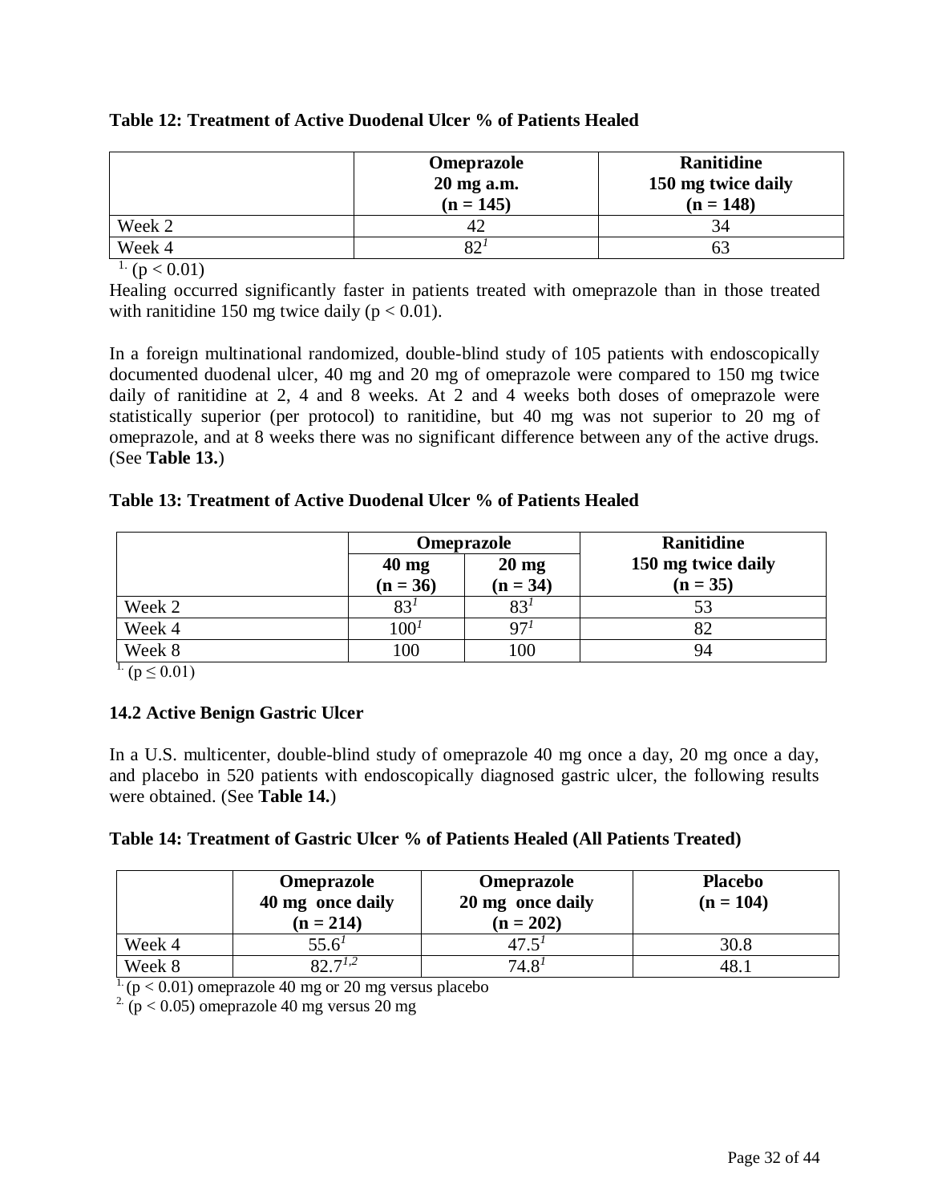**Table 12: Treatment of Active Duodenal Ulcer % of Patients Healed**

| | Omeprazole 20 mg a.m. (n = 145) | Ranitidine 150 mg twice daily (n = 148) |
|---|---|---|
| Week 2 | 42 | 34 |
| Week 4 | 82[1] | 63 |

1. ($p < 0.01$)

Healing occurred significantly faster in patients treated with omeprazole than in those treated with ranitidine 150 mg twice daily ($p < 0.01$).

In a foreign multinational randomized, double-blind study of 105 patients with endoscopically documented duodenal ulcer, 40 mg and 20 mg of omeprazole were compared to 150 mg twice daily of ranitidine at 2, 4 and 8 weeks. At 2 and 4 weeks both doses of omeprazole were statistically superior (per protocol) to ranitidine, but 40 mg was not superior to 20 mg of omeprazole, and at 8 weeks there was no significant difference between any of the active drugs. (See **Table 13.**)

**Table 13: Treatment of Active Duodenal Ulcer % of Patients Healed**

| | Omeprazole | | Ranitidine |
|---|---|---|---|
| | 40 mg (n = 36) | 20 mg (n = 34) | 150 mg twice daily (n = 35) |
| Week 2 | 83[1] | 83[1] | 53 |
| Week 4 | 100[1] | 97[1] | 82 |
| Week 8 | 100 | 100 | 94 |

1. ($p \leq 0.01$)

### 14.2 Active Benign Gastric Ulcer

In a U.S. multicenter, double-blind study of omeprazole 40 mg once a day, 20 mg once a day, and placebo in 520 patients with endoscopically diagnosed gastric ulcer, the following results were obtained. (See **Table 14.**)

**Table 14: Treatment of Gastric Ulcer % of Patients Healed (All Patients Treated)**

| | Omeprazole 40 mg once daily (n = 214) | Omeprazole 20 mg once daily (n = 202) | Placebo (n = 104) |
|---|---|---|---|
| Week 4 | 55.6[1] | 47.5[1] | 30.8 |
| Week 8 | 82.7[1,2] | 74.8[1] | 48.1 |

1. ($p < 0.01$) omeprazole 40 mg or 20 mg versus placebo
2. ($p < 0.05$) omeprazole 40 mg versus 20 mg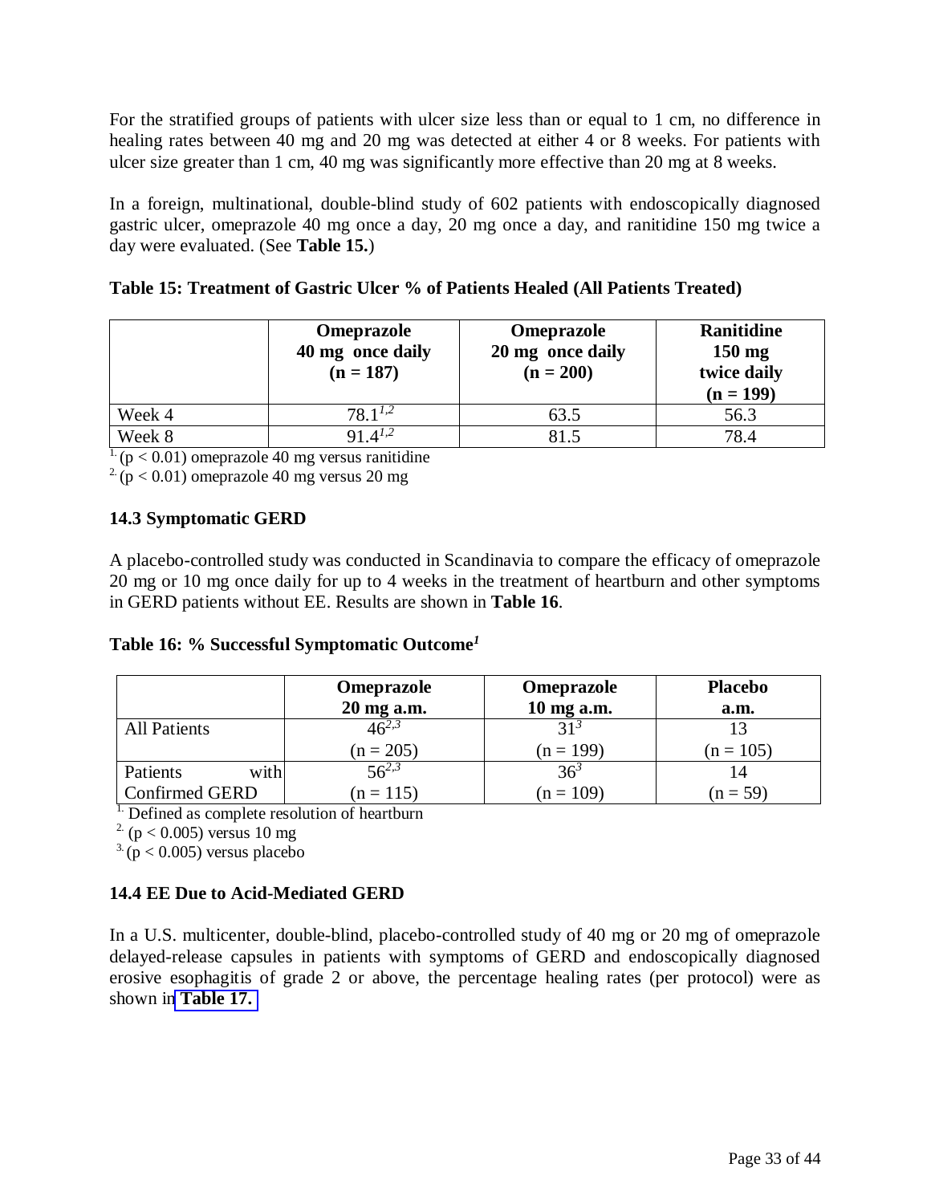For the stratified groups of patients with ulcer size less than or equal to 1 cm, no difference in healing rates between 40 mg and 20 mg was detected at either 4 or 8 weeks. For patients with ulcer size greater than 1 cm, 40 mg was significantly more effective than 20 mg at 8 weeks.

In a foreign, multinational, double-blind study of 602 patients with endoscopically diagnosed gastric ulcer, omeprazole 40 mg once a day, 20 mg once a day, and ranitidine 150 mg twice a day were evaluated. (See **Table 15.**)

**Table 15: Treatment of Gastric Ulcer % of Patients Healed (All Patients Treated)**

| | Omeprazole 40 mg once daily (n = 187) | Omeprazole 20 mg once daily (n = 200) | Ranitidine 150 mg twice daily (n = 199) |
|---|---|---|---|
| Week 4 | 78.1[1,2] | 63.5 | 56.3 |
| Week 8 | 91.4[1,2] | 81.5 | 78.4 |

[1] ($p < 0.01$) omeprazole 40 mg versus ranitidine

[2] ($p < 0.01$) omeprazole 40 mg versus 20 mg

### 14.3 Symptomatic GERD

A placebo-controlled study was conducted in Scandinavia to compare the efficacy of omeprazole 20 mg or 10 mg once daily for up to 4 weeks in the treatment of heartburn and other symptoms in GERD patients without EE. Results are shown in **Table 16**.

**Table 16: % Successful Symptomatic Outcome[1]**

| | Omeprazole 20 mg a.m. | Omeprazole 10 mg a.m. | Placebo a.m. |
|---|---|---|---|
| All Patients | 46[2,3] (n = 205) | 31[3] (n = 199) | 13 (n = 105) |
| Patients with Confirmed GERD | 56[2,3] (n = 115) | 36[3] (n = 109) | 14 (n = 59) |

[1] Defined as complete resolution of heartburn

[2] ($p < 0.005$) versus 10 mg

[3] ($p < 0.005$) versus placebo

### 14.4 EE Due to Acid-Mediated GERD

In a U.S. multicenter, double-blind, placebo-controlled study of 40 mg or 20 mg of omeprazole delayed-release capsules in patients with symptoms of GERD and endoscopically diagnosed erosive esophagitis of grade 2 or above, the percentage healing rates (per protocol) were as shown in **Table 17.**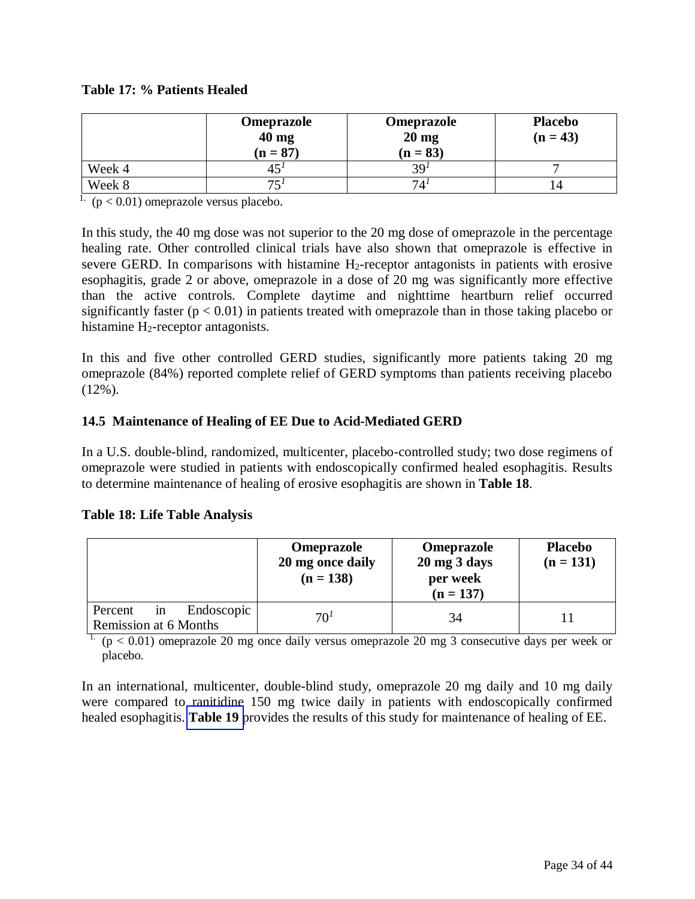**Table 17: % Patients Healed**

| | Omeprazole 40 mg (n = 87) | Omeprazole 20 mg (n = 83) | Placebo (n = 43) |
|---|---|---|---|
| Week 4 | 45[1] | 39[1] | 7 |
| Week 8 | 75[1] | 74[1] | 14 |

1. ($p < 0.01$) omeprazole versus placebo.

In this study, the 40 mg dose was not superior to the 20 mg dose of omeprazole in the percentage healing rate. Other controlled clinical trials have also shown that omeprazole is effective in severe GERD. In comparisons with histamine $H_2$-receptor antagonists in patients with erosive esophagitis, grade 2 or above, omeprazole in a dose of 20 mg was significantly more effective than the active controls. Complete daytime and nighttime heartburn relief occurred significantly faster ($p < 0.01$) in patients treated with omeprazole than in those taking placebo or histamine $H_2$-receptor antagonists.

In this and five other controlled GERD studies, significantly more patients taking 20 mg omeprazole (84%) reported complete relief of GERD symptoms than patients receiving placebo (12%).

## 14.5 Maintenance of Healing of EE Due to Acid-Mediated GERD

In a U.S. double-blind, randomized, multicenter, placebo-controlled study; two dose regimens of omeprazole were studied in patients with endoscopically confirmed healed esophagitis. Results to determine maintenance of healing of erosive esophagitis are shown in **Table 18**.

**Table 18: Life Table Analysis**

| | Omeprazole 20 mg once daily (n = 138) | Omeprazole 20 mg 3 days per week (n = 137) | Placebo (n = 131) |
|---|---|---|---|
| Percent in Endoscopic Remission at 6 Months | 70[1] | 34 | 11 |

1. ($p < 0.01$) omeprazole 20 mg once daily versus omeprazole 20 mg 3 consecutive days per week or placebo.

In an international, multicenter, double-blind study, omeprazole 20 mg daily and 10 mg daily were compared to ranitidine 150 mg twice daily in patients with endoscopically confirmed healed esophagitis. **Table 19** provides the results of this study for maintenance of healing of EE.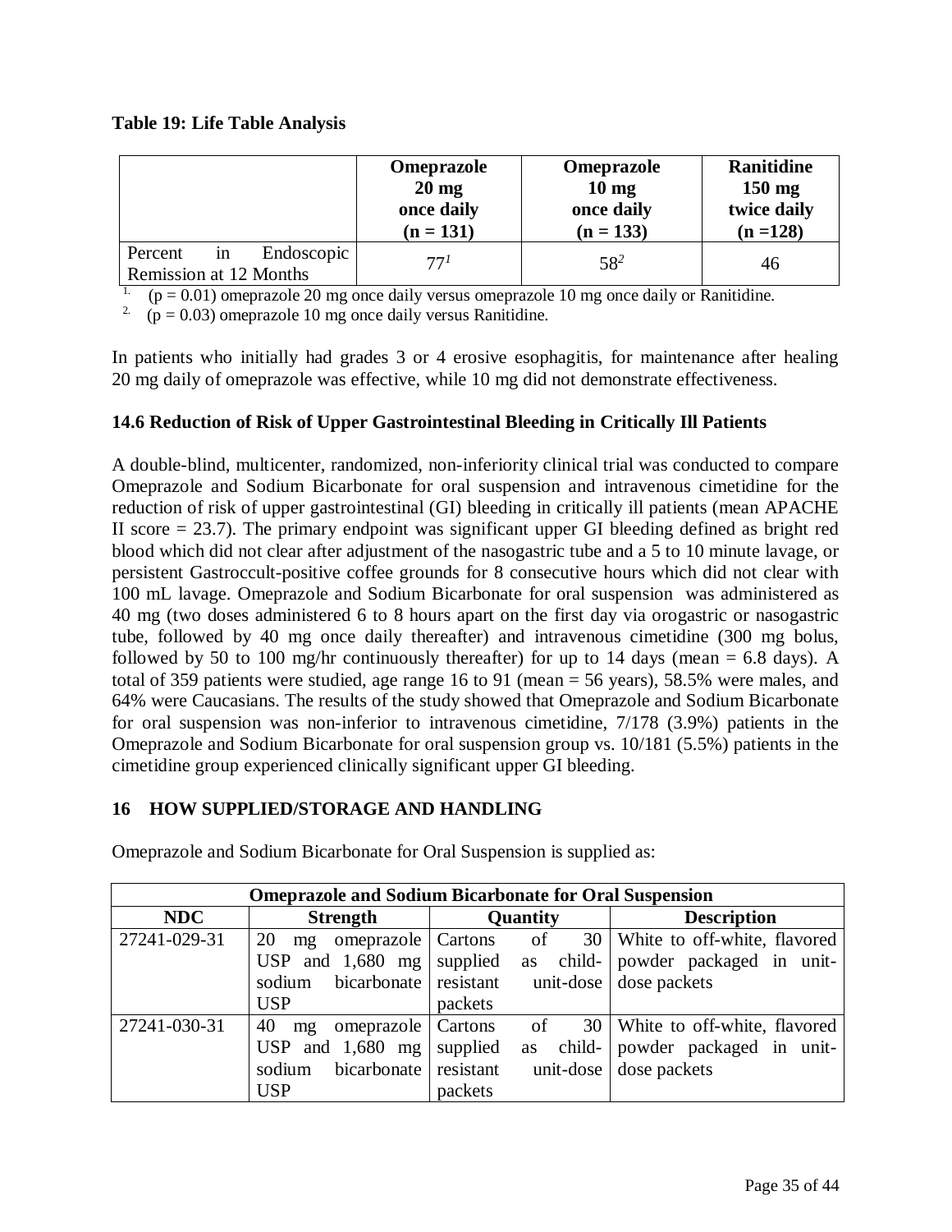**Table 19: Life Table Analysis**

| | **Omeprazole 20 mg once daily (n = 131)** | **Omeprazole 10 mg once daily (n = 133)** | **Ranitidine 150 mg twice daily (n =128)** |
|---|---|---|---|
| Percent in Endoscopic Remission at 12 Months | 77[1] | 58[2] | 46 |

1. ($p = 0.01$) omeprazole 20 mg once daily versus omeprazole 10 mg once daily or Ranitidine.
2. ($p = 0.03$) omeprazole 10 mg once daily versus Ranitidine.

In patients who initially had grades 3 or 4 erosive esophagitis, for maintenance after healing 20 mg daily of omeprazole was effective, while 10 mg did not demonstrate effectiveness.

### 14.6 Reduction of Risk of Upper Gastrointestinal Bleeding in Critically Ill Patients

A double-blind, multicenter, randomized, non-inferiority clinical trial was conducted to compare Omeprazole and Sodium Bicarbonate for oral suspension and intravenous cimetidine for the reduction of risk of upper gastrointestinal (GI) bleeding in critically ill patients (mean APACHE II score = 23.7). The primary endpoint was significant upper GI bleeding defined as bright red blood which did not clear after adjustment of the nasogastric tube and a 5 to 10 minute lavage, or persistent Gastroccult-positive coffee grounds for 8 consecutive hours which did not clear with 100 mL lavage. Omeprazole and Sodium Bicarbonate for oral suspension was administered as 40 mg (two doses administered 6 to 8 hours apart on the first day via orogastric or nasogastric tube, followed by 40 mg once daily thereafter) and intravenous cimetidine (300 mg bolus, followed by 50 to 100 mg/hr continuously thereafter) for up to 14 days (mean = 6.8 days). A total of 359 patients were studied, age range 16 to 91 (mean = 56 years), 58.5% were males, and 64% were Caucasians. The results of the study showed that Omeprazole and Sodium Bicarbonate for oral suspension was non-inferior to intravenous cimetidine, 7/178 (3.9%) patients in the Omeprazole and Sodium Bicarbonate for oral suspension group vs. 10/181 (5.5%) patients in the cimetidine group experienced clinically significant upper GI bleeding.

## 16 HOW SUPPLIED/STORAGE AND HANDLING

Omeprazole and Sodium Bicarbonate for Oral Suspension is supplied as:

| **Omeprazole and Sodium Bicarbonate for Oral Suspension** | | | |
|---|---|---|---|
| **NDC** | **Strength** | **Quantity** | **Description** |
| 27241-029-31 | 20 mg omeprazole USP and 1,680 mg sodium bicarbonate USP | Cartons of 30 supplied as child-resistant unit-dose packets | White to off-white, flavored powder packaged in unit-dose packets |
| 27241-030-31 | 40 mg omeprazole USP and 1,680 mg sodium bicarbonate USP | Cartons of 30 supplied as child-resistant unit-dose packets | White to off-white, flavored powder packaged in unit-dose packets |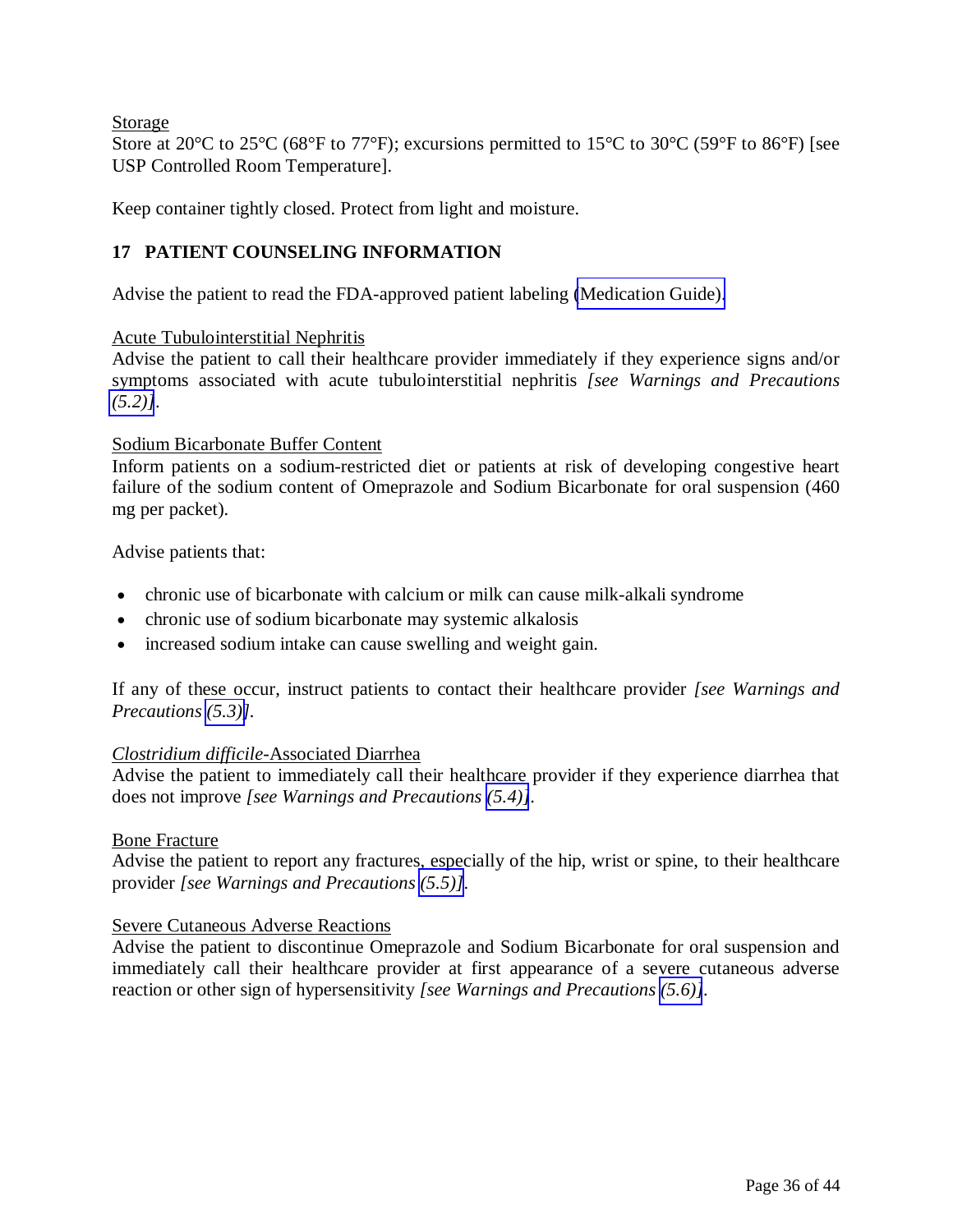Storage

Store at 20°C to 25°C (68°F to 77°F); excursions permitted to 15°C to 30°C (59°F to 86°F) [see USP Controlled Room Temperature].

Keep container tightly closed. Protect from light and moisture.

## 17 PATIENT COUNSELING INFORMATION

Advise the patient to read the FDA-approved patient labeling (Medication Guide).

Acute Tubulointerstitial Nephritis

Advise the patient to call their healthcare provider immediately if they experience signs and/or symptoms associated with acute tubulointerstitial nephritis *[see Warnings and Precautions (5.2)]*.

Sodium Bicarbonate Buffer Content

Inform patients on a sodium-restricted diet or patients at risk of developing congestive heart failure of the sodium content of Omeprazole and Sodium Bicarbonate for oral suspension (460 mg per packet).

Advise patients that:

- chronic use of bicarbonate with calcium or milk can cause milk-alkali syndrome
- chronic use of sodium bicarbonate may systemic alkalosis
- increased sodium intake can cause swelling and weight gain.

If any of these occur, instruct patients to contact their healthcare provider *[see Warnings and Precautions (5.3)]*.

*Clostridium difficile*-Associated Diarrhea

Advise the patient to immediately call their healthcare provider if they experience diarrhea that does not improve *[see Warnings and Precautions (5.4)]*.

Bone Fracture

Advise the patient to report any fractures, especially of the hip, wrist or spine, to their healthcare provider *[see Warnings and Precautions (5.5)]*.

Severe Cutaneous Adverse Reactions

Advise the patient to discontinue Omeprazole and Sodium Bicarbonate for oral suspension and immediately call their healthcare provider at first appearance of a severe cutaneous adverse reaction or other sign of hypersensitivity *[see Warnings and Precautions (5.6)]*.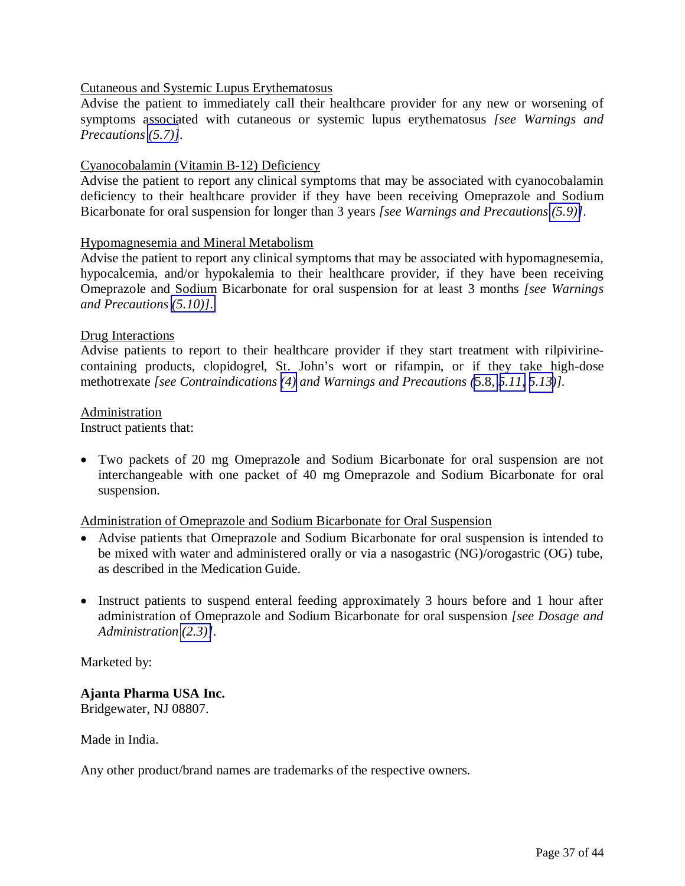Cutaneous and Systemic Lupus Erythematosus

Advise the patient to immediately call their healthcare provider for any new or worsening of symptoms associated with cutaneous or systemic lupus erythematosus *[see Warnings and Precautions (5.7)]*.

Cyanocobalamin (Vitamin B-12) Deficiency

Advise the patient to report any clinical symptoms that may be associated with cyanocobalamin deficiency to their healthcare provider if they have been receiving Omeprazole and Sodium Bicarbonate for oral suspension for longer than 3 years *[see Warnings and Precautions (5.9)]*.

Hypomagnesemia and Mineral Metabolism

Advise the patient to report any clinical symptoms that may be associated with hypomagnesemia, hypocalcemia, and/or hypokalemia to their healthcare provider, if they have been receiving Omeprazole and Sodium Bicarbonate for oral suspension for at least 3 months *[see Warnings and Precautions (5.10)]*.

Drug Interactions

Advise patients to report to their healthcare provider if they start treatment with rilpivirine-containing products, clopidogrel, St. John's wort or rifampin, or if they take high-dose methotrexate *[see Contraindications (4) and Warnings and Precautions (5.8, 5.11, 5.13)]*.

Administration

Instruct patients that:

- Two packets of 20 mg Omeprazole and Sodium Bicarbonate for oral suspension are not interchangeable with one packet of 40 mg Omeprazole and Sodium Bicarbonate for oral suspension.

Administration of Omeprazole and Sodium Bicarbonate for Oral Suspension

- Advise patients that Omeprazole and Sodium Bicarbonate for oral suspension is intended to be mixed with water and administered orally or via a nasogastric (NG)/orogastric (OG) tube, as described in the Medication Guide.

- Instruct patients to suspend enteral feeding approximately 3 hours before and 1 hour after administration of Omeprazole and Sodium Bicarbonate for oral suspension *[see Dosage and Administration (2.3)]*.

Marketed by:

**Ajanta Pharma USA Inc.**
Bridgewater, NJ 08807.

Made in India.

Any other product/brand names are trademarks of the respective owners.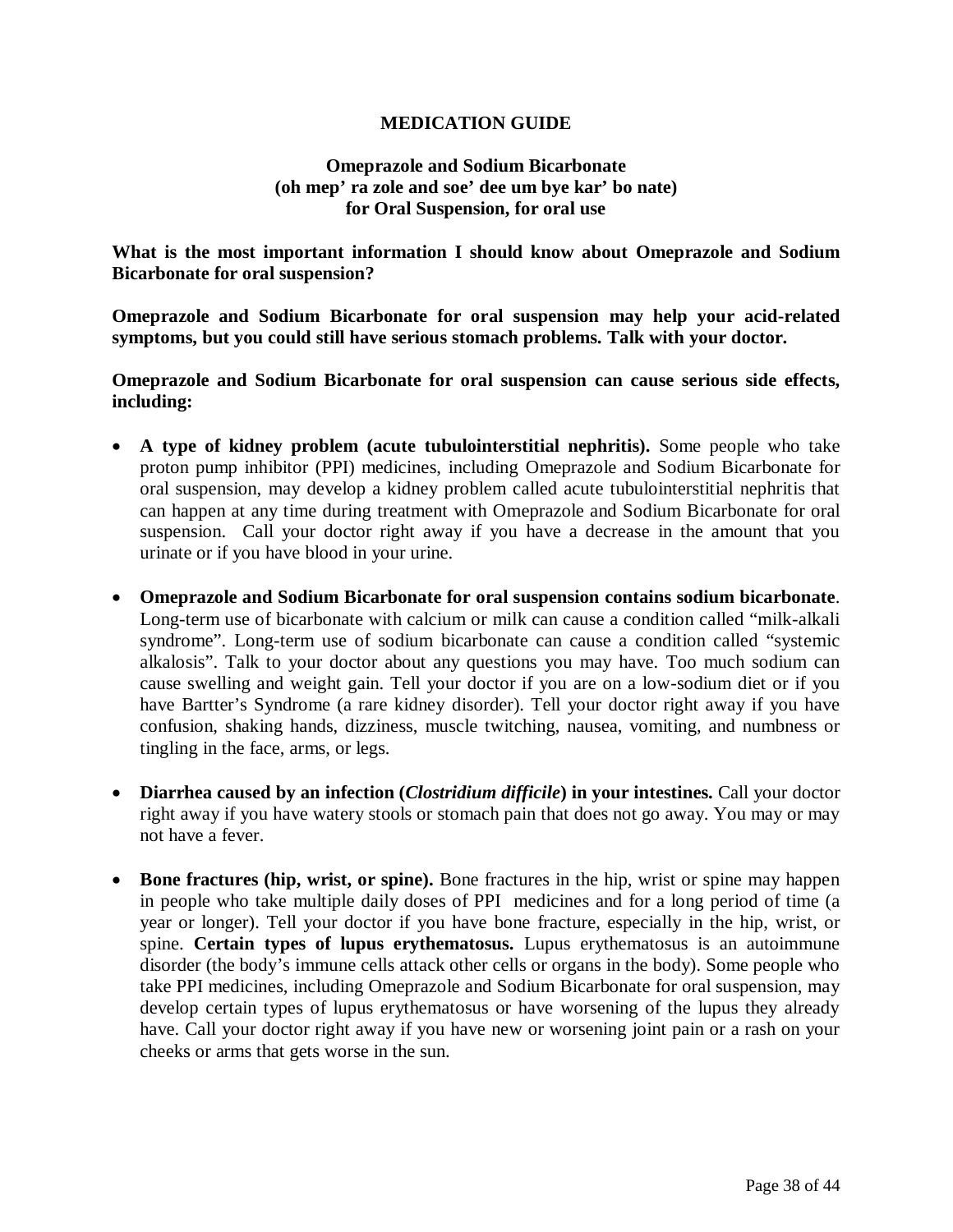# MEDICATION GUIDE

## Omeprazole and Sodium Bicarbonate
## (oh mep' ra zole and soe' dee um bye kar' bo nate)
## for Oral Suspension, for oral use

**What is the most important information I should know about Omeprazole and Sodium Bicarbonate for oral suspension?**

**Omeprazole and Sodium Bicarbonate for oral suspension may help your acid-related symptoms, but you could still have serious stomach problems. Talk with your doctor.**

**Omeprazole and Sodium Bicarbonate for oral suspension can cause serious side effects, including:**

- **A type of kidney problem (acute tubulointerstitial nephritis).** Some people who take proton pump inhibitor (PPI) medicines, including Omeprazole and Sodium Bicarbonate for oral suspension, may develop a kidney problem called acute tubulointerstitial nephritis that can happen at any time during treatment with Omeprazole and Sodium Bicarbonate for oral suspension. Call your doctor right away if you have a decrease in the amount that you urinate or if you have blood in your urine.
- **Omeprazole and Sodium Bicarbonate for oral suspension contains sodium bicarbonate**. Long-term use of bicarbonate with calcium or milk can cause a condition called "milk-alkali syndrome". Long-term use of sodium bicarbonate can cause a condition called "systemic alkalosis". Talk to your doctor about any questions you may have. Too much sodium can cause swelling and weight gain. Tell your doctor if you are on a low-sodium diet or if you have Bartter's Syndrome (a rare kidney disorder). Tell your doctor right away if you have confusion, shaking hands, dizziness, muscle twitching, nausea, vomiting, and numbness or tingling in the face, arms, or legs.
- **Diarrhea caused by an infection (*Clostridium difficile*) in your intestines.** Call your doctor right away if you have watery stools or stomach pain that does not go away. You may or may not have a fever.
- **Bone fractures (hip, wrist, or spine).** Bone fractures in the hip, wrist or spine may happen in people who take multiple daily doses of PPI medicines and for a long period of time (a year or longer). Tell your doctor if you have bone fracture, especially in the hip, wrist, or spine. **Certain types of lupus erythematosus.** Lupus erythematosus is an autoimmune disorder (the body's immune cells attack other cells or organs in the body). Some people who take PPI medicines, including Omeprazole and Sodium Bicarbonate for oral suspension, may develop certain types of lupus erythematosus or have worsening of the lupus they already have. Call your doctor right away if you have new or worsening joint pain or a rash on your cheeks or arms that gets worse in the sun.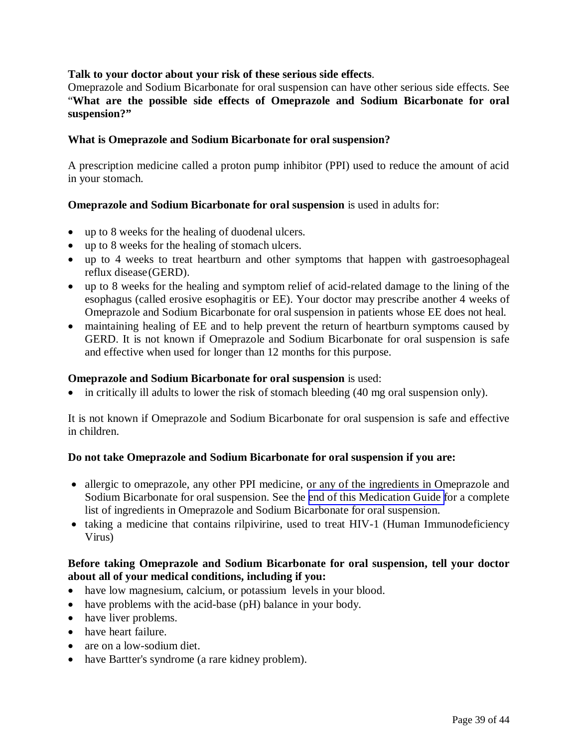**Talk to your doctor about your risk of these serious side effects**.

Omeprazole and Sodium Bicarbonate for oral suspension can have other serious side effects. See "**What are the possible side effects of Omeprazole and Sodium Bicarbonate for oral suspension?"**

**What is Omeprazole and Sodium Bicarbonate for oral suspension?**

A prescription medicine called a proton pump inhibitor (PPI) used to reduce the amount of acid in your stomach.

**Omeprazole and Sodium Bicarbonate for oral suspension** is used in adults for:

- up to 8 weeks for the healing of duodenal ulcers.
- up to 8 weeks for the healing of stomach ulcers.
- up to 4 weeks to treat heartburn and other symptoms that happen with gastroesophageal reflux disease (GERD).
- up to 8 weeks for the healing and symptom relief of acid-related damage to the lining of the esophagus (called erosive esophagitis or EE). Your doctor may prescribe another 4 weeks of Omeprazole and Sodium Bicarbonate for oral suspension in patients whose EE does not heal.
- maintaining healing of EE and to help prevent the return of heartburn symptoms caused by GERD. It is not known if Omeprazole and Sodium Bicarbonate for oral suspension is safe and effective when used for longer than 12 months for this purpose.

**Omeprazole and Sodium Bicarbonate for oral suspension** is used:

- in critically ill adults to lower the risk of stomach bleeding (40 mg oral suspension only).

It is not known if Omeprazole and Sodium Bicarbonate for oral suspension is safe and effective in children.

**Do not take Omeprazole and Sodium Bicarbonate for oral suspension if you are:**

- allergic to omeprazole, any other PPI medicine, or any of the ingredients in Omeprazole and Sodium Bicarbonate for oral suspension. See the end of this Medication Guide for a complete list of ingredients in Omeprazole and Sodium Bicarbonate for oral suspension.
- taking a medicine that contains rilpivirine, used to treat HIV-1 (Human Immunodeficiency Virus)

**Before taking Omeprazole and Sodium Bicarbonate for oral suspension, tell your doctor about all of your medical conditions, including if you:**

- have low magnesium, calcium, or potassium levels in your blood.
- have problems with the acid-base (pH) balance in your body.
- have liver problems.
- have heart failure.
- are on a low-sodium diet.
- have Bartter's syndrome (a rare kidney problem).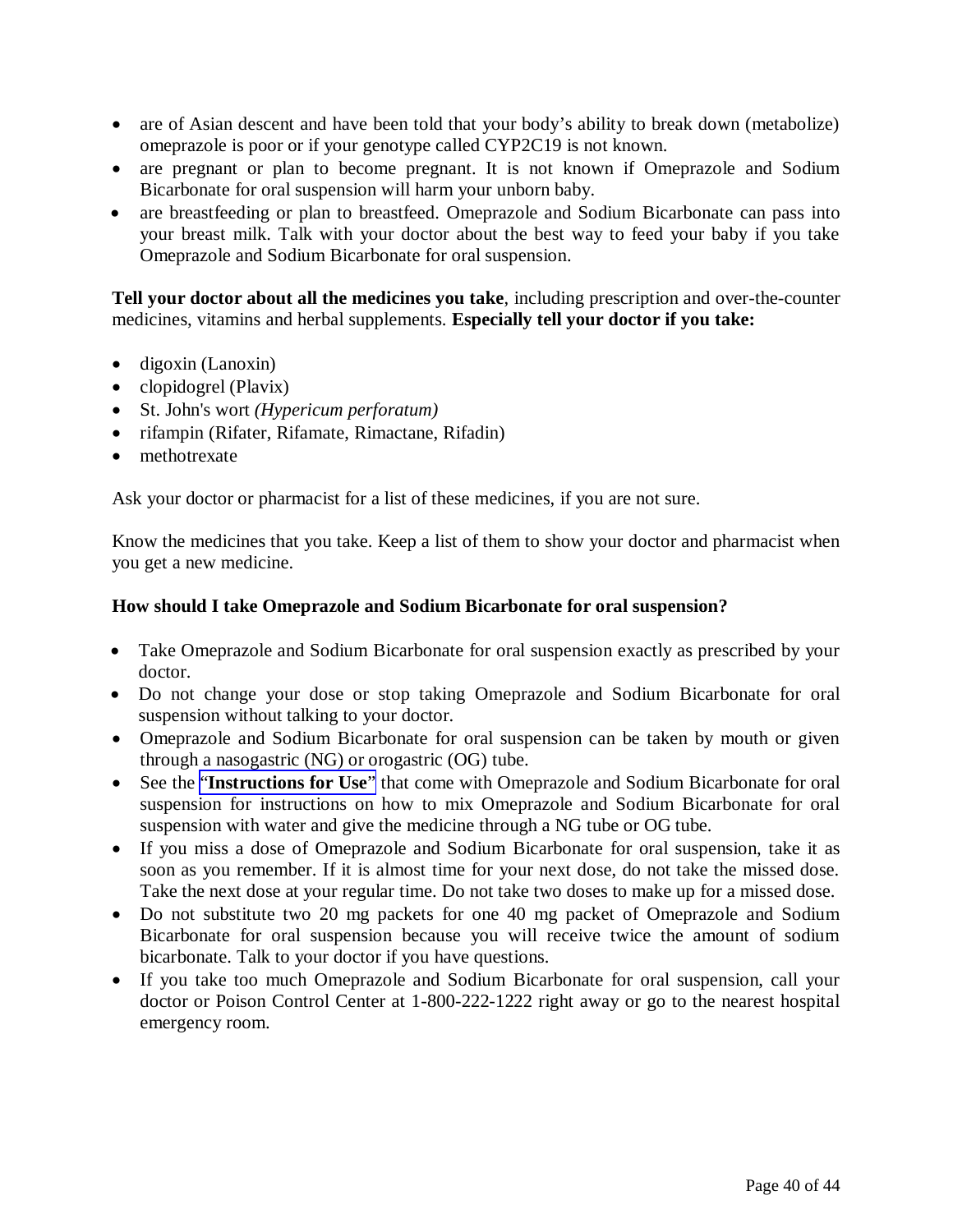- are of Asian descent and have been told that your body's ability to break down (metabolize) omeprazole is poor or if your genotype called CYP2C19 is not known.
- are pregnant or plan to become pregnant. It is not known if Omeprazole and Sodium Bicarbonate for oral suspension will harm your unborn baby.
- are breastfeeding or plan to breastfeed. Omeprazole and Sodium Bicarbonate can pass into your breast milk. Talk with your doctor about the best way to feed your baby if you take Omeprazole and Sodium Bicarbonate for oral suspension.

**Tell your doctor about all the medicines you take**, including prescription and over-the-counter medicines, vitamins and herbal supplements. **Especially tell your doctor if you take:**

- digoxin (Lanoxin)
- clopidogrel (Plavix)
- St. John's wort *(Hypericum perforatum)*
- rifampin (Rifater, Rifamate, Rimactane, Rifadin)
- methotrexate

Ask your doctor or pharmacist for a list of these medicines, if you are not sure.

Know the medicines that you take. Keep a list of them to show your doctor and pharmacist when you get a new medicine.

**How should I take Omeprazole and Sodium Bicarbonate for oral suspension?**

- Take Omeprazole and Sodium Bicarbonate for oral suspension exactly as prescribed by your doctor.
- Do not change your dose or stop taking Omeprazole and Sodium Bicarbonate for oral suspension without talking to your doctor.
- Omeprazole and Sodium Bicarbonate for oral suspension can be taken by mouth or given through a nasogastric (NG) or orogastric (OG) tube.
- See the "**Instructions for Use**" that come with Omeprazole and Sodium Bicarbonate for oral suspension for instructions on how to mix Omeprazole and Sodium Bicarbonate for oral suspension with water and give the medicine through a NG tube or OG tube.
- If you miss a dose of Omeprazole and Sodium Bicarbonate for oral suspension, take it as soon as you remember. If it is almost time for your next dose, do not take the missed dose. Take the next dose at your regular time. Do not take two doses to make up for a missed dose.
- Do not substitute two 20 mg packets for one 40 mg packet of Omeprazole and Sodium Bicarbonate for oral suspension because you will receive twice the amount of sodium bicarbonate. Talk to your doctor if you have questions.
- If you take too much Omeprazole and Sodium Bicarbonate for oral suspension, call your doctor or Poison Control Center at 1-800-222-1222 right away or go to the nearest hospital emergency room.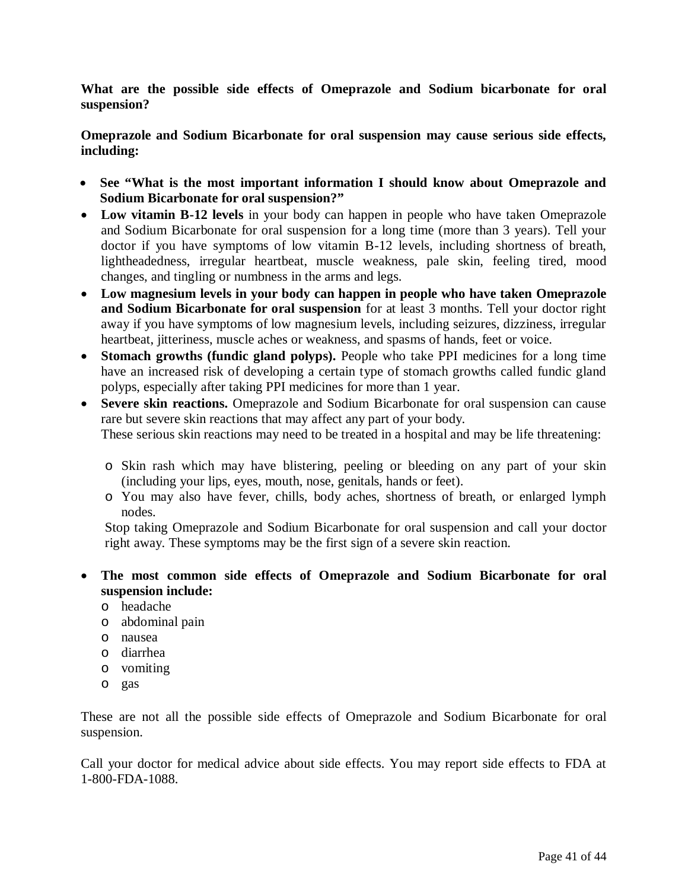**What are the possible side effects of Omeprazole and Sodium bicarbonate for oral suspension?**

**Omeprazole and Sodium Bicarbonate for oral suspension may cause serious side effects, including:**

- **See "What is the most important information I should know about Omeprazole and Sodium Bicarbonate for oral suspension?"**
- **Low vitamin B-12 levels** in your body can happen in people who have taken Omeprazole and Sodium Bicarbonate for oral suspension for a long time (more than 3 years). Tell your doctor if you have symptoms of low vitamin B-12 levels, including shortness of breath, lightheadedness, irregular heartbeat, muscle weakness, pale skin, feeling tired, mood changes, and tingling or numbness in the arms and legs.
- **Low magnesium levels in your body can happen in people who have taken Omeprazole and Sodium Bicarbonate for oral suspension** for at least 3 months. Tell your doctor right away if you have symptoms of low magnesium levels, including seizures, dizziness, irregular heartbeat, jitteriness, muscle aches or weakness, and spasms of hands, feet or voice.
- **Stomach growths (fundic gland polyps).** People who take PPI medicines for a long time have an increased risk of developing a certain type of stomach growths called fundic gland polyps, especially after taking PPI medicines for more than 1 year.
- **Severe skin reactions.** Omeprazole and Sodium Bicarbonate for oral suspension can cause rare but severe skin reactions that may affect any part of your body.
  These serious skin reactions may need to be treated in a hospital and may be life threatening:
  - Skin rash which may have blistering, peeling or bleeding on any part of your skin (including your lips, eyes, mouth, nose, genitals, hands or feet).
  - You may also have fever, chills, body aches, shortness of breath, or enlarged lymph nodes.

  Stop taking Omeprazole and Sodium Bicarbonate for oral suspension and call your doctor right away. These symptoms may be the first sign of a severe skin reaction.

- **The most common side effects of Omeprazole and Sodium Bicarbonate for oral suspension include:**
  - headache
  - abdominal pain
  - nausea
  - diarrhea
  - vomiting
  - gas

These are not all the possible side effects of Omeprazole and Sodium Bicarbonate for oral suspension.

Call your doctor for medical advice about side effects. You may report side effects to FDA at 1-800-FDA-1088.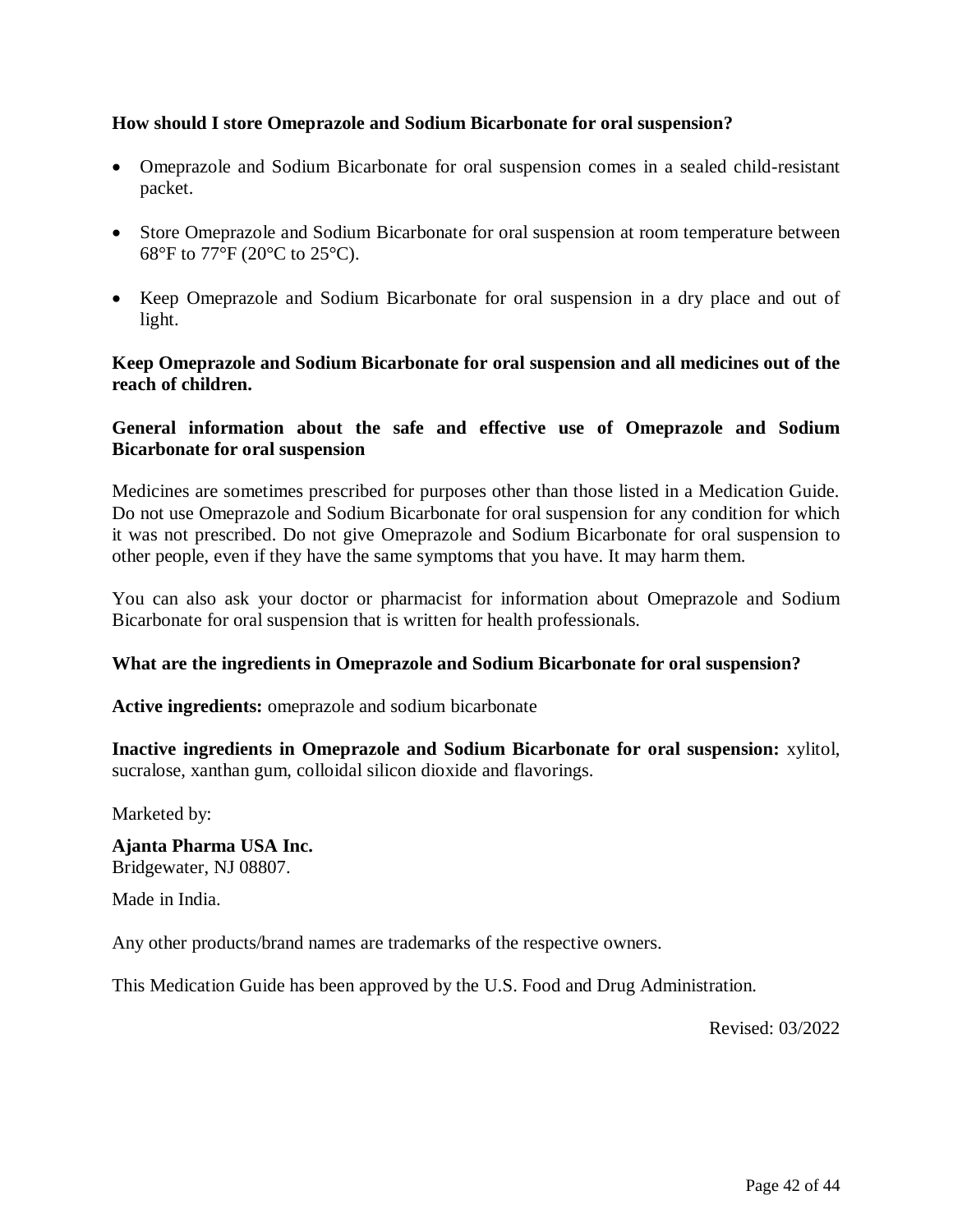**How should I store Omeprazole and Sodium Bicarbonate for oral suspension?**

- Omeprazole and Sodium Bicarbonate for oral suspension comes in a sealed child-resistant packet.
- Store Omeprazole and Sodium Bicarbonate for oral suspension at room temperature between 68°F to 77°F (20°C to 25°C).
- Keep Omeprazole and Sodium Bicarbonate for oral suspension in a dry place and out of light.

**Keep Omeprazole and Sodium Bicarbonate for oral suspension and all medicines out of the reach of children.**

**General information about the safe and effective use of Omeprazole and Sodium Bicarbonate for oral suspension**

Medicines are sometimes prescribed for purposes other than those listed in a Medication Guide. Do not use Omeprazole and Sodium Bicarbonate for oral suspension for any condition for which it was not prescribed. Do not give Omeprazole and Sodium Bicarbonate for oral suspension to other people, even if they have the same symptoms that you have. It may harm them.

You can also ask your doctor or pharmacist for information about Omeprazole and Sodium Bicarbonate for oral suspension that is written for health professionals.

**What are the ingredients in Omeprazole and Sodium Bicarbonate for oral suspension?**

**Active ingredients:** omeprazole and sodium bicarbonate

**Inactive ingredients in Omeprazole and Sodium Bicarbonate for oral suspension:** xylitol, sucralose, xanthan gum, colloidal silicon dioxide and flavorings.

Marketed by:

**Ajanta Pharma USA Inc.**
Bridgewater, NJ 08807.

Made in India.

Any other products/brand names are trademarks of the respective owners.

This Medication Guide has been approved by the U.S. Food and Drug Administration.

Revised: 03/2022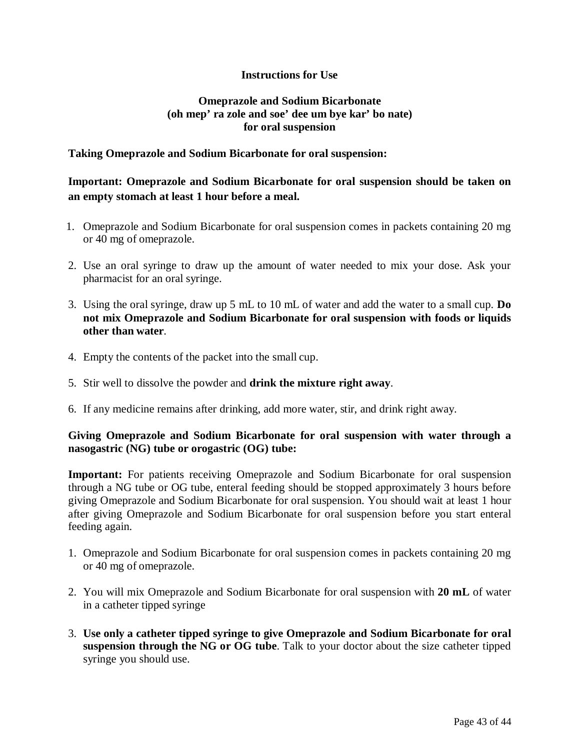# Instructions for Use

## Omeprazole and Sodium Bicarbonate
## (oh mep' ra zole and soe' dee um bye kar' bo nate)
## for oral suspension

**Taking Omeprazole and Sodium Bicarbonate for oral suspension:**

**Important: Omeprazole and Sodium Bicarbonate for oral suspension should be taken on an empty stomach at least 1 hour before a meal.**

1. Omeprazole and Sodium Bicarbonate for oral suspension comes in packets containing 20 mg or 40 mg of omeprazole.

2. Use an oral syringe to draw up the amount of water needed to mix your dose. Ask your pharmacist for an oral syringe.

3. Using the oral syringe, draw up 5 mL to 10 mL of water and add the water to a small cup. **Do not mix Omeprazole and Sodium Bicarbonate for oral suspension with foods or liquids other than water**.

4. Empty the contents of the packet into the small cup.

5. Stir well to dissolve the powder and **drink the mixture right away**.

6. If any medicine remains after drinking, add more water, stir, and drink right away.

**Giving Omeprazole and Sodium Bicarbonate for oral suspension with water through a nasogastric (NG) tube or orogastric (OG) tube:**

**Important:** For patients receiving Omeprazole and Sodium Bicarbonate for oral suspension through a NG tube or OG tube, enteral feeding should be stopped approximately 3 hours before giving Omeprazole and Sodium Bicarbonate for oral suspension. You should wait at least 1 hour after giving Omeprazole and Sodium Bicarbonate for oral suspension before you start enteral feeding again.

1. Omeprazole and Sodium Bicarbonate for oral suspension comes in packets containing 20 mg or 40 mg of omeprazole.

2. You will mix Omeprazole and Sodium Bicarbonate for oral suspension with **20 mL** of water in a catheter tipped syringe

3. **Use only a catheter tipped syringe to give Omeprazole and Sodium Bicarbonate for oral suspension through the NG or OG tube**. Talk to your doctor about the size catheter tipped syringe you should use.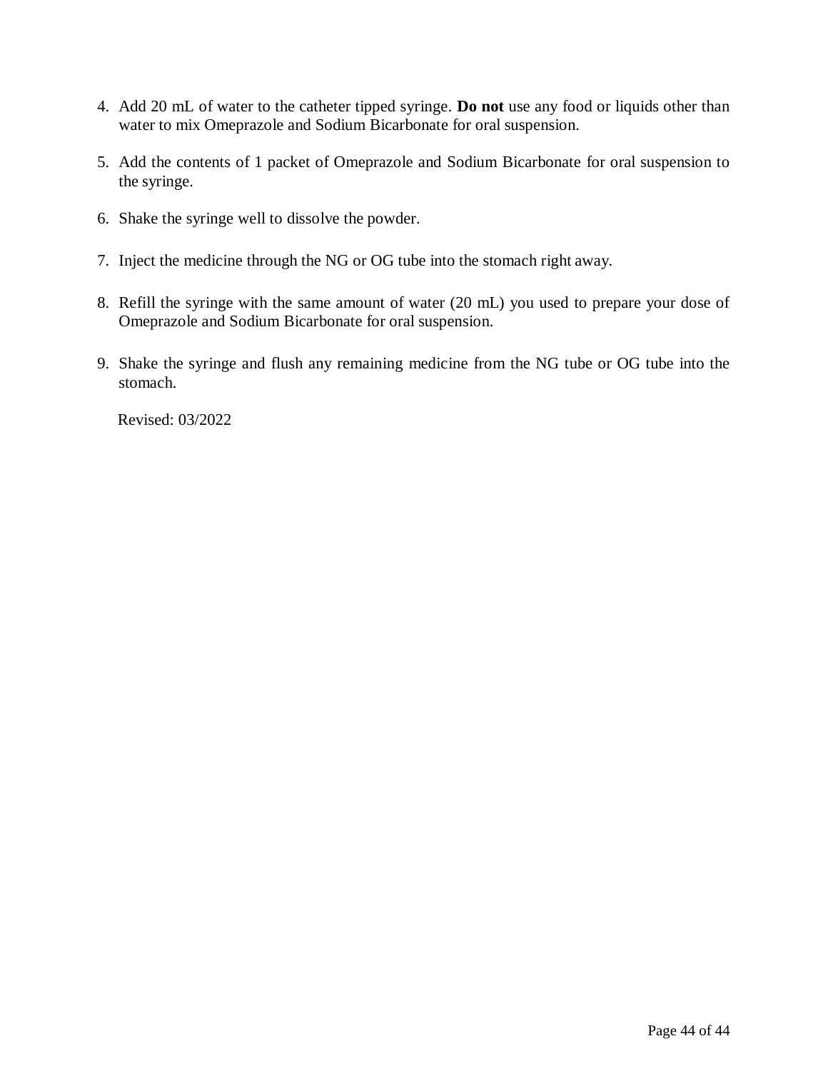4. Add 20 mL of water to the catheter tipped syringe. **Do not** use any food or liquids other than water to mix Omeprazole and Sodium Bicarbonate for oral suspension.

5. Add the contents of 1 packet of Omeprazole and Sodium Bicarbonate for oral suspension to the syringe.

6. Shake the syringe well to dissolve the powder.

7. Inject the medicine through the NG or OG tube into the stomach right away.

8. Refill the syringe with the same amount of water (20 mL) you used to prepare your dose of Omeprazole and Sodium Bicarbonate for oral suspension.

9. Shake the syringe and flush any remaining medicine from the NG tube or OG tube into the stomach.

Revised: 03/2022